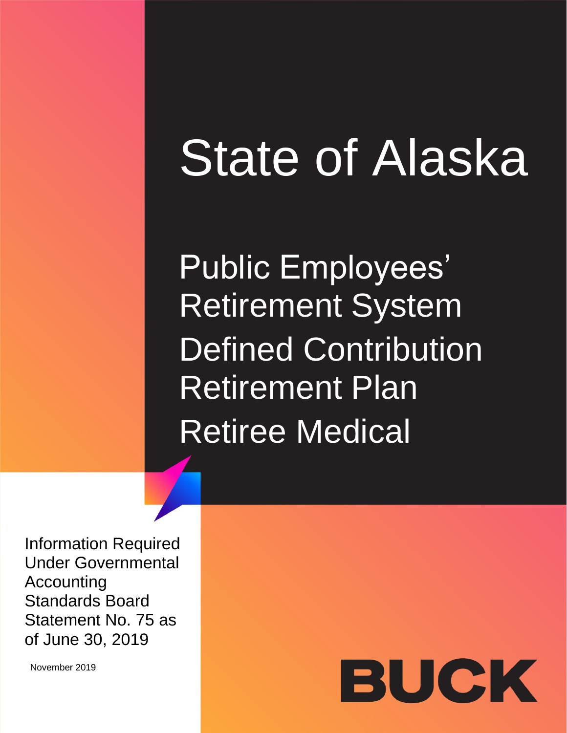# State of Alaska

## Public Employees' Retirement System Defined Contribution Retirement Plan Retiree Medical

Information Required Under Governmental Accounting Standards Board Statement No. 75 as of June 30, 2019

November 2019

BUCK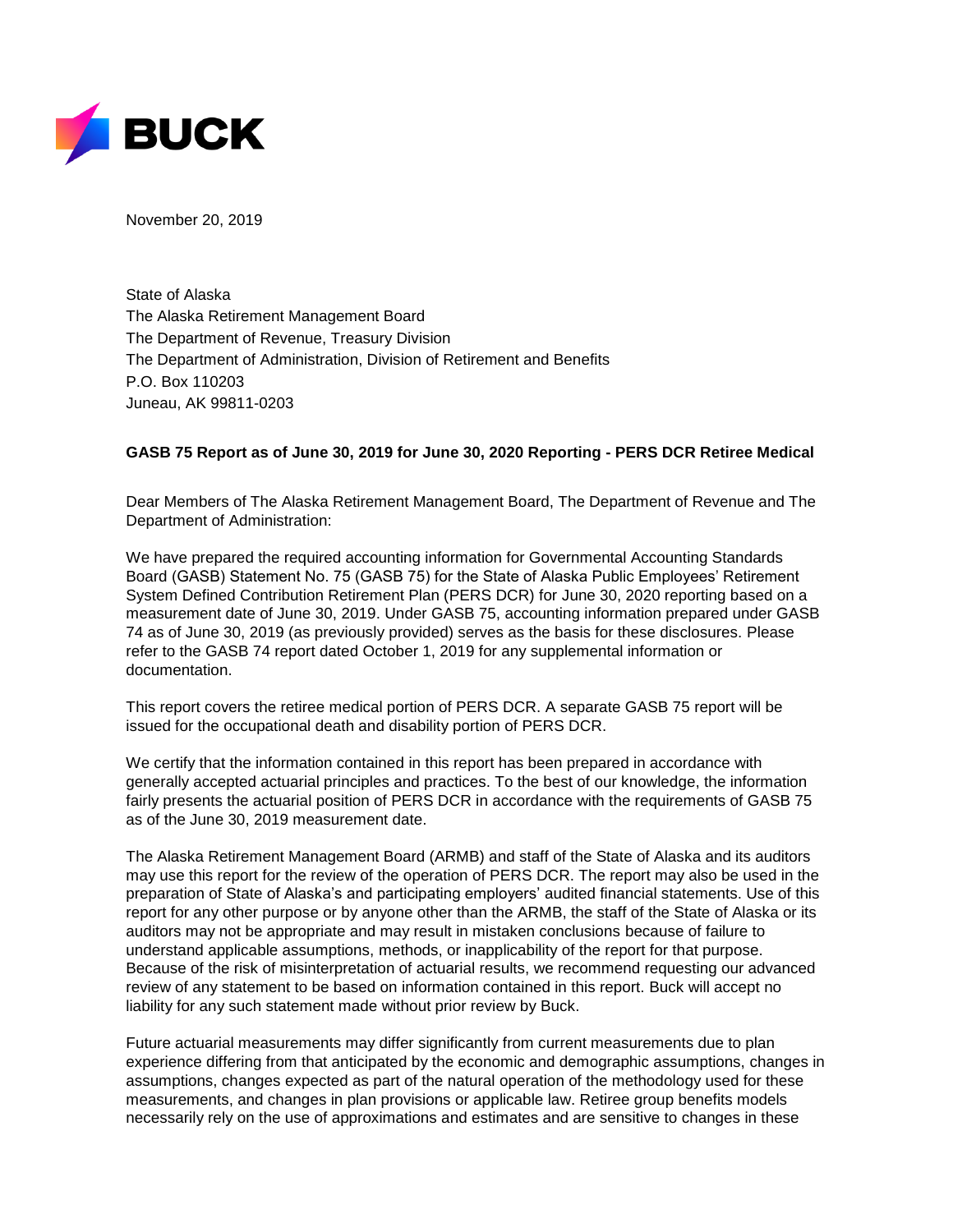November 20, 2019

State of Alaska  
The Alaska Retirement Management Board  
The Department of Revenue, Treasury Division  
The Department of Administration, Division of Retirement and Benefits  
P.O. Box 110203  
Juneau, AK 99811-0203

**GASB 75 Report as of June 30, 2019 for June 30, 2020 Reporting - PERS DCR Retiree Medical**

Dear Members of The Alaska Retirement Management Board, The Department of Revenue and The Department of Administration:

We have prepared the required accounting information for Governmental Accounting Standards Board (GASB) Statement No. 75 (GASB 75) for the State of Alaska Public Employees' Retirement System Defined Contribution Retirement Plan (PERS DCR) for June 30, 2020 reporting based on a measurement date of June 30, 2019. Under GASB 75, accounting information prepared under GASB 74 as of June 30, 2019 (as previously provided) serves as the basis for these disclosures. Please refer to the GASB 74 report dated October 1, 2019 for any supplemental information or documentation.

This report covers the retiree medical portion of PERS DCR. A separate GASB 75 report will be issued for the occupational death and disability portion of PERS DCR.

We certify that the information contained in this report has been prepared in accordance with generally accepted actuarial principles and practices. To the best of our knowledge, the information fairly presents the actuarial position of PERS DCR in accordance with the requirements of GASB 75 as of the June 30, 2019 measurement date.

The Alaska Retirement Management Board (ARMB) and staff of the State of Alaska and its auditors may use this report for the review of the operation of PERS DCR. The report may also be used in the preparation of State of Alaska's and participating employers' audited financial statements. Use of this report for any other purpose or by anyone other than the ARMB, the staff of the State of Alaska or its auditors may not be appropriate and may result in mistaken conclusions because of failure to understand applicable assumptions, methods, or inapplicability of the report for that purpose. Because of the risk of misinterpretation of actuarial results, we recommend requesting our advanced review of any statement to be based on information contained in this report. Buck will accept no liability for any such statement made without prior review by Buck.

Future actuarial measurements may differ significantly from current measurements due to plan experience differing from that anticipated by the economic and demographic assumptions, changes in assumptions, changes expected as part of the natural operation of the methodology used for these measurements, and changes in plan provisions or applicable law. Retiree group benefits models necessarily rely on the use of approximations and estimates and are sensitive to changes in these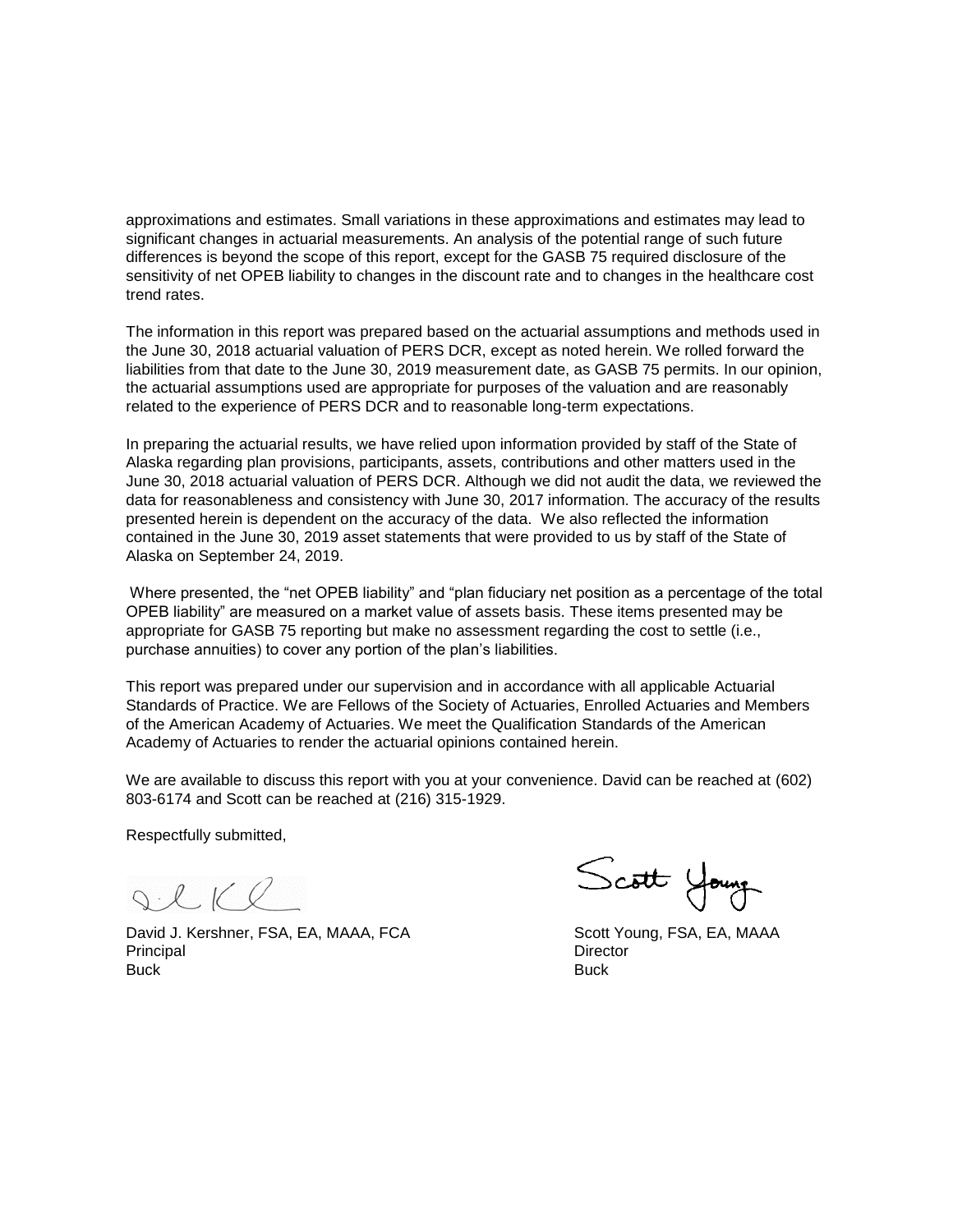approximations and estimates. Small variations in these approximations and estimates may lead to significant changes in actuarial measurements. An analysis of the potential range of such future differences is beyond the scope of this report, except for the GASB 75 required disclosure of the sensitivity of net OPEB liability to changes in the discount rate and to changes in the healthcare cost trend rates.

The information in this report was prepared based on the actuarial assumptions and methods used in the June 30, 2018 actuarial valuation of PERS DCR, except as noted herein. We rolled forward the liabilities from that date to the June 30, 2019 measurement date, as GASB 75 permits. In our opinion, the actuarial assumptions used are appropriate for purposes of the valuation and are reasonably related to the experience of PERS DCR and to reasonable long-term expectations.

In preparing the actuarial results, we have relied upon information provided by staff of the State of Alaska regarding plan provisions, participants, assets, contributions and other matters used in the June 30, 2018 actuarial valuation of PERS DCR. Although we did not audit the data, we reviewed the data for reasonableness and consistency with June 30, 2017 information. The accuracy of the results presented herein is dependent on the accuracy of the data. We also reflected the information contained in the June 30, 2019 asset statements that were provided to us by staff of the State of Alaska on September 24, 2019.

Where presented, the "net OPEB liability" and "plan fiduciary net position as a percentage of the total OPEB liability" are measured on a market value of assets basis. These items presented may be appropriate for GASB 75 reporting but make no assessment regarding the cost to settle (i.e., purchase annuities) to cover any portion of the plan's liabilities.

This report was prepared under our supervision and in accordance with all applicable Actuarial Standards of Practice. We are Fellows of the Society of Actuaries, Enrolled Actuaries and Members of the American Academy of Actuaries. We meet the Qualification Standards of the American Academy of Actuaries to render the actuarial opinions contained herein.

We are available to discuss this report with you at your convenience. David can be reached at (602) 803-6174 and Scott can be reached at (216) 315-1929.

Respectfully submitted,

David J. Kershner, FSA, EA, MAAA, FCA
Principal
Buck

Scott Young, FSA, EA, MAAA
Director
Buck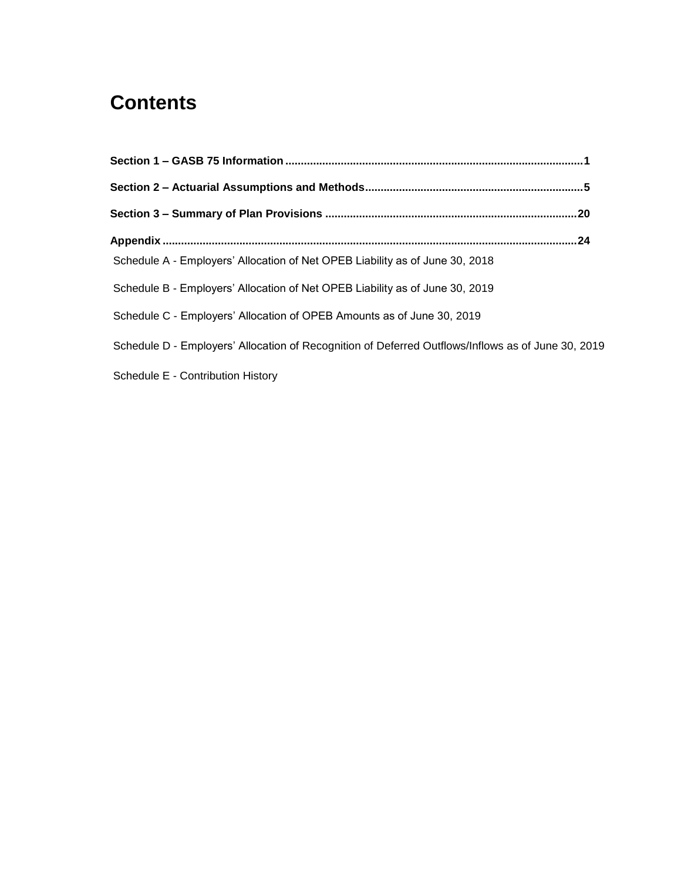# Contents

**Section 1 – GASB 75 Information** ................................................................................................ **1**

**Section 2 – Actuarial Assumptions and Methods** ...................................................................... **5**

**Section 3 – Summary of Plan Provisions** ................................................................................. **20**

**Appendix** ...................................................................................................................................... **24**

Schedule A - Employers' Allocation of Net OPEB Liability as of June 30, 2018

Schedule B - Employers' Allocation of Net OPEB Liability as of June 30, 2019

Schedule C - Employers' Allocation of OPEB Amounts as of June 30, 2019

Schedule D - Employers' Allocation of Recognition of Deferred Outflows/Inflows as of June 30, 2019

Schedule E - Contribution History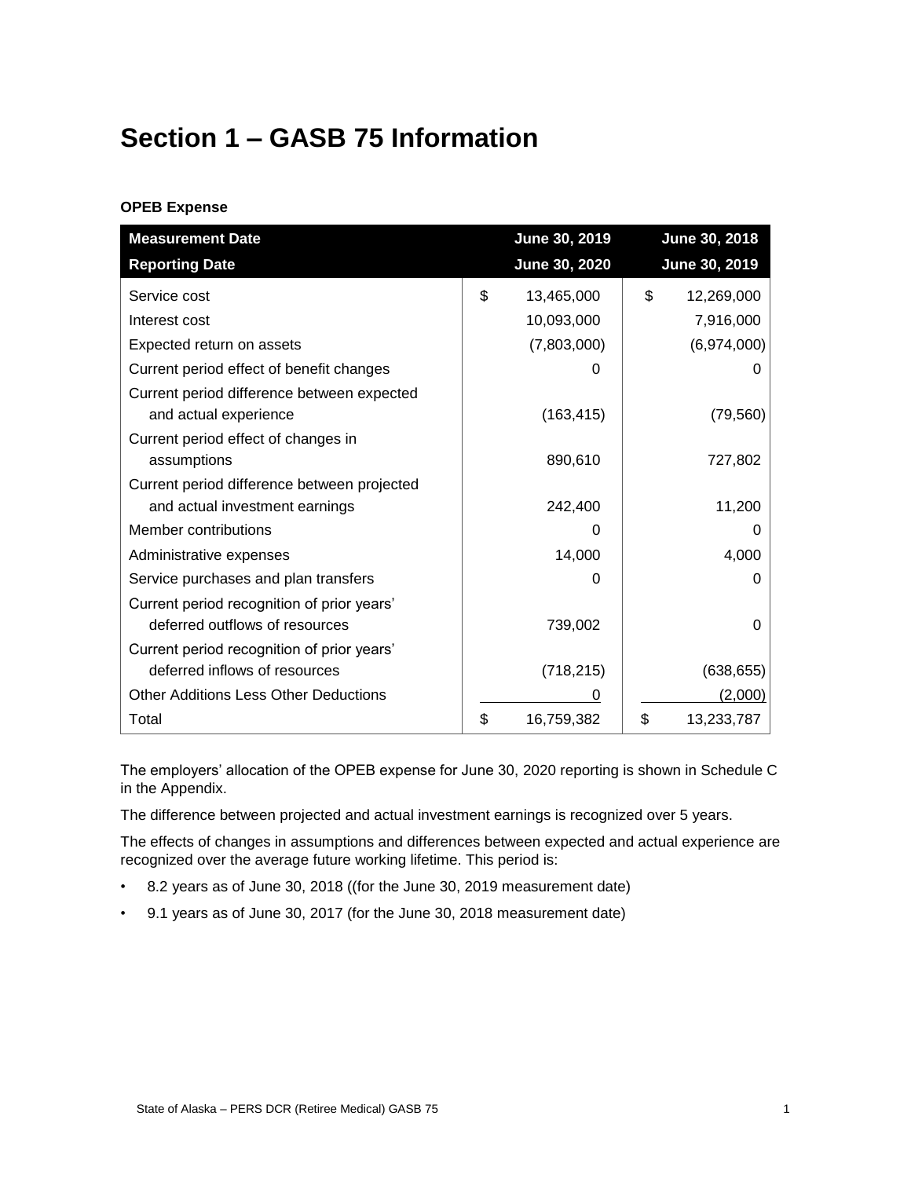# Section 1 – GASB 75 Information

**OPEB Expense**

| Measurement Date<br>Reporting Date | June 30, 2019<br>June 30, 2020 | June 30, 2018<br>June 30, 2019 |
|---|---|---|
| Service cost | $ 13,465,000 | $ 12,269,000 |
| Interest cost | 10,093,000 | 7,916,000 |
| Expected return on assets | (7,803,000) | (6,974,000) |
| Current period effect of benefit changes | 0 | 0 |
| Current period difference between expected and actual experience | (163,415) | (79,560) |
| Current period effect of changes in assumptions | 890,610 | 727,802 |
| Current period difference between projected and actual investment earnings | 242,400 | 11,200 |
| Member contributions | 0 | 0 |
| Administrative expenses | 14,000 | 4,000 |
| Service purchases and plan transfers | 0 | 0 |
| Current period recognition of prior years' deferred outflows of resources | 739,002 | 0 |
| Current period recognition of prior years' deferred inflows of resources | (718,215) | (638,655) |
| Other Additions Less Other Deductions | 0 | (2,000) |
| Total | $ 16,759,382 | $ 13,233,787 |

The employers' allocation of the OPEB expense for June 30, 2020 reporting is shown in Schedule C in the Appendix.

The difference between projected and actual investment earnings is recognized over 5 years.

The effects of changes in assumptions and differences between expected and actual experience are recognized over the average future working lifetime. This period is:

- 8.2 years as of June 30, 2018 ((for the June 30, 2019 measurement date)
- 9.1 years as of June 30, 2017 (for the June 30, 2018 measurement date)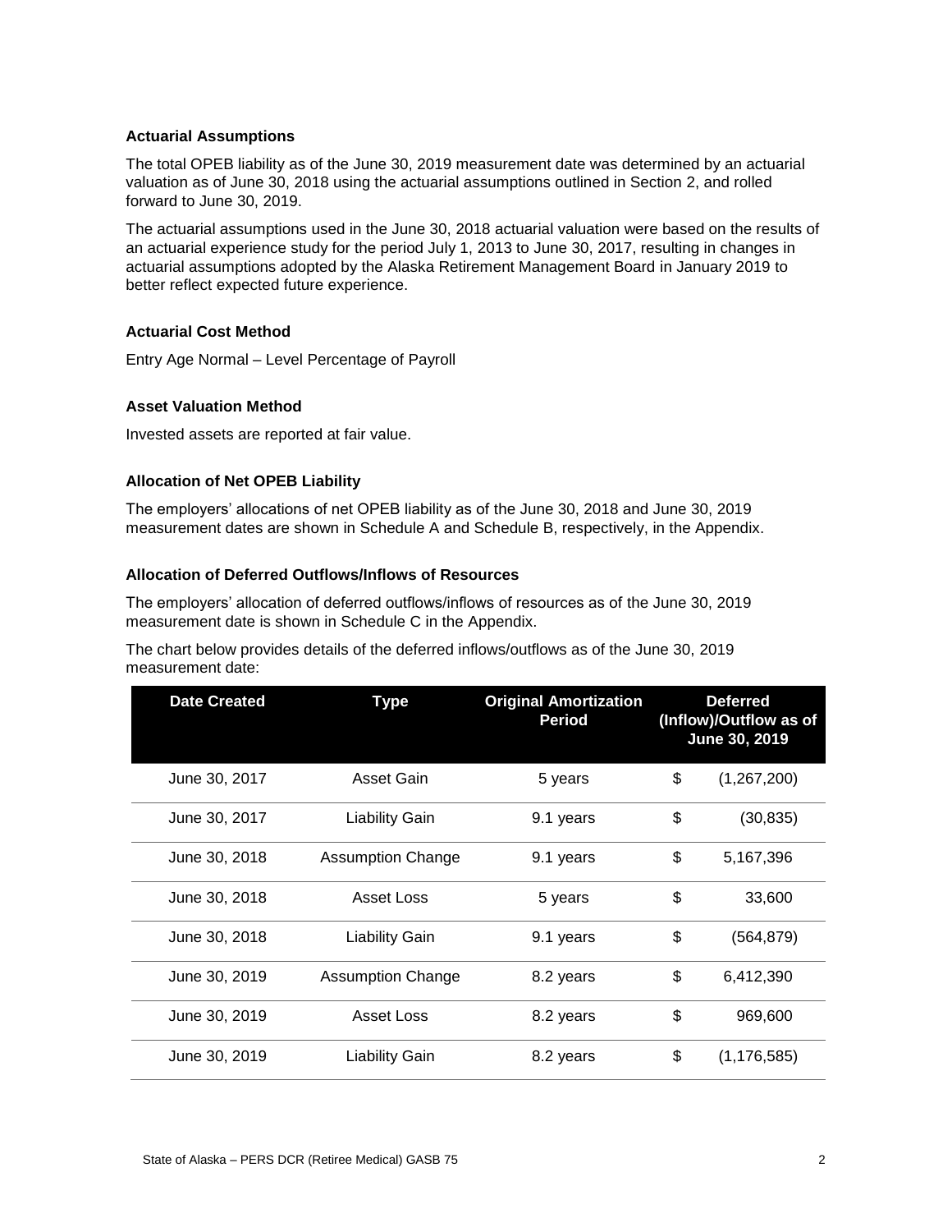### Actuarial Assumptions

The total OPEB liability as of the June 30, 2019 measurement date was determined by an actuarial valuation as of June 30, 2018 using the actuarial assumptions outlined in Section 2, and rolled forward to June 30, 2019.

The actuarial assumptions used in the June 30, 2018 actuarial valuation were based on the results of an actuarial experience study for the period July 1, 2013 to June 30, 2017, resulting in changes in actuarial assumptions adopted by the Alaska Retirement Management Board in January 2019 to better reflect expected future experience.

### Actuarial Cost Method

Entry Age Normal – Level Percentage of Payroll

### Asset Valuation Method

Invested assets are reported at fair value.

### Allocation of Net OPEB Liability

The employers' allocations of net OPEB liability as of the June 30, 2018 and June 30, 2019 measurement dates are shown in Schedule A and Schedule B, respectively, in the Appendix.

### Allocation of Deferred Outflows/Inflows of Resources

The employers' allocation of deferred outflows/inflows of resources as of the June 30, 2019 measurement date is shown in Schedule C in the Appendix.

The chart below provides details of the deferred inflows/outflows as of the June 30, 2019 measurement date:

| Date Created | Type | Original Amortization Period | Deferred (Inflow)/Outflow as of June 30, 2019 |
|---|---|---|---|
| June 30, 2017 | Asset Gain | 5 years | $ (1,267,200) |
| June 30, 2017 | Liability Gain | 9.1 years | $ (30,835) |
| June 30, 2018 | Assumption Change | 9.1 years | $ 5,167,396 |
| June 30, 2018 | Asset Loss | 5 years | $ 33,600 |
| June 30, 2018 | Liability Gain | 9.1 years | $ (564,879) |
| June 30, 2019 | Assumption Change | 8.2 years | $ 6,412,390 |
| June 30, 2019 | Asset Loss | 8.2 years | $ 969,600 |
| June 30, 2019 | Liability Gain | 8.2 years | $ (1,176,585) |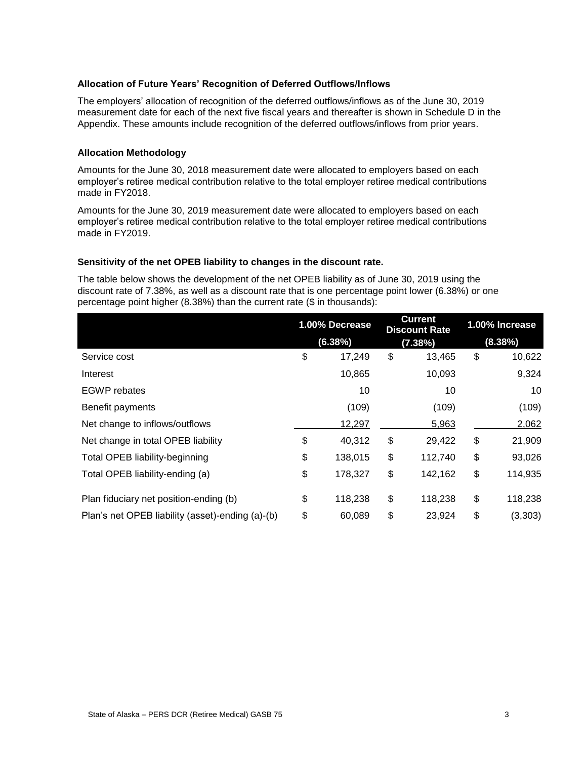### Allocation of Future Years' Recognition of Deferred Outflows/Inflows

The employers' allocation of recognition of the deferred outflows/inflows as of the June 30, 2019 measurement date for each of the next five fiscal years and thereafter is shown in Schedule D in the Appendix. These amounts include recognition of the deferred outflows/inflows from prior years.

### Allocation Methodology

Amounts for the June 30, 2018 measurement date were allocated to employers based on each employer's retiree medical contribution relative to the total employer retiree medical contributions made in FY2018.

Amounts for the June 30, 2019 measurement date were allocated to employers based on each employer's retiree medical contribution relative to the total employer retiree medical contributions made in FY2019.

### Sensitivity of the net OPEB liability to changes in the discount rate.

The table below shows the development of the net OPEB liability as of June 30, 2019 using the discount rate of 7.38%, as well as a discount rate that is one percentage point lower (6.38%) or one percentage point higher (8.38%) than the current rate ($ in thousands):

| | 1.00% Decrease (6.38%) | Current Discount Rate (7.38%) | 1.00% Increase (8.38%) |
|---|---|---|---|
| Service cost | $ 17,249 | $ 13,465 | $ 10,622 |
| Interest | 10,865 | 10,093 | 9,324 |
| EGWP rebates | 10 | 10 | 10 |
| Benefit payments | (109) | (109) | (109) |
| Net change to inflows/outflows | 12,297 | 5,963 | 2,062 |
| Net change in total OPEB liability | $ 40,312 | $ 29,422 | $ 21,909 |
| Total OPEB liability-beginning | $ 138,015 | $ 112,740 | $ 93,026 |
| Total OPEB liability-ending (a) | $ 178,327 | $ 142,162 | $ 114,935 |
| Plan fiduciary net position-ending (b) | $ 118,238 | $ 118,238 | $ 118,238 |
| Plan's net OPEB liability (asset)-ending (a)-(b) | $ 60,089 | $ 23,924 | $ (3,303) |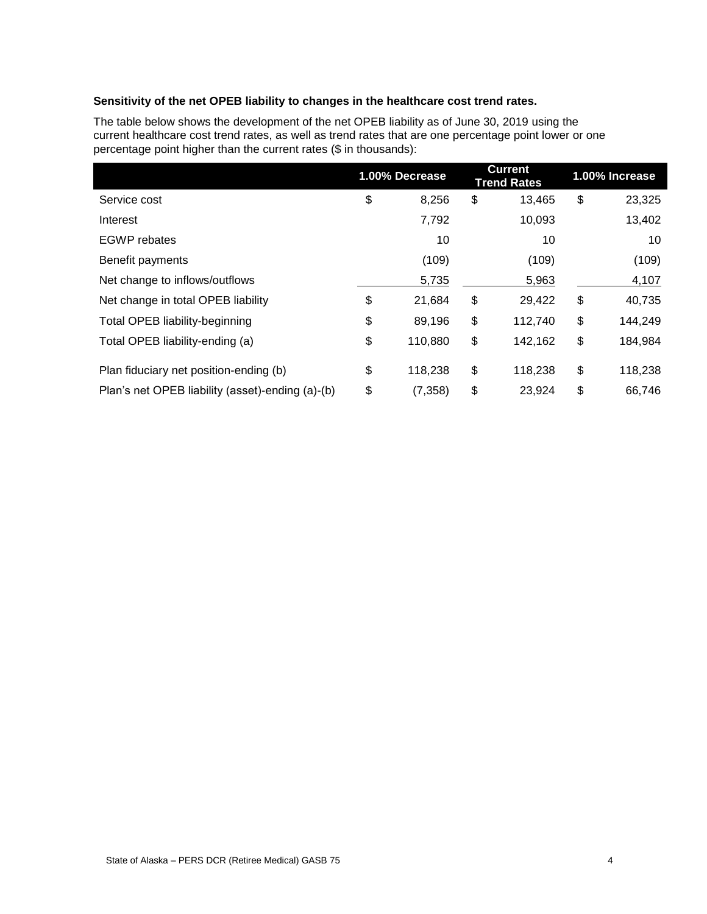**Sensitivity of the net OPEB liability to changes in the healthcare cost trend rates.**

The table below shows the development of the net OPEB liability as of June 30, 2019 using the current healthcare cost trend rates, as well as trend rates that are one percentage point lower or one percentage point higher than the current rates ($ in thousands):

| | 1.00% Decrease | Current Trend Rates | 1.00% Increase |
|---|---|---|---|
| Service cost | $ 8,256 | $ 13,465 | $ 23,325 |
| Interest | 7,792 | 10,093 | 13,402 |
| EGWP rebates | 10 | 10 | 10 |
| Benefit payments | (109) | (109) | (109) |
| Net change to inflows/outflows | 5,735 | 5,963 | 4,107 |
| Net change in total OPEB liability | $ 21,684 | $ 29,422 | $ 40,735 |
| Total OPEB liability-beginning | $ 89,196 | $ 112,740 | $ 144,249 |
| Total OPEB liability-ending (a) | $ 110,880 | $ 142,162 | $ 184,984 |
| Plan fiduciary net position-ending (b) | $ 118,238 | $ 118,238 | $ 118,238 |
| Plan's net OPEB liability (asset)-ending (a)-(b) | $ (7,358) | $ 23,924 | $ 66,746 |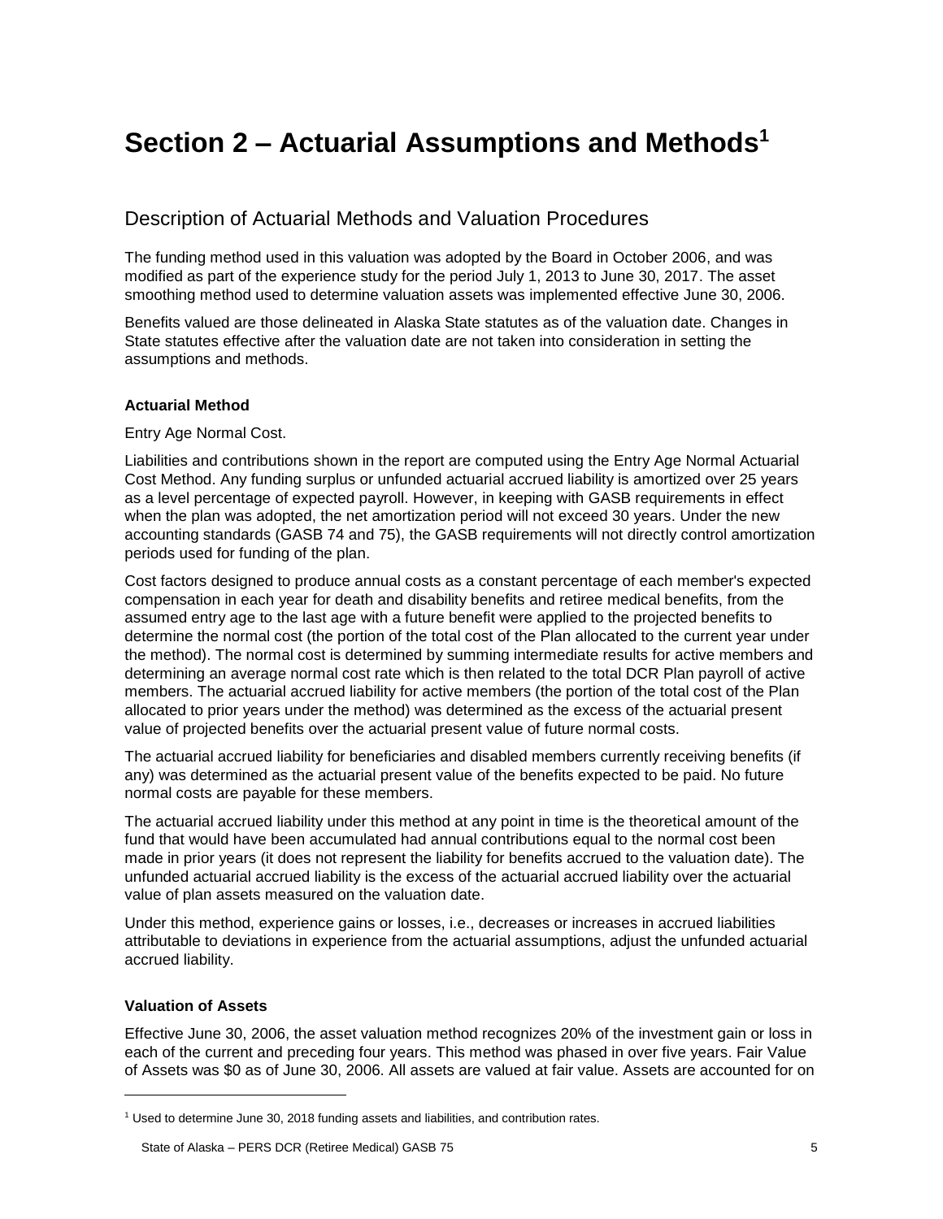# Section 2 – Actuarial Assumptions and Methods[1]

## Description of Actuarial Methods and Valuation Procedures

The funding method used in this valuation was adopted by the Board in October 2006, and was modified as part of the experience study for the period July 1, 2013 to June 30, 2017. The asset smoothing method used to determine valuation assets was implemented effective June 30, 2006.

Benefits valued are those delineated in Alaska State statutes as of the valuation date. Changes in State statutes effective after the valuation date are not taken into consideration in setting the assumptions and methods.

**Actuarial Method**

Entry Age Normal Cost.

Liabilities and contributions shown in the report are computed using the Entry Age Normal Actuarial Cost Method. Any funding surplus or unfunded actuarial accrued liability is amortized over 25 years as a level percentage of expected payroll. However, in keeping with GASB requirements in effect when the plan was adopted, the net amortization period will not exceed 30 years. Under the new accounting standards (GASB 74 and 75), the GASB requirements will not directly control amortization periods used for funding of the plan.

Cost factors designed to produce annual costs as a constant percentage of each member's expected compensation in each year for death and disability benefits and retiree medical benefits, from the assumed entry age to the last age with a future benefit were applied to the projected benefits to determine the normal cost (the portion of the total cost of the Plan allocated to the current year under the method). The normal cost is determined by summing intermediate results for active members and determining an average normal cost rate which is then related to the total DCR Plan payroll of active members. The actuarial accrued liability for active members (the portion of the total cost of the Plan allocated to prior years under the method) was determined as the excess of the actuarial present value of projected benefits over the actuarial present value of future normal costs.

The actuarial accrued liability for beneficiaries and disabled members currently receiving benefits (if any) was determined as the actuarial present value of the benefits expected to be paid. No future normal costs are payable for these members.

The actuarial accrued liability under this method at any point in time is the theoretical amount of the fund that would have been accumulated had annual contributions equal to the normal cost been made in prior years (it does not represent the liability for benefits accrued to the valuation date). The unfunded actuarial accrued liability is the excess of the actuarial accrued liability over the actuarial value of plan assets measured on the valuation date.

Under this method, experience gains or losses, i.e., decreases or increases in accrued liabilities attributable to deviations in experience from the actuarial assumptions, adjust the unfunded actuarial accrued liability.

**Valuation of Assets**

Effective June 30, 2006, the asset valuation method recognizes 20% of the investment gain or loss in each of the current and preceding four years. This method was phased in over five years. Fair Value of Assets was $0 as of June 30, 2006. All assets are valued at fair value. Assets are accounted for on

[1] Used to determine June 30, 2018 funding assets and liabilities, and contribution rates.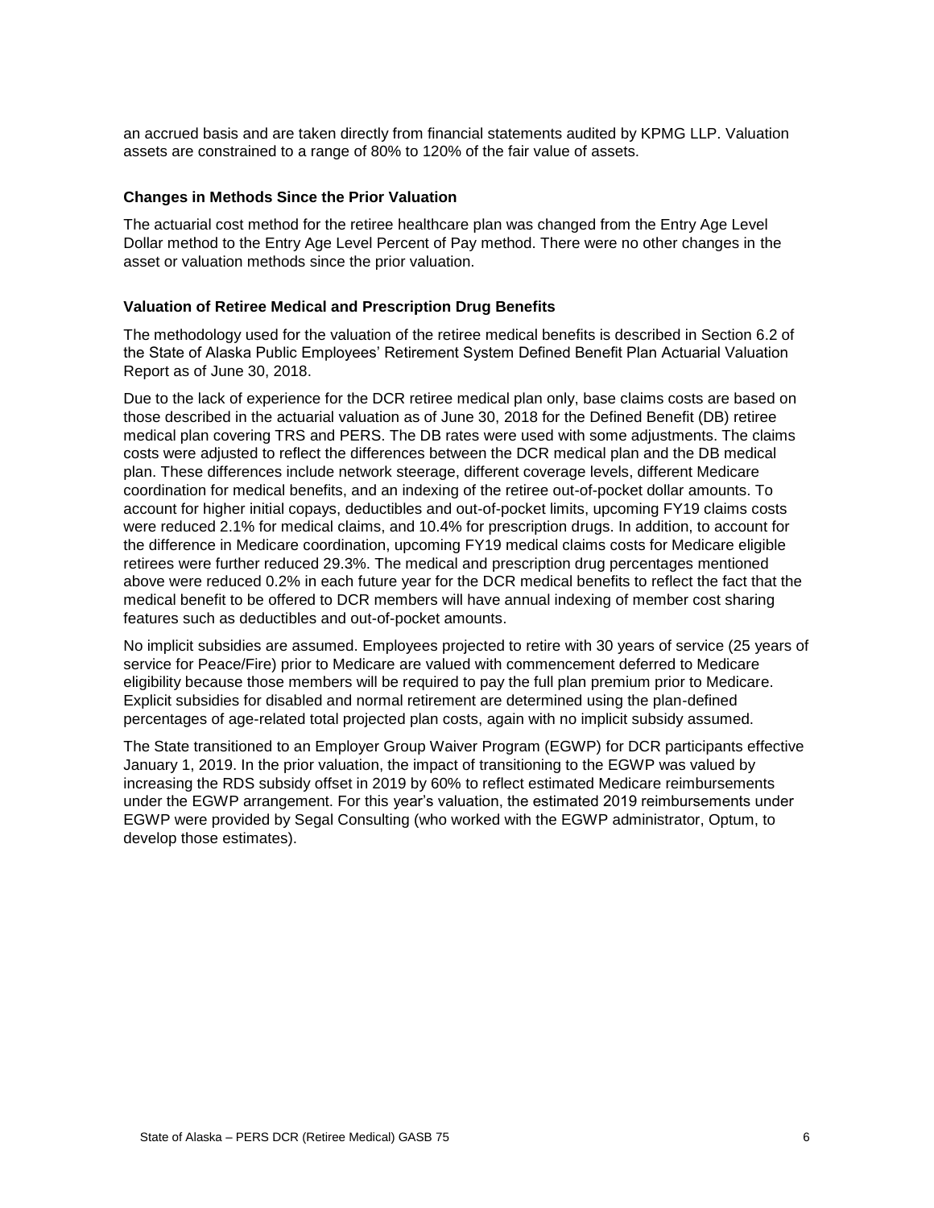an accrued basis and are taken directly from financial statements audited by KPMG LLP. Valuation assets are constrained to a range of 80% to 120% of the fair value of assets.

### Changes in Methods Since the Prior Valuation

The actuarial cost method for the retiree healthcare plan was changed from the Entry Age Level Dollar method to the Entry Age Level Percent of Pay method. There were no other changes in the asset or valuation methods since the prior valuation.

### Valuation of Retiree Medical and Prescription Drug Benefits

The methodology used for the valuation of the retiree medical benefits is described in Section 6.2 of the State of Alaska Public Employees' Retirement System Defined Benefit Plan Actuarial Valuation Report as of June 30, 2018.

Due to the lack of experience for the DCR retiree medical plan only, base claims costs are based on those described in the actuarial valuation as of June 30, 2018 for the Defined Benefit (DB) retiree medical plan covering TRS and PERS. The DB rates were used with some adjustments. The claims costs were adjusted to reflect the differences between the DCR medical plan and the DB medical plan. These differences include network steerage, different coverage levels, different Medicare coordination for medical benefits, and an indexing of the retiree out-of-pocket dollar amounts. To account for higher initial copays, deductibles and out-of-pocket limits, upcoming FY19 claims costs were reduced 2.1% for medical claims, and 10.4% for prescription drugs. In addition, to account for the difference in Medicare coordination, upcoming FY19 medical claims costs for Medicare eligible retirees were further reduced 29.3%. The medical and prescription drug percentages mentioned above were reduced 0.2% in each future year for the DCR medical benefits to reflect the fact that the medical benefit to be offered to DCR members will have annual indexing of member cost sharing features such as deductibles and out-of-pocket amounts.

No implicit subsidies are assumed. Employees projected to retire with 30 years of service (25 years of service for Peace/Fire) prior to Medicare are valued with commencement deferred to Medicare eligibility because those members will be required to pay the full plan premium prior to Medicare. Explicit subsidies for disabled and normal retirement are determined using the plan-defined percentages of age-related total projected plan costs, again with no implicit subsidy assumed.

The State transitioned to an Employer Group Waiver Program (EGWP) for DCR participants effective January 1, 2019. In the prior valuation, the impact of transitioning to the EGWP was valued by increasing the RDS subsidy offset in 2019 by 60% to reflect estimated Medicare reimbursements under the EGWP arrangement. For this year's valuation, the estimated 2019 reimbursements under EGWP were provided by Segal Consulting (who worked with the EGWP administrator, Optum, to develop those estimates).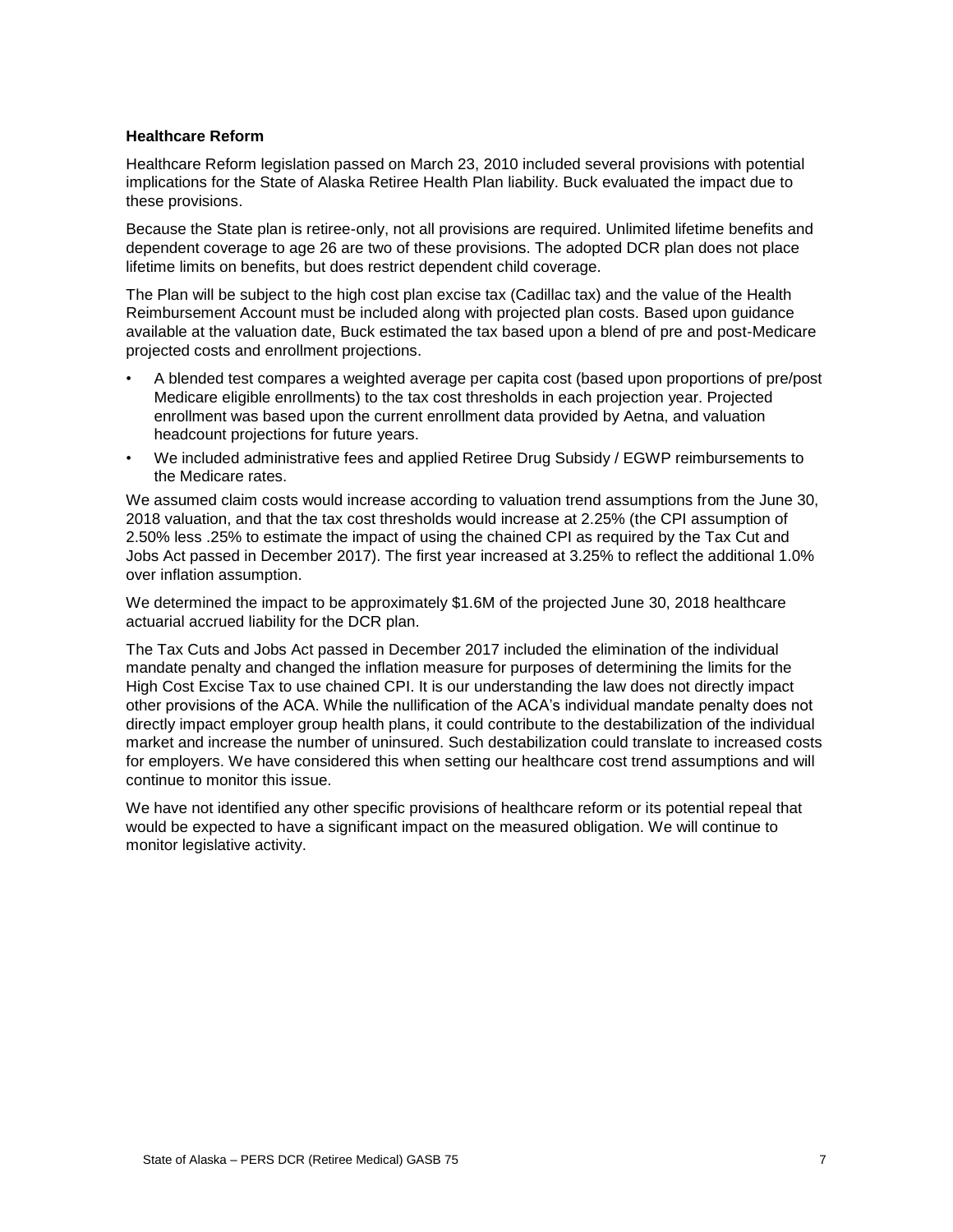## Healthcare Reform

Healthcare Reform legislation passed on March 23, 2010 included several provisions with potential implications for the State of Alaska Retiree Health Plan liability. Buck evaluated the impact due to these provisions.

Because the State plan is retiree-only, not all provisions are required. Unlimited lifetime benefits and dependent coverage to age 26 are two of these provisions. The adopted DCR plan does not place lifetime limits on benefits, but does restrict dependent child coverage.

The Plan will be subject to the high cost plan excise tax (Cadillac tax) and the value of the Health Reimbursement Account must be included along with projected plan costs. Based upon guidance available at the valuation date, Buck estimated the tax based upon a blend of pre and post-Medicare projected costs and enrollment projections.

- A blended test compares a weighted average per capita cost (based upon proportions of pre/post Medicare eligible enrollments) to the tax cost thresholds in each projection year. Projected enrollment was based upon the current enrollment data provided by Aetna, and valuation headcount projections for future years.
- We included administrative fees and applied Retiree Drug Subsidy / EGWP reimbursements to the Medicare rates.

We assumed claim costs would increase according to valuation trend assumptions from the June 30, 2018 valuation, and that the tax cost thresholds would increase at 2.25% (the CPI assumption of 2.50% less .25% to estimate the impact of using the chained CPI as required by the Tax Cut and Jobs Act passed in December 2017). The first year increased at 3.25% to reflect the additional 1.0% over inflation assumption.

We determined the impact to be approximately $1.6M of the projected June 30, 2018 healthcare actuarial accrued liability for the DCR plan.

The Tax Cuts and Jobs Act passed in December 2017 included the elimination of the individual mandate penalty and changed the inflation measure for purposes of determining the limits for the High Cost Excise Tax to use chained CPI. It is our understanding the law does not directly impact other provisions of the ACA. While the nullification of the ACA's individual mandate penalty does not directly impact employer group health plans, it could contribute to the destabilization of the individual market and increase the number of uninsured. Such destabilization could translate to increased costs for employers. We have considered this when setting our healthcare cost trend assumptions and will continue to monitor this issue.

We have not identified any other specific provisions of healthcare reform or its potential repeal that would be expected to have a significant impact on the measured obligation. We will continue to monitor legislative activity.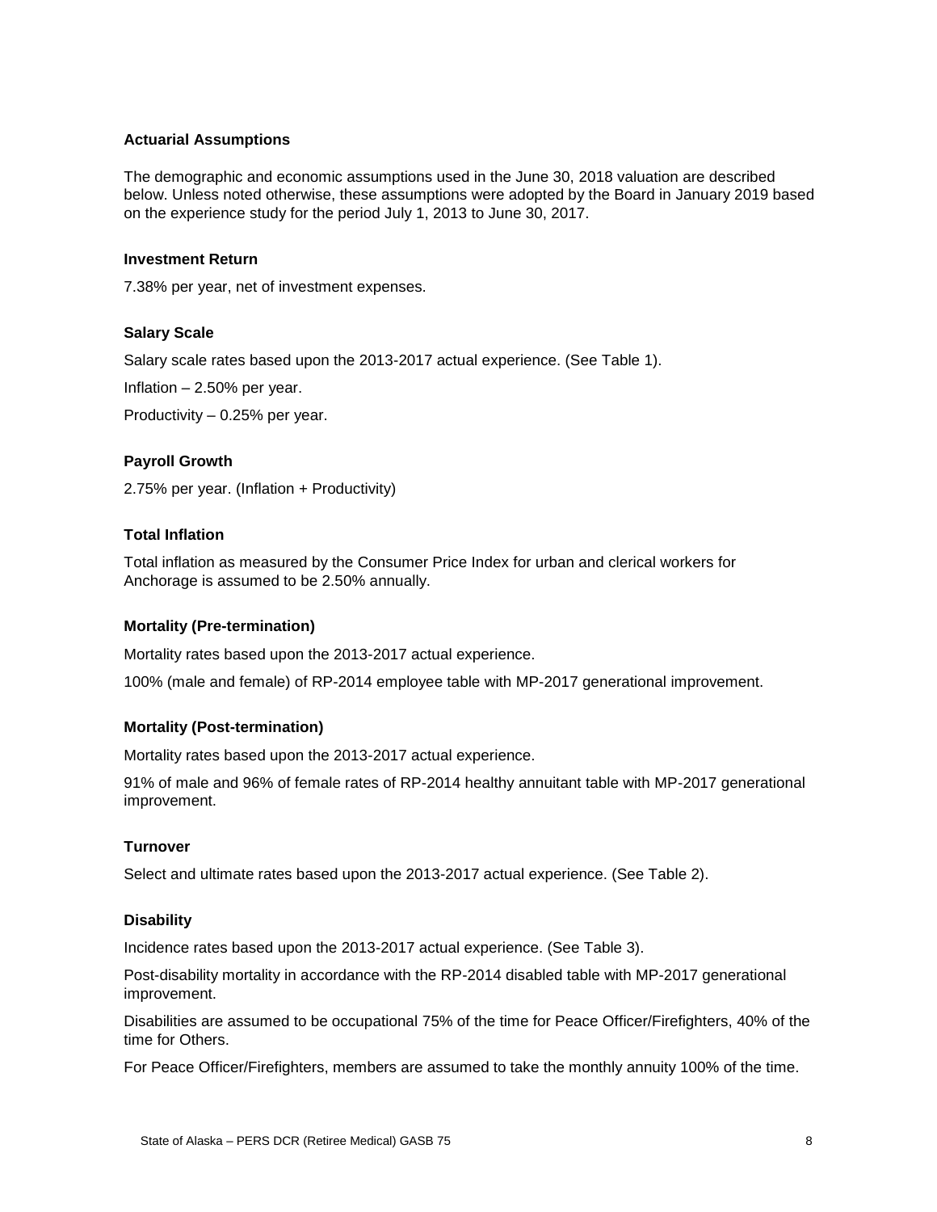## Actuarial Assumptions

The demographic and economic assumptions used in the June 30, 2018 valuation are described below. Unless noted otherwise, these assumptions were adopted by the Board in January 2019 based on the experience study for the period July 1, 2013 to June 30, 2017.

### Investment Return

7.38% per year, net of investment expenses.

### Salary Scale

Salary scale rates based upon the 2013-2017 actual experience. (See Table 1).

Inflation – 2.50% per year.

Productivity – 0.25% per year.

### Payroll Growth

2.75% per year. (Inflation + Productivity)

### Total Inflation

Total inflation as measured by the Consumer Price Index for urban and clerical workers for Anchorage is assumed to be 2.50% annually.

### Mortality (Pre-termination)

Mortality rates based upon the 2013-2017 actual experience.

100% (male and female) of RP-2014 employee table with MP-2017 generational improvement.

### Mortality (Post-termination)

Mortality rates based upon the 2013-2017 actual experience.

91% of male and 96% of female rates of RP-2014 healthy annuitant table with MP-2017 generational improvement.

### Turnover

Select and ultimate rates based upon the 2013-2017 actual experience. (See Table 2).

### Disability

Incidence rates based upon the 2013-2017 actual experience. (See Table 3).

Post-disability mortality in accordance with the RP-2014 disabled table with MP-2017 generational improvement.

Disabilities are assumed to be occupational 75% of the time for Peace Officer/Firefighters, 40% of the time for Others.

For Peace Officer/Firefighters, members are assumed to take the monthly annuity 100% of the time.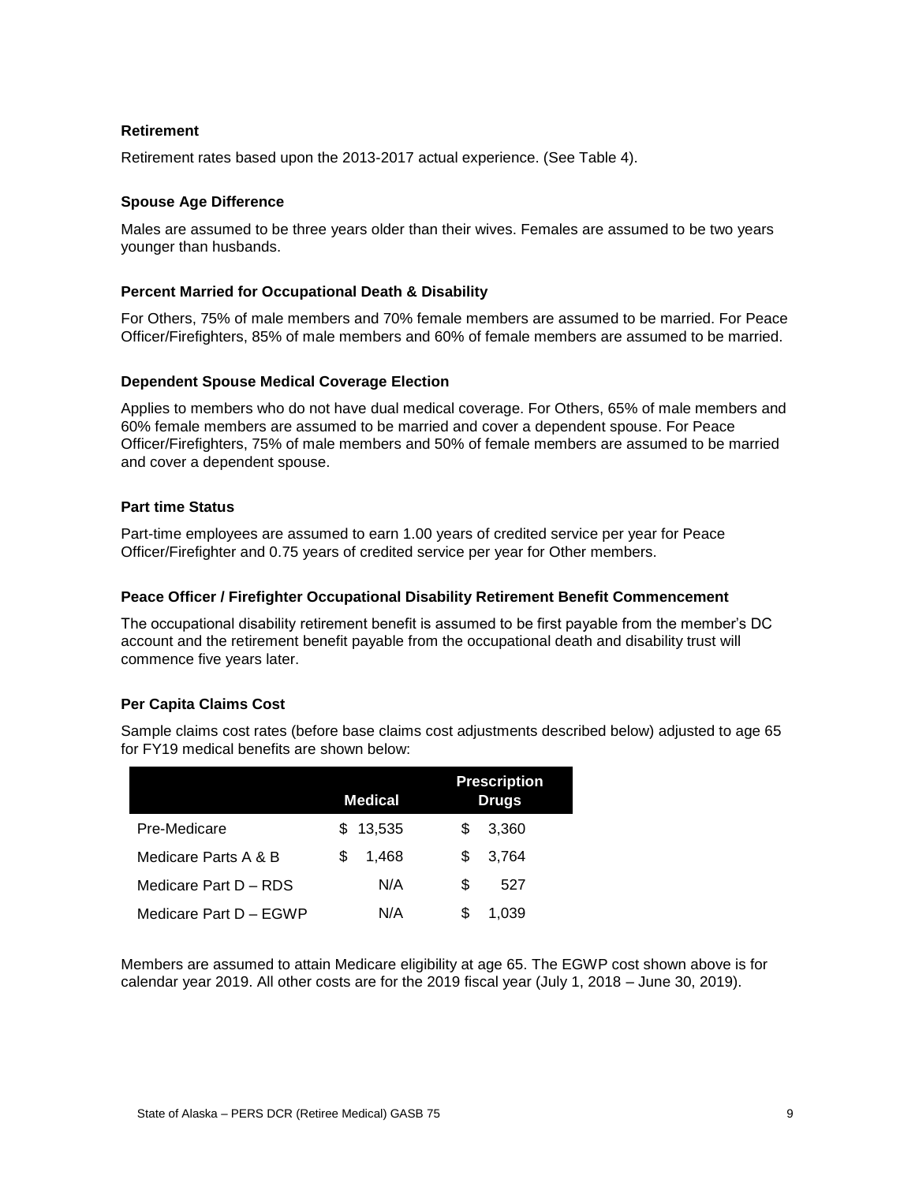### Retirement

Retirement rates based upon the 2013-2017 actual experience. (See Table 4).

### Spouse Age Difference

Males are assumed to be three years older than their wives. Females are assumed to be two years younger than husbands.

### Percent Married for Occupational Death & Disability

For Others, 75% of male members and 70% female members are assumed to be married. For Peace Officer/Firefighters, 85% of male members and 60% of female members are assumed to be married.

### Dependent Spouse Medical Coverage Election

Applies to members who do not have dual medical coverage. For Others, 65% of male members and 60% female members are assumed to be married and cover a dependent spouse. For Peace Officer/Firefighters, 75% of male members and 50% of female members are assumed to be married and cover a dependent spouse.

### Part time Status

Part-time employees are assumed to earn 1.00 years of credited service per year for Peace Officer/Firefighter and 0.75 years of credited service per year for Other members.

### Peace Officer / Firefighter Occupational Disability Retirement Benefit Commencement

The occupational disability retirement benefit is assumed to be first payable from the member's DC account and the retirement benefit payable from the occupational death and disability trust will commence five years later.

### Per Capita Claims Cost

Sample claims cost rates (before base claims cost adjustments described below) adjusted to age 65 for FY19 medical benefits are shown below:

| | Medical | Prescription Drugs |
|---|---|---|
| Pre-Medicare | $ 13,535 | $ 3,360 |
| Medicare Parts A & B | $ 1,468 | $ 3,764 |
| Medicare Part D – RDS | N/A | $ 527 |
| Medicare Part D – EGWP | N/A | $ 1,039 |

Members are assumed to attain Medicare eligibility at age 65. The EGWP cost shown above is for calendar year 2019. All other costs are for the 2019 fiscal year (July 1, 2018 – June 30, 2019).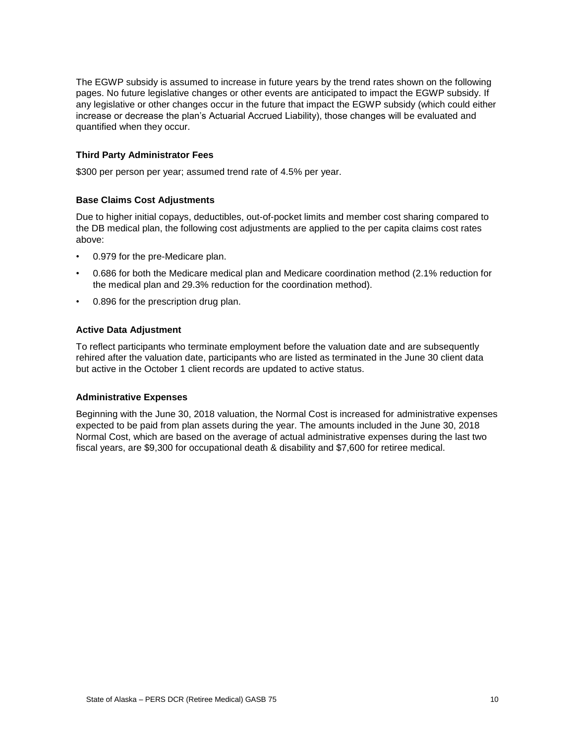The EGWP subsidy is assumed to increase in future years by the trend rates shown on the following pages. No future legislative changes or other events are anticipated to impact the EGWP subsidy. If any legislative or other changes occur in the future that impact the EGWP subsidy (which could either increase or decrease the plan's Actuarial Accrued Liability), those changes will be evaluated and quantified when they occur.

### Third Party Administrator Fees

\$300 per person per year; assumed trend rate of 4.5% per year.

### Base Claims Cost Adjustments

Due to higher initial copays, deductibles, out-of-pocket limits and member cost sharing compared to the DB medical plan, the following cost adjustments are applied to the per capita claims cost rates above:

- 0.979 for the pre-Medicare plan.
- 0.686 for both the Medicare medical plan and Medicare coordination method (2.1% reduction for the medical plan and 29.3% reduction for the coordination method).
- 0.896 for the prescription drug plan.

### Active Data Adjustment

To reflect participants who terminate employment before the valuation date and are subsequently rehired after the valuation date, participants who are listed as terminated in the June 30 client data but active in the October 1 client records are updated to active status.

### Administrative Expenses

Beginning with the June 30, 2018 valuation, the Normal Cost is increased for administrative expenses expected to be paid from plan assets during the year. The amounts included in the June 30, 2018 Normal Cost, which are based on the average of actual administrative expenses during the last two fiscal years, are \$9,300 for occupational death & disability and \$7,600 for retiree medical.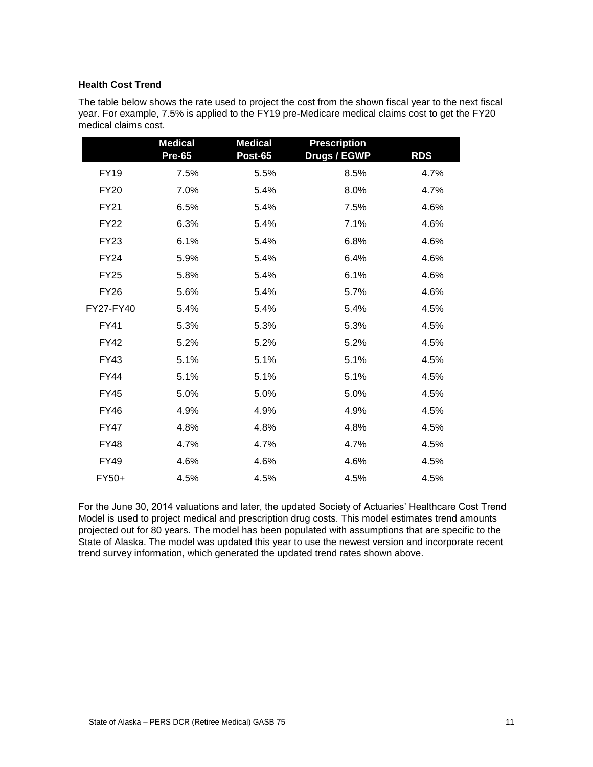**Health Cost Trend**

The table below shows the rate used to project the cost from the shown fiscal year to the next fiscal year. For example, 7.5% is applied to the FY19 pre-Medicare medical claims cost to get the FY20 medical claims cost.

| | Medical Pre-65 | Medical Post-65 | Prescription Drugs / EGWP | RDS |
|---|---|---|---|---|
| FY19 | 7.5% | 5.5% | 8.5% | 4.7% |
| FY20 | 7.0% | 5.4% | 8.0% | 4.7% |
| FY21 | 6.5% | 5.4% | 7.5% | 4.6% |
| FY22 | 6.3% | 5.4% | 7.1% | 4.6% |
| FY23 | 6.1% | 5.4% | 6.8% | 4.6% |
| FY24 | 5.9% | 5.4% | 6.4% | 4.6% |
| FY25 | 5.8% | 5.4% | 6.1% | 4.6% |
| FY26 | 5.6% | 5.4% | 5.7% | 4.6% |
| FY27-FY40 | 5.4% | 5.4% | 5.4% | 4.5% |
| FY41 | 5.3% | 5.3% | 5.3% | 4.5% |
| FY42 | 5.2% | 5.2% | 5.2% | 4.5% |
| FY43 | 5.1% | 5.1% | 5.1% | 4.5% |
| FY44 | 5.1% | 5.1% | 5.1% | 4.5% |
| FY45 | 5.0% | 5.0% | 5.0% | 4.5% |
| FY46 | 4.9% | 4.9% | 4.9% | 4.5% |
| FY47 | 4.8% | 4.8% | 4.8% | 4.5% |
| FY48 | 4.7% | 4.7% | 4.7% | 4.5% |
| FY49 | 4.6% | 4.6% | 4.6% | 4.5% |
| FY50+ | 4.5% | 4.5% | 4.5% | 4.5% |

For the June 30, 2014 valuations and later, the updated Society of Actuaries' Healthcare Cost Trend Model is used to project medical and prescription drug costs. This model estimates trend amounts projected out for 80 years. The model has been populated with assumptions that are specific to the State of Alaska. The model was updated this year to use the newest version and incorporate recent trend survey information, which generated the updated trend rates shown above.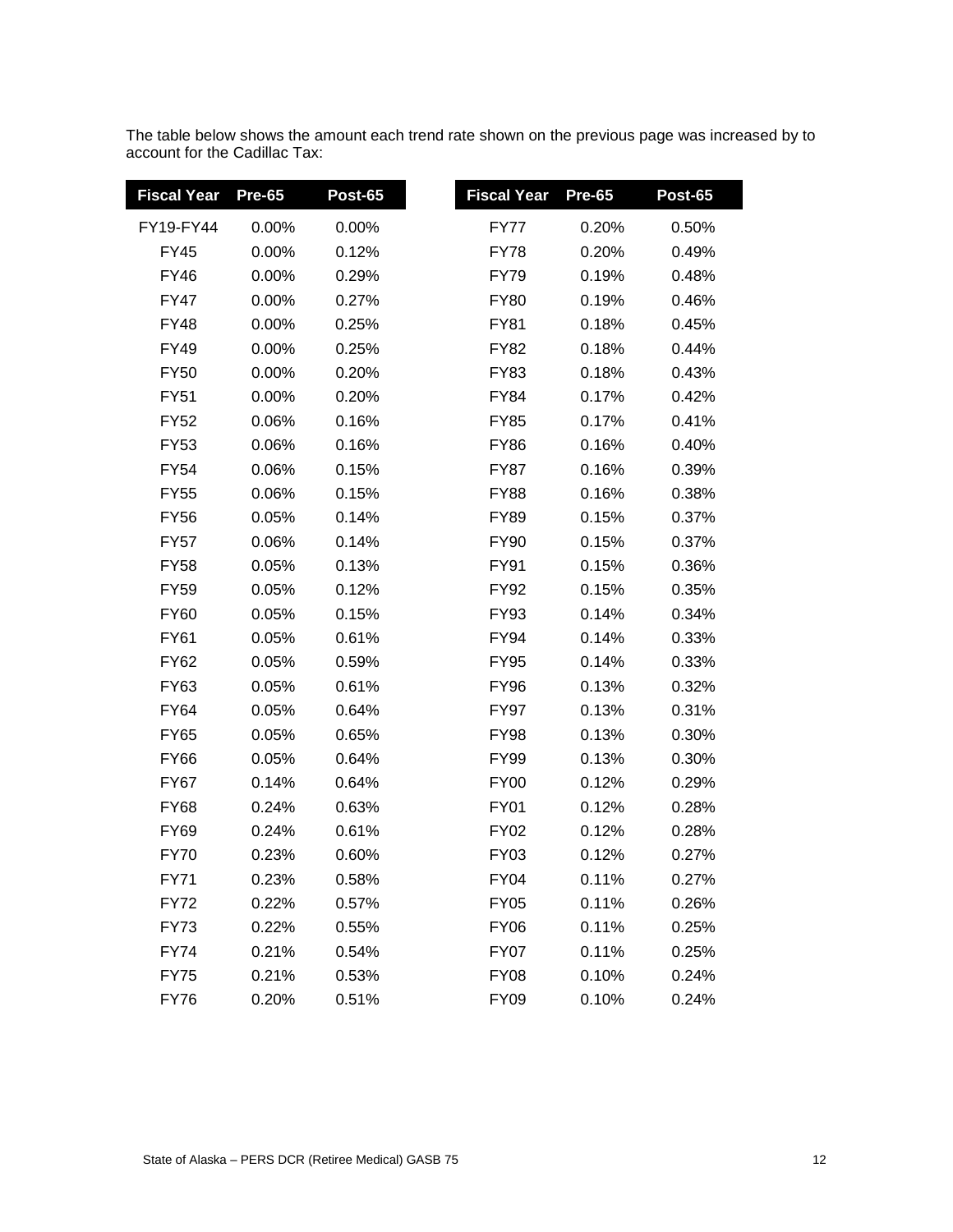The table below shows the amount each trend rate shown on the previous page was increased by to account for the Cadillac Tax:

| Fiscal Year | Pre-65 | Post-65 | Fiscal Year | Pre-65 | Post-65 |
|---|---|---|---|---|---|
| FY19-FY44 | 0.00% | 0.00% | FY77 | 0.20% | 0.50% |
| FY45 | 0.00% | 0.12% | FY78 | 0.20% | 0.49% |
| FY46 | 0.00% | 0.29% | FY79 | 0.19% | 0.48% |
| FY47 | 0.00% | 0.27% | FY80 | 0.19% | 0.46% |
| FY48 | 0.00% | 0.25% | FY81 | 0.18% | 0.45% |
| FY49 | 0.00% | 0.25% | FY82 | 0.18% | 0.44% |
| FY50 | 0.00% | 0.20% | FY83 | 0.18% | 0.43% |
| FY51 | 0.00% | 0.20% | FY84 | 0.17% | 0.42% |
| FY52 | 0.06% | 0.16% | FY85 | 0.17% | 0.41% |
| FY53 | 0.06% | 0.16% | FY86 | 0.16% | 0.40% |
| FY54 | 0.06% | 0.15% | FY87 | 0.16% | 0.39% |
| FY55 | 0.06% | 0.15% | FY88 | 0.16% | 0.38% |
| FY56 | 0.05% | 0.14% | FY89 | 0.15% | 0.37% |
| FY57 | 0.06% | 0.14% | FY90 | 0.15% | 0.37% |
| FY58 | 0.05% | 0.13% | FY91 | 0.15% | 0.36% |
| FY59 | 0.05% | 0.12% | FY92 | 0.15% | 0.35% |
| FY60 | 0.05% | 0.15% | FY93 | 0.14% | 0.34% |
| FY61 | 0.05% | 0.61% | FY94 | 0.14% | 0.33% |
| FY62 | 0.05% | 0.59% | FY95 | 0.14% | 0.33% |
| FY63 | 0.05% | 0.61% | FY96 | 0.13% | 0.32% |
| FY64 | 0.05% | 0.64% | FY97 | 0.13% | 0.31% |
| FY65 | 0.05% | 0.65% | FY98 | 0.13% | 0.30% |
| FY66 | 0.05% | 0.64% | FY99 | 0.13% | 0.30% |
| FY67 | 0.14% | 0.64% | FY00 | 0.12% | 0.29% |
| FY68 | 0.24% | 0.63% | FY01 | 0.12% | 0.28% |
| FY69 | 0.24% | 0.61% | FY02 | 0.12% | 0.28% |
| FY70 | 0.23% | 0.60% | FY03 | 0.12% | 0.27% |
| FY71 | 0.23% | 0.58% | FY04 | 0.11% | 0.27% |
| FY72 | 0.22% | 0.57% | FY05 | 0.11% | 0.26% |
| FY73 | 0.22% | 0.55% | FY06 | 0.11% | 0.25% |
| FY74 | 0.21% | 0.54% | FY07 | 0.11% | 0.25% |
| FY75 | 0.21% | 0.53% | FY08 | 0.10% | 0.24% |
| FY76 | 0.20% | 0.51% | FY09 | 0.10% | 0.24% |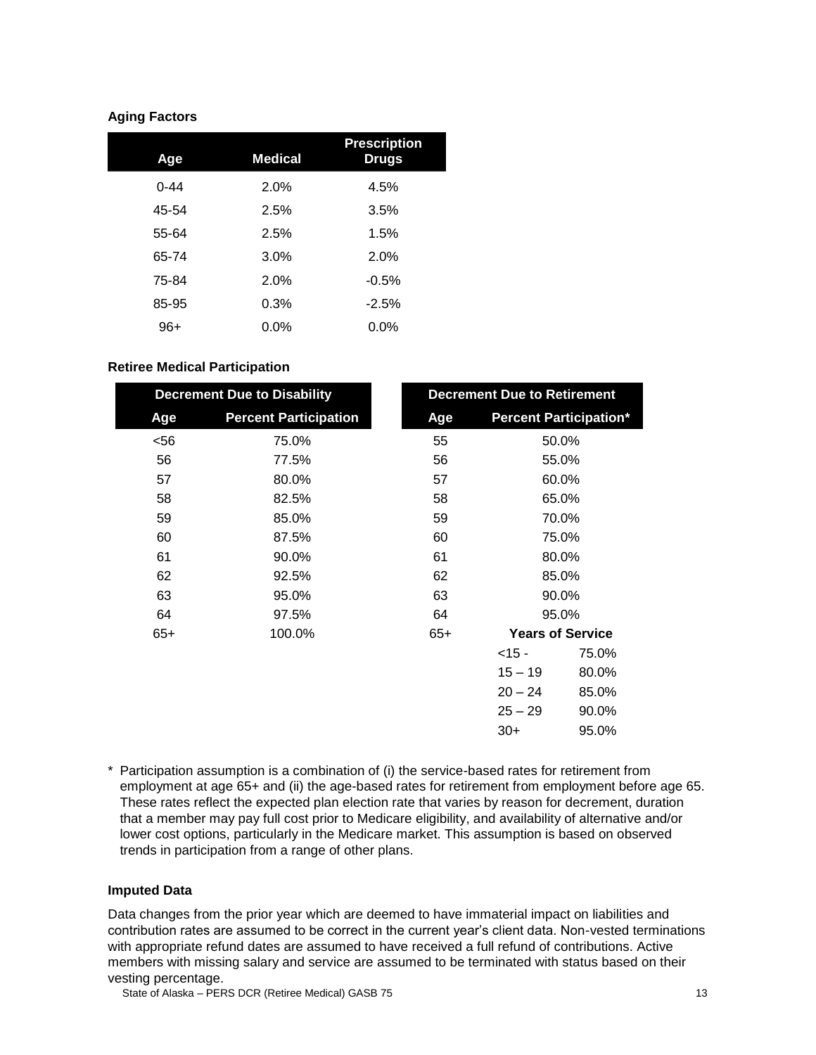**Aging Factors**

| Age | Medical | Prescription Drugs |
|---|---|---|
| 0-44 | 2.0% | 4.5% |
| 45-54 | 2.5% | 3.5% |
| 55-64 | 2.5% | 1.5% |
| 65-74 | 3.0% | 2.0% |
| 75-84 | 2.0% | -0.5% |
| 85-95 | 0.3% | -2.5% |
| 96+ | 0.0% | 0.0% |

**Retiree Medical Participation**

| Decrement Due to Disability | | Decrement Due to Retirement | | |
|---|---|---|---|---|
| Age | Percent Participation | Age | Percent Participation* | |
| <56 | 75.0% | 55 | 50.0% | |
| 56 | 77.5% | 56 | 55.0% | |
| 57 | 80.0% | 57 | 60.0% | |
| 58 | 82.5% | 58 | 65.0% | |
| 59 | 85.0% | 59 | 70.0% | |
| 60 | 87.5% | 60 | 75.0% | |
| 61 | 90.0% | 61 | 80.0% | |
| 62 | 92.5% | 62 | 85.0% | |
| 63 | 95.0% | 63 | 90.0% | |
| 64 | 97.5% | 64 | 95.0% | |
| 65+ | 100.0% | 65+ | Years of Service | |
| | | | <15 - | 75.0% |
| | | | 15 – 19 | 80.0% |
| | | | 20 – 24 | 85.0% |
| | | | 25 – 29 | 90.0% |
| | | | 30+ | 95.0% |

* Participation assumption is a combination of (i) the service-based rates for retirement from employment at age 65+ and (ii) the age-based rates for retirement from employment before age 65. These rates reflect the expected plan election rate that varies by reason for decrement, duration that a member may pay full cost prior to Medicare eligibility, and availability of alternative and/or lower cost options, particularly in the Medicare market. This assumption is based on observed trends in participation from a range of other plans.

**Imputed Data**

Data changes from the prior year which are deemed to have immaterial impact on liabilities and contribution rates are assumed to be correct in the current year's client data. Non-vested terminations with appropriate refund dates are assumed to have received a full refund of contributions. Active members with missing salary and service are assumed to be terminated with status based on their vesting percentage.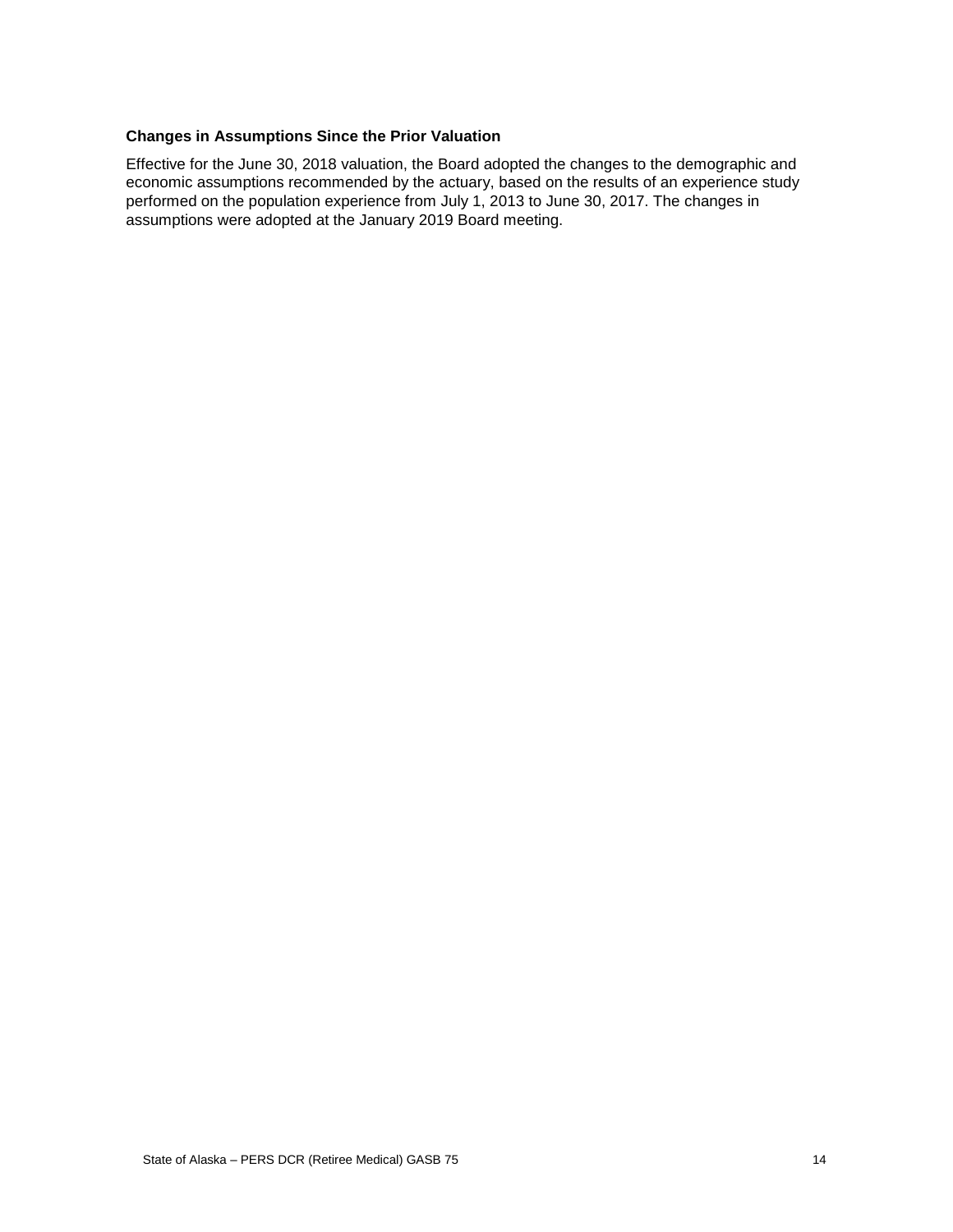### Changes in Assumptions Since the Prior Valuation

Effective for the June 30, 2018 valuation, the Board adopted the changes to the demographic and economic assumptions recommended by the actuary, based on the results of an experience study performed on the population experience from July 1, 2013 to June 30, 2017. The changes in assumptions were adopted at the January 2019 Board meeting.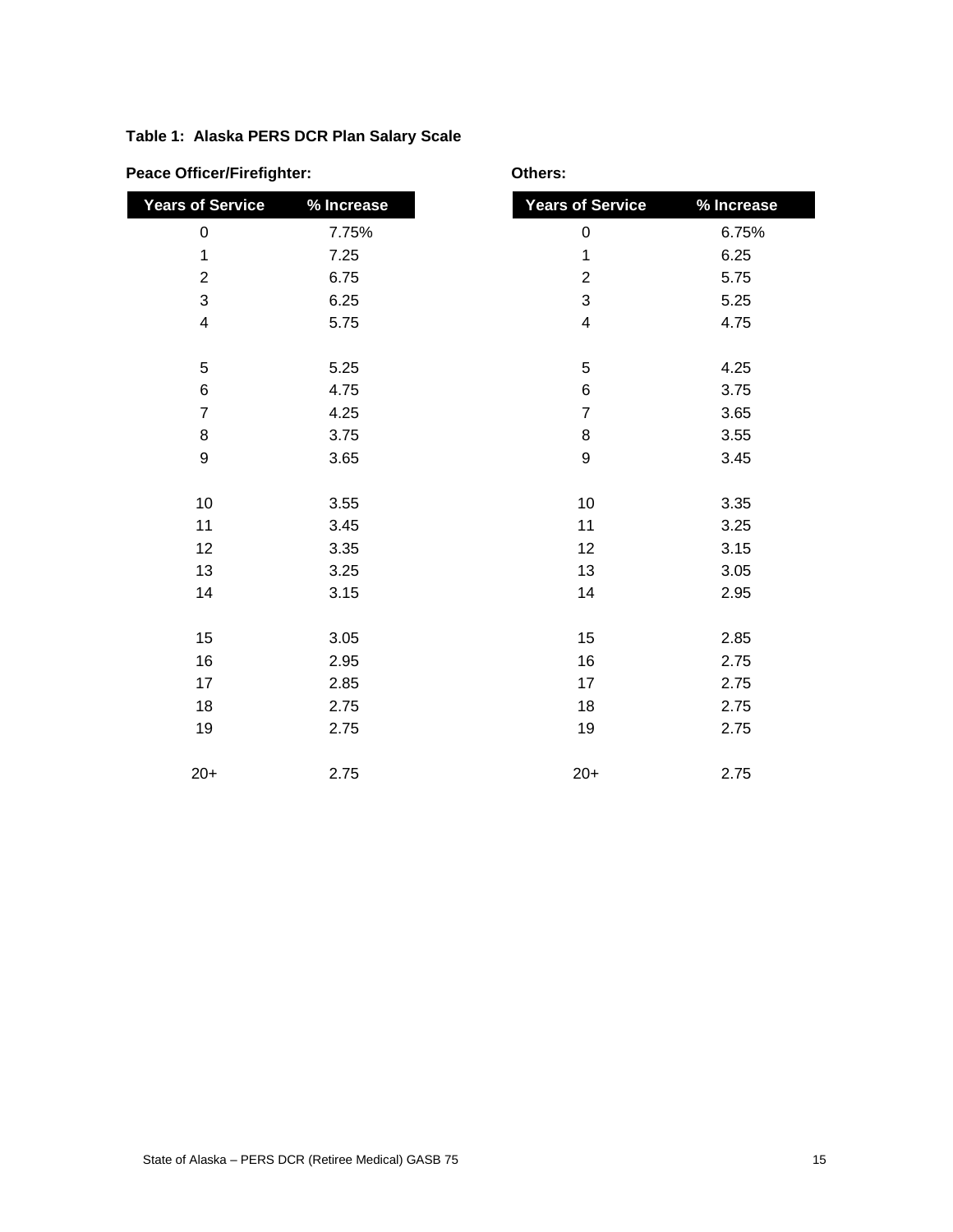**Table 1: Alaska PERS DCR Plan Salary Scale**

**Peace Officer/Firefighter:**

| Years of Service | % Increase |
|---|---|
| 0 | 7.75% |
| 1 | 7.25 |
| 2 | 6.75 |
| 3 | 6.25 |
| 4 | 5.75 |
| 5 | 5.25 |
| 6 | 4.75 |
| 7 | 4.25 |
| 8 | 3.75 |
| 9 | 3.65 |
| 10 | 3.55 |
| 11 | 3.45 |
| 12 | 3.35 |
| 13 | 3.25 |
| 14 | 3.15 |
| 15 | 3.05 |
| 16 | 2.95 |
| 17 | 2.85 |
| 18 | 2.75 |
| 19 | 2.75 |
| 20+ | 2.75 |

**Others:**

| Years of Service | % Increase |
|---|---|
| 0 | 6.75% |
| 1 | 6.25 |
| 2 | 5.75 |
| 3 | 5.25 |
| 4 | 4.75 |
| 5 | 4.25 |
| 6 | 3.75 |
| 7 | 3.65 |
| 8 | 3.55 |
| 9 | 3.45 |
| 10 | 3.35 |
| 11 | 3.25 |
| 12 | 3.15 |
| 13 | 3.05 |
| 14 | 2.95 |
| 15 | 2.85 |
| 16 | 2.75 |
| 17 | 2.75 |
| 18 | 2.75 |
| 19 | 2.75 |
| 20+ | 2.75 |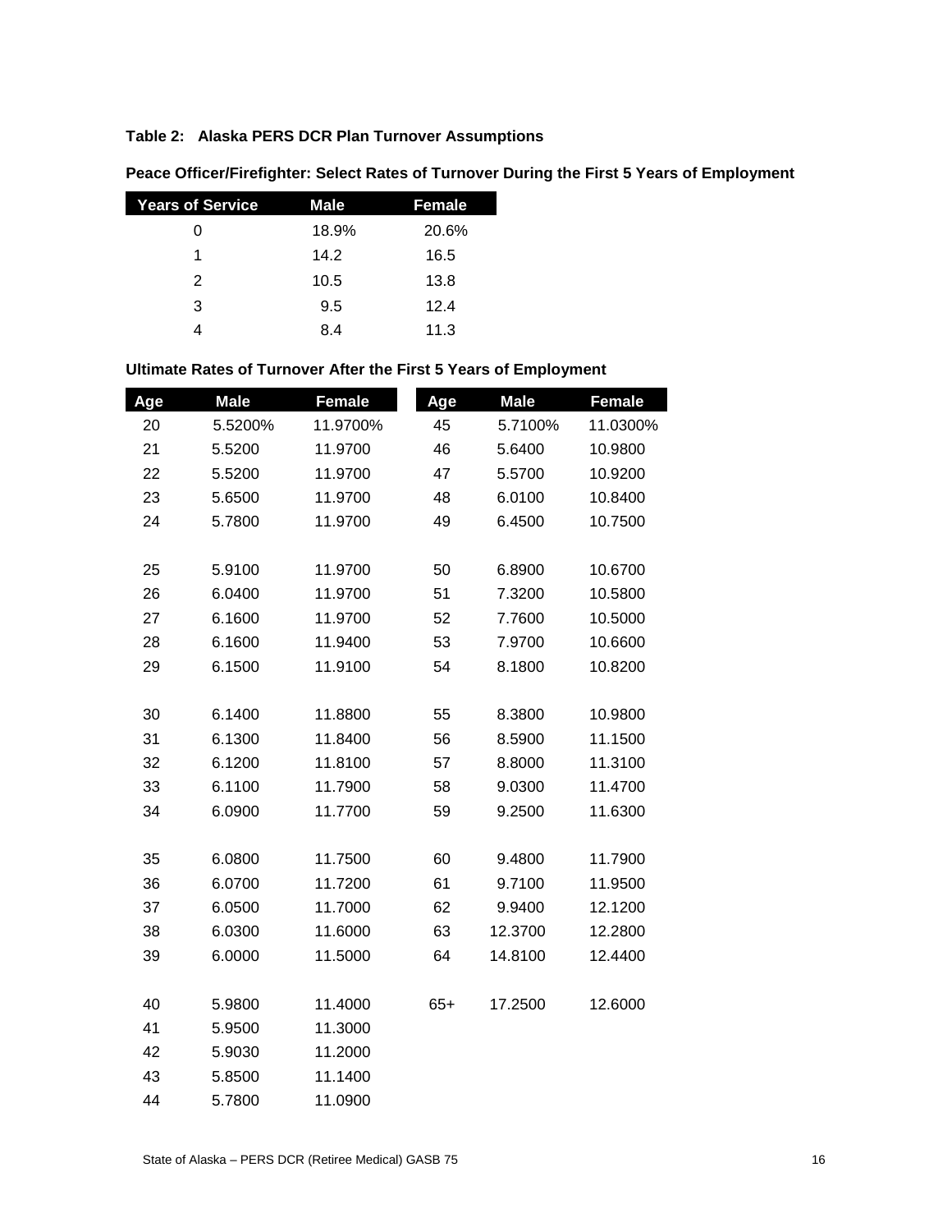### Table 2: Alaska PERS DCR Plan Turnover Assumptions

**Peace Officer/Firefighter: Select Rates of Turnover During the First 5 Years of Employment**

| Years of Service | Male | Female |
|---|---|---|
| 0 | 18.9% | 20.6% |
| 1 | 14.2 | 16.5 |
| 2 | 10.5 | 13.8 |
| 3 | 9.5 | 12.4 |
| 4 | 8.4 | 11.3 |

**Ultimate Rates of Turnover After the First 5 Years of Employment**

| Age | Male | Female | Age | Male | Female |
|---|---|---|---|---|---|
| 20 | 5.5200% | 11.9700% | 45 | 5.7100% | 11.0300% |
| 21 | 5.5200 | 11.9700 | 46 | 5.6400 | 10.9800 |
| 22 | 5.5200 | 11.9700 | 47 | 5.5700 | 10.9200 |
| 23 | 5.6500 | 11.9700 | 48 | 6.0100 | 10.8400 |
| 24 | 5.7800 | 11.9700 | 49 | 6.4500 | 10.7500 |
| 25 | 5.9100 | 11.9700 | 50 | 6.8900 | 10.6700 |
| 26 | 6.0400 | 11.9700 | 51 | 7.3200 | 10.5800 |
| 27 | 6.1600 | 11.9700 | 52 | 7.7600 | 10.5000 |
| 28 | 6.1600 | 11.9400 | 53 | 7.9700 | 10.6600 |
| 29 | 6.1500 | 11.9100 | 54 | 8.1800 | 10.8200 |
| 30 | 6.1400 | 11.8800 | 55 | 8.3800 | 10.9800 |
| 31 | 6.1300 | 11.8400 | 56 | 8.5900 | 11.1500 |
| 32 | 6.1200 | 11.8100 | 57 | 8.8000 | 11.3100 |
| 33 | 6.1100 | 11.7900 | 58 | 9.0300 | 11.4700 |
| 34 | 6.0900 | 11.7700 | 59 | 9.2500 | 11.6300 |
| 35 | 6.0800 | 11.7500 | 60 | 9.4800 | 11.7900 |
| 36 | 6.0700 | 11.7200 | 61 | 9.7100 | 11.9500 |
| 37 | 6.0500 | 11.7000 | 62 | 9.9400 | 12.1200 |
| 38 | 6.0300 | 11.6000 | 63 | 12.3700 | 12.2800 |
| 39 | 6.0000 | 11.5000 | 64 | 14.8100 | 12.4400 |
| 40 | 5.9800 | 11.4000 | 65+ | 17.2500 | 12.6000 |
| 41 | 5.9500 | 11.3000 | | | |
| 42 | 5.9030 | 11.2000 | | | |
| 43 | 5.8500 | 11.1400 | | | |
| 44 | 5.7800 | 11.0900 | | | |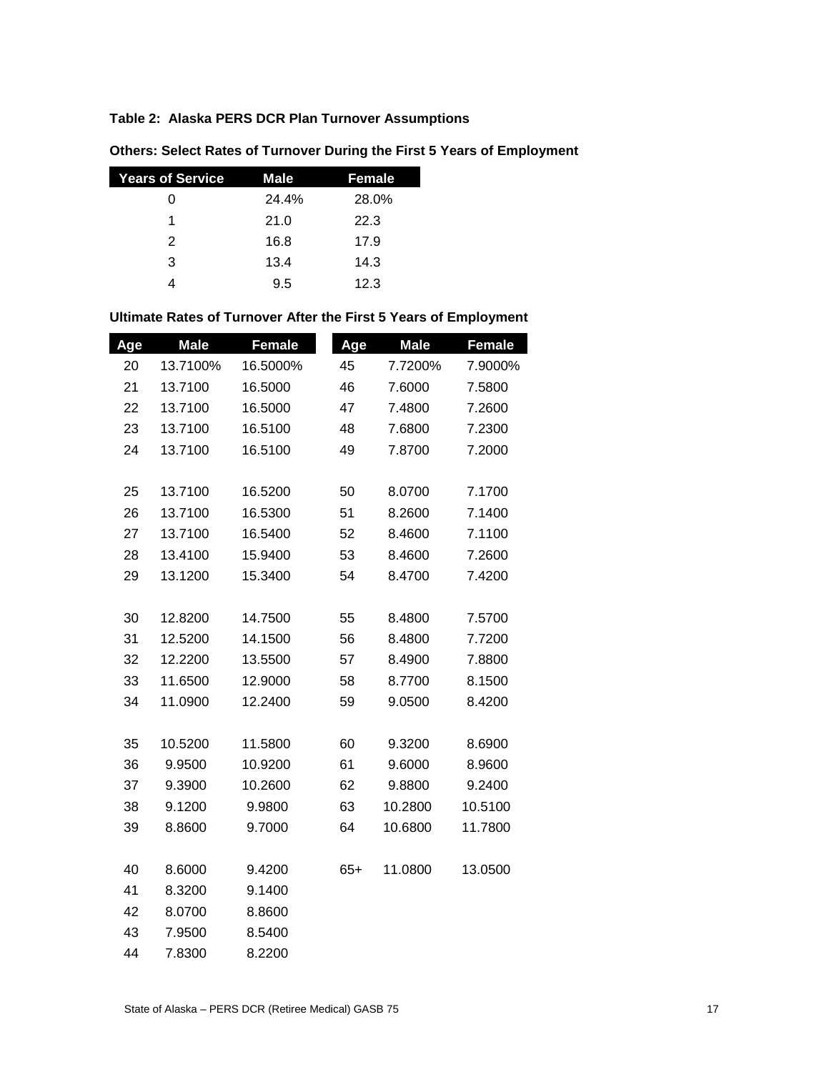### Table 2: Alaska PERS DCR Plan Turnover Assumptions

**Others: Select Rates of Turnover During the First 5 Years of Employment**

| Years of Service | Male | Female |
|---|---|---|
| 0 | 24.4% | 28.0% |
| 1 | 21.0 | 22.3 |
| 2 | 16.8 | 17.9 |
| 3 | 13.4 | 14.3 |
| 4 | 9.5 | 12.3 |

**Ultimate Rates of Turnover After the First 5 Years of Employment**

| Age | Male | Female | Age | Male | Female |
|---|---|---|---|---|---|
| 20 | 13.7100% | 16.5000% | 45 | 7.7200% | 7.9000% |
| 21 | 13.7100 | 16.5000 | 46 | 7.6000 | 7.5800 |
| 22 | 13.7100 | 16.5000 | 47 | 7.4800 | 7.2600 |
| 23 | 13.7100 | 16.5100 | 48 | 7.6800 | 7.2300 |
| 24 | 13.7100 | 16.5100 | 49 | 7.8700 | 7.2000 |
| 25 | 13.7100 | 16.5200 | 50 | 8.0700 | 7.1700 |
| 26 | 13.7100 | 16.5300 | 51 | 8.2600 | 7.1400 |
| 27 | 13.7100 | 16.5400 | 52 | 8.4600 | 7.1100 |
| 28 | 13.4100 | 15.9400 | 53 | 8.4600 | 7.2600 |
| 29 | 13.1200 | 15.3400 | 54 | 8.4700 | 7.4200 |
| 30 | 12.8200 | 14.7500 | 55 | 8.4800 | 7.5700 |
| 31 | 12.5200 | 14.1500 | 56 | 8.4800 | 7.7200 |
| 32 | 12.2200 | 13.5500 | 57 | 8.4900 | 7.8800 |
| 33 | 11.6500 | 12.9000 | 58 | 8.7700 | 8.1500 |
| 34 | 11.0900 | 12.2400 | 59 | 9.0500 | 8.4200 |
| 35 | 10.5200 | 11.5800 | 60 | 9.3200 | 8.6900 |
| 36 | 9.9500 | 10.9200 | 61 | 9.6000 | 8.9600 |
| 37 | 9.3900 | 10.2600 | 62 | 9.8800 | 9.2400 |
| 38 | 9.1200 | 9.9800 | 63 | 10.2800 | 10.5100 |
| 39 | 8.8600 | 9.7000 | 64 | 10.6800 | 11.7800 |
| 40 | 8.6000 | 9.4200 | 65+ | 11.0800 | 13.0500 |
| 41 | 8.3200 | 9.1400 | | | |
| 42 | 8.0700 | 8.8600 | | | |
| 43 | 7.9500 | 8.5400 | | | |
| 44 | 7.8300 | 8.2200 | | | |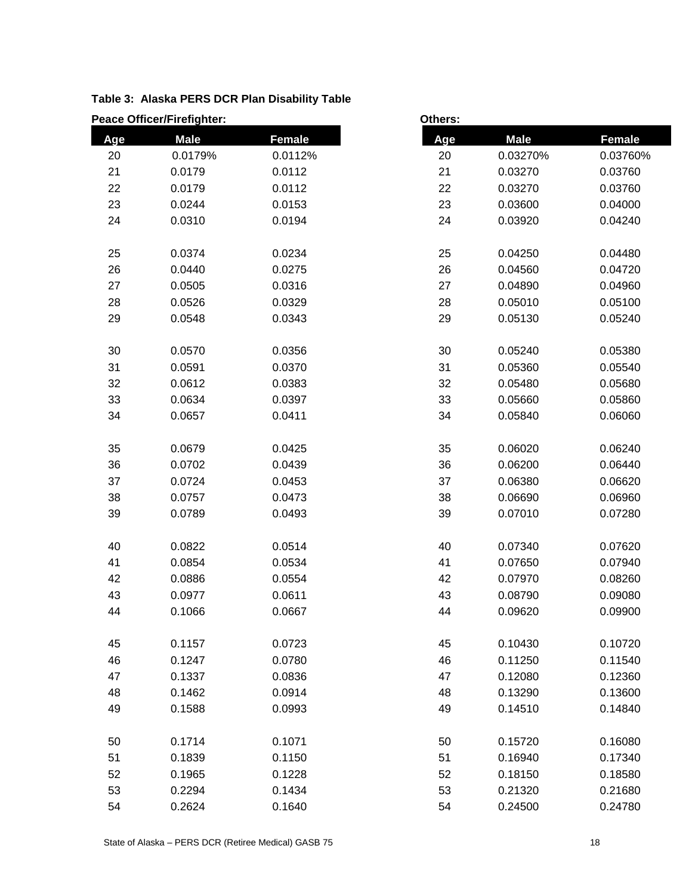**Table 3: Alaska PERS DCR Plan Disability Table**

**Peace Officer/Firefighter:**

| Age | Male | Female |
|---|---|---|
| 20 | 0.0179% | 0.0112% |
| 21 | 0.0179 | 0.0112 |
| 22 | 0.0179 | 0.0112 |
| 23 | 0.0244 | 0.0153 |
| 24 | 0.0310 | 0.0194 |
| 25 | 0.0374 | 0.0234 |
| 26 | 0.0440 | 0.0275 |
| 27 | 0.0505 | 0.0316 |
| 28 | 0.0526 | 0.0329 |
| 29 | 0.0548 | 0.0343 |
| 30 | 0.0570 | 0.0356 |
| 31 | 0.0591 | 0.0370 |
| 32 | 0.0612 | 0.0383 |
| 33 | 0.0634 | 0.0397 |
| 34 | 0.0657 | 0.0411 |
| 35 | 0.0679 | 0.0425 |
| 36 | 0.0702 | 0.0439 |
| 37 | 0.0724 | 0.0453 |
| 38 | 0.0757 | 0.0473 |
| 39 | 0.0789 | 0.0493 |
| 40 | 0.0822 | 0.0514 |
| 41 | 0.0854 | 0.0534 |
| 42 | 0.0886 | 0.0554 |
| 43 | 0.0977 | 0.0611 |
| 44 | 0.1066 | 0.0667 |
| 45 | 0.1157 | 0.0723 |
| 46 | 0.1247 | 0.0780 |
| 47 | 0.1337 | 0.0836 |
| 48 | 0.1462 | 0.0914 |
| 49 | 0.1588 | 0.0993 |
| 50 | 0.1714 | 0.1071 |
| 51 | 0.1839 | 0.1150 |
| 52 | 0.1965 | 0.1228 |
| 53 | 0.2294 | 0.1434 |
| 54 | 0.2624 | 0.1640 |

**Others:**

| Age | Male | Female |
|---|---|---|
| 20 | 0.03270% | 0.03760% |
| 21 | 0.03270 | 0.03760 |
| 22 | 0.03270 | 0.03760 |
| 23 | 0.03600 | 0.04000 |
| 24 | 0.03920 | 0.04240 |
| 25 | 0.04250 | 0.04480 |
| 26 | 0.04560 | 0.04720 |
| 27 | 0.04890 | 0.04960 |
| 28 | 0.05010 | 0.05100 |
| 29 | 0.05130 | 0.05240 |
| 30 | 0.05240 | 0.05380 |
| 31 | 0.05360 | 0.05540 |
| 32 | 0.05480 | 0.05680 |
| 33 | 0.05660 | 0.05860 |
| 34 | 0.05840 | 0.06060 |
| 35 | 0.06020 | 0.06240 |
| 36 | 0.06200 | 0.06440 |
| 37 | 0.06380 | 0.06620 |
| 38 | 0.06690 | 0.06960 |
| 39 | 0.07010 | 0.07280 |
| 40 | 0.07340 | 0.07620 |
| 41 | 0.07650 | 0.07940 |
| 42 | 0.07970 | 0.08260 |
| 43 | 0.08790 | 0.09080 |
| 44 | 0.09620 | 0.09900 |
| 45 | 0.10430 | 0.10720 |
| 46 | 0.11250 | 0.11540 |
| 47 | 0.12080 | 0.12360 |
| 48 | 0.13290 | 0.13600 |
| 49 | 0.14510 | 0.14840 |
| 50 | 0.15720 | 0.16080 |
| 51 | 0.16940 | 0.17340 |
| 52 | 0.18150 | 0.18580 |
| 53 | 0.21320 | 0.21680 |
| 54 | 0.24500 | 0.24780 |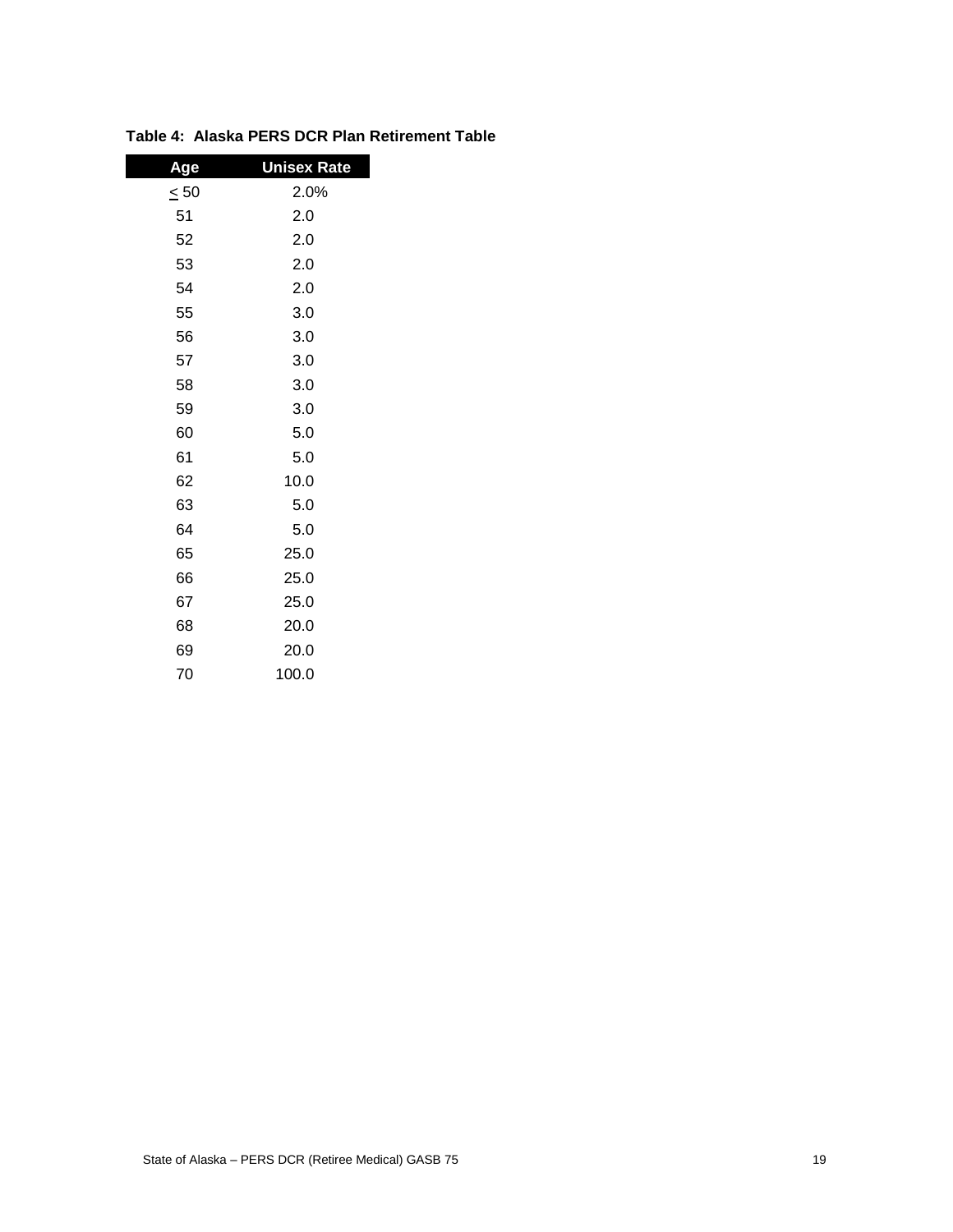**Table 4: Alaska PERS DCR Plan Retirement Table**

| Age | Unisex Rate |
|---|---|
| ≤ 50 | 2.0% |
| 51 | 2.0 |
| 52 | 2.0 |
| 53 | 2.0 |
| 54 | 2.0 |
| 55 | 3.0 |
| 56 | 3.0 |
| 57 | 3.0 |
| 58 | 3.0 |
| 59 | 3.0 |
| 60 | 5.0 |
| 61 | 5.0 |
| 62 | 10.0 |
| 63 | 5.0 |
| 64 | 5.0 |
| 65 | 25.0 |
| 66 | 25.0 |
| 67 | 25.0 |
| 68 | 20.0 |
| 69 | 20.0 |
| 70 | 100.0 |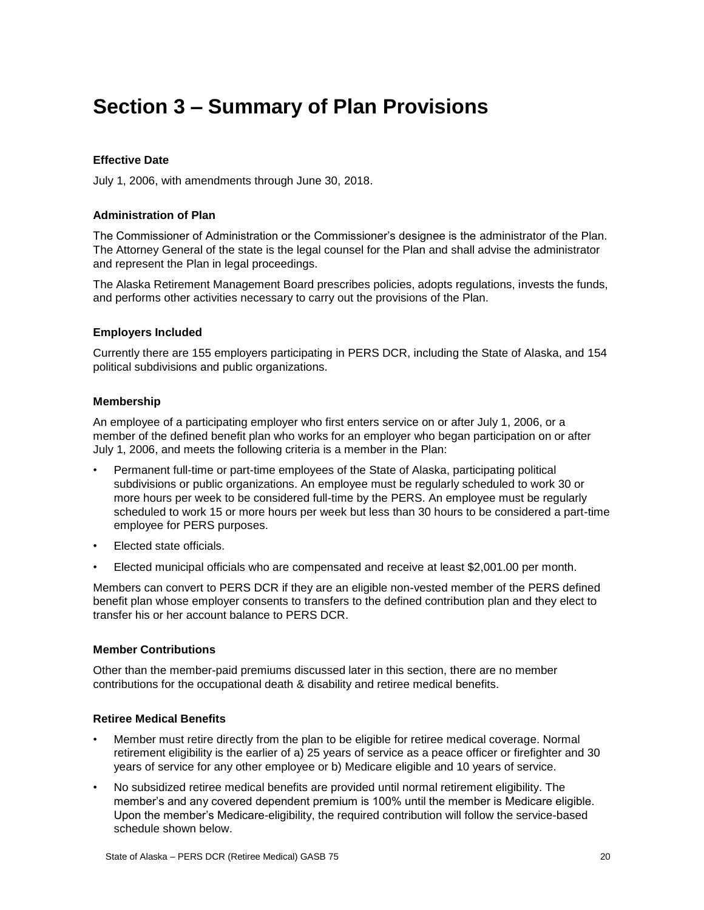# Section 3 – Summary of Plan Provisions

### Effective Date

July 1, 2006, with amendments through June 30, 2018.

### Administration of Plan

The Commissioner of Administration or the Commissioner's designee is the administrator of the Plan. The Attorney General of the state is the legal counsel for the Plan and shall advise the administrator and represent the Plan in legal proceedings.

The Alaska Retirement Management Board prescribes policies, adopts regulations, invests the funds, and performs other activities necessary to carry out the provisions of the Plan.

### Employers Included

Currently there are 155 employers participating in PERS DCR, including the State of Alaska, and 154 political subdivisions and public organizations.

### Membership

An employee of a participating employer who first enters service on or after July 1, 2006, or a member of the defined benefit plan who works for an employer who began participation on or after July 1, 2006, and meets the following criteria is a member in the Plan:

- Permanent full-time or part-time employees of the State of Alaska, participating political subdivisions or public organizations. An employee must be regularly scheduled to work 30 or more hours per week to be considered full-time by the PERS. An employee must be regularly scheduled to work 15 or more hours per week but less than 30 hours to be considered a part-time employee for PERS purposes.
- Elected state officials.
- Elected municipal officials who are compensated and receive at least $2,001.00 per month.

Members can convert to PERS DCR if they are an eligible non-vested member of the PERS defined benefit plan whose employer consents to transfers to the defined contribution plan and they elect to transfer his or her account balance to PERS DCR.

### Member Contributions

Other than the member-paid premiums discussed later in this section, there are no member contributions for the occupational death & disability and retiree medical benefits.

### Retiree Medical Benefits

- Member must retire directly from the plan to be eligible for retiree medical coverage. Normal retirement eligibility is the earlier of a) 25 years of service as a peace officer or firefighter and 30 years of service for any other employee or b) Medicare eligible and 10 years of service.
- No subsidized retiree medical benefits are provided until normal retirement eligibility. The member's and any covered dependent premium is 100% until the member is Medicare eligible. Upon the member's Medicare-eligibility, the required contribution will follow the service-based schedule shown below.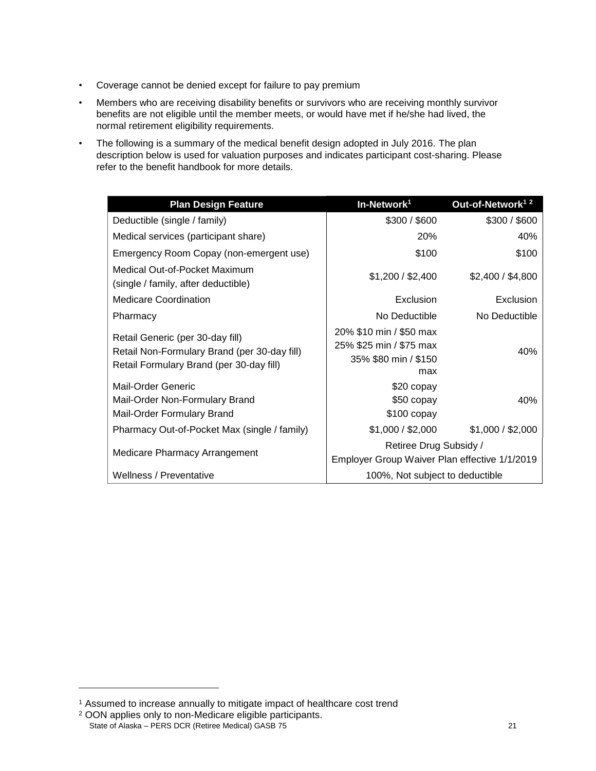- Coverage cannot be denied except for failure to pay premium
- Members who are receiving disability benefits or survivors who are receiving monthly survivor benefits are not eligible until the member meets, or would have met if he/she had lived, the normal retirement eligibility requirements.
- The following is a summary of the medical benefit design adopted in July 2016. The plan description below is used for valuation purposes and indicates participant cost-sharing. Please refer to the benefit handbook for more details.

| Plan Design Feature | In-Network[1] | Out-of-Network[1 2] |
| --- | --- | --- |
| Deductible (single / family) | \$300 / \$600 | \$300 / \$600 |
| Medical services (participant share) | 20% | 40% |
| Emergency Room Copay (non-emergent use) | \$100 | \$100 |
| Medical Out-of-Pocket Maximum (single / family, after deductible) | \$1,200 / \$2,400 | \$2,400 / \$4,800 |
| Medicare Coordination | Exclusion | Exclusion |
| Pharmacy | No Deductible | No Deductible |
| Retail Generic (per 30-day fill)<br>Retail Non-Formulary Brand (per 30-day fill)<br>Retail Formulary Brand (per 30-day fill) | 20% \$10 min / \$50 max<br>25% \$25 min / \$75 max<br>35% \$80 min / \$150 max | 40% |
| Mail-Order Generic<br>Mail-Order Non-Formulary Brand<br>Mail-Order Formulary Brand | \$20 copay<br>\$50 copay<br>\$100 copay | 40% |
| Pharmacy Out-of-Pocket Max (single / family) | \$1,000 / \$2,000 | \$1,000 / \$2,000 |
| Medicare Pharmacy Arrangement | Retiree Drug Subsidy / Employer Group Waiver Plan effective 1/1/2019 | |
| Wellness / Preventative | 100%, Not subject to deductible | |

[1] Assumed to increase annually to mitigate impact of healthcare cost trend

[2] OON applies only to non-Medicare eligible participants.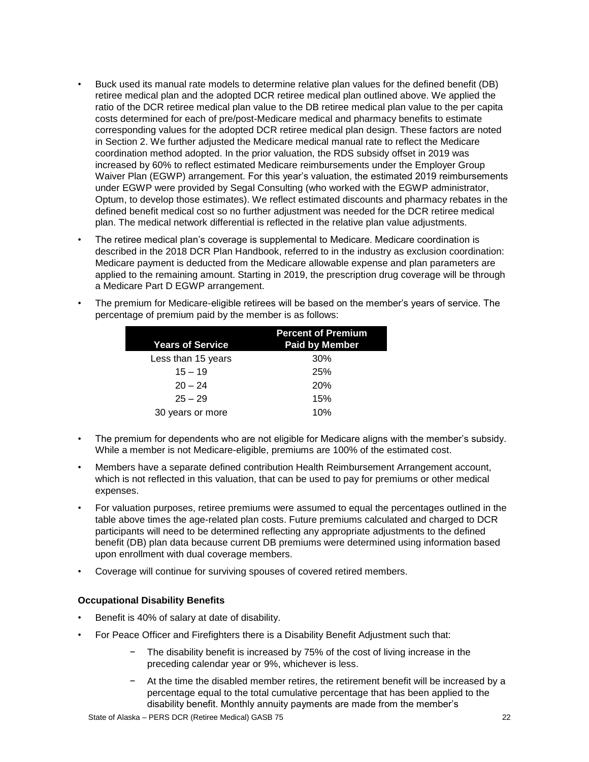- Buck used its manual rate models to determine relative plan values for the defined benefit (DB) retiree medical plan and the adopted DCR retiree medical plan outlined above. We applied the ratio of the DCR retiree medical plan value to the DB retiree medical plan value to the per capita costs determined for each of pre/post-Medicare medical and pharmacy benefits to estimate corresponding values for the adopted DCR retiree medical plan design. These factors are noted in Section 2. We further adjusted the Medicare medical manual rate to reflect the Medicare coordination method adopted. In the prior valuation, the RDS subsidy offset in 2019 was increased by 60% to reflect estimated Medicare reimbursements under the Employer Group Waiver Plan (EGWP) arrangement. For this year's valuation, the estimated 2019 reimbursements under EGWP were provided by Segal Consulting (who worked with the EGWP administrator, Optum, to develop those estimates). We reflect estimated discounts and pharmacy rebates in the defined benefit medical cost so no further adjustment was needed for the DCR retiree medical plan. The medical network differential is reflected in the relative plan value adjustments.
- The retiree medical plan's coverage is supplemental to Medicare. Medicare coordination is described in the 2018 DCR Plan Handbook, referred to in the industry as exclusion coordination: Medicare payment is deducted from the Medicare allowable expense and plan parameters are applied to the remaining amount. Starting in 2019, the prescription drug coverage will be through a Medicare Part D EGWP arrangement.
- The premium for Medicare-eligible retirees will be based on the member's years of service. The percentage of premium paid by the member is as follows:

| Years of Service | Percent of Premium Paid by Member |
|---|---|
| Less than 15 years | 30% |
| 15 – 19 | 25% |
| 20 – 24 | 20% |
| 25 – 29 | 15% |
| 30 years or more | 10% |

- The premium for dependents who are not eligible for Medicare aligns with the member's subsidy. While a member is not Medicare-eligible, premiums are 100% of the estimated cost.
- Members have a separate defined contribution Health Reimbursement Arrangement account, which is not reflected in this valuation, that can be used to pay for premiums or other medical expenses.
- For valuation purposes, retiree premiums were assumed to equal the percentages outlined in the table above times the age-related plan costs. Future premiums calculated and charged to DCR participants will need to be determined reflecting any appropriate adjustments to the defined benefit (DB) plan data because current DB premiums were determined using information based upon enrollment with dual coverage members.
- Coverage will continue for surviving spouses of covered retired members.

**Occupational Disability Benefits**

- Benefit is 40% of salary at date of disability.
- For Peace Officer and Firefighters there is a Disability Benefit Adjustment such that:
  - The disability benefit is increased by 75% of the cost of living increase in the preceding calendar year or 9%, whichever is less.
  - At the time the disabled member retires, the retirement benefit will be increased by a percentage equal to the total cumulative percentage that has been applied to the disability benefit. Monthly annuity payments are made from the member's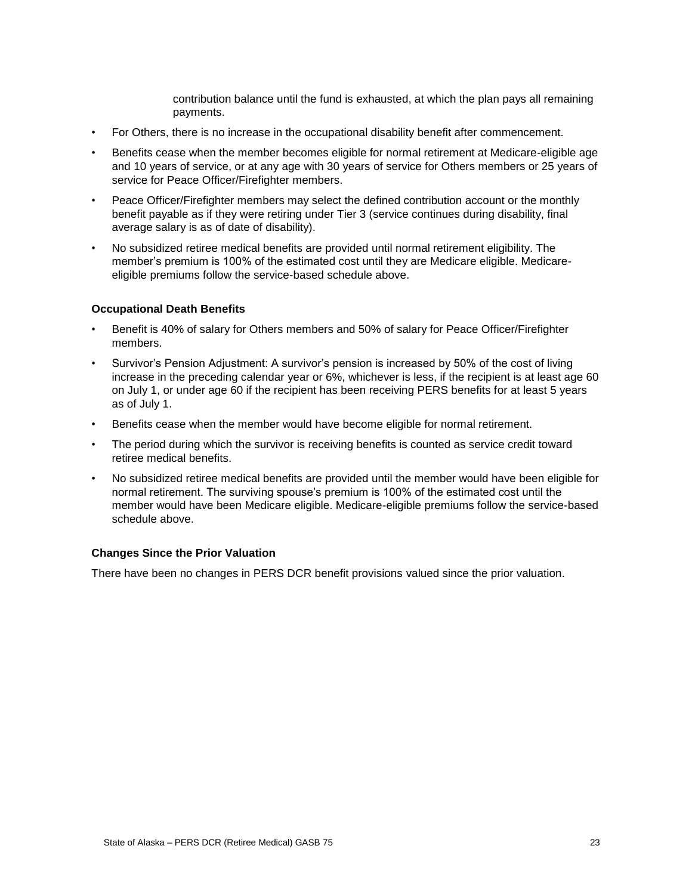contribution balance until the fund is exhausted, at which the plan pays all remaining payments.

- For Others, there is no increase in the occupational disability benefit after commencement.
- Benefits cease when the member becomes eligible for normal retirement at Medicare-eligible age and 10 years of service, or at any age with 30 years of service for Others members or 25 years of service for Peace Officer/Firefighter members.
- Peace Officer/Firefighter members may select the defined contribution account or the monthly benefit payable as if they were retiring under Tier 3 (service continues during disability, final average salary is as of date of disability).
- No subsidized retiree medical benefits are provided until normal retirement eligibility. The member's premium is 100% of the estimated cost until they are Medicare eligible. Medicare-eligible premiums follow the service-based schedule above.

**Occupational Death Benefits**

- Benefit is 40% of salary for Others members and 50% of salary for Peace Officer/Firefighter members.
- Survivor's Pension Adjustment: A survivor's pension is increased by 50% of the cost of living increase in the preceding calendar year or 6%, whichever is less, if the recipient is at least age 60 on July 1, or under age 60 if the recipient has been receiving PERS benefits for at least 5 years as of July 1.
- Benefits cease when the member would have become eligible for normal retirement.
- The period during which the survivor is receiving benefits is counted as service credit toward retiree medical benefits.
- No subsidized retiree medical benefits are provided until the member would have been eligible for normal retirement. The surviving spouse's premium is 100% of the estimated cost until the member would have been Medicare eligible. Medicare-eligible premiums follow the service-based schedule above.

**Changes Since the Prior Valuation**

There have been no changes in PERS DCR benefit provisions valued since the prior valuation.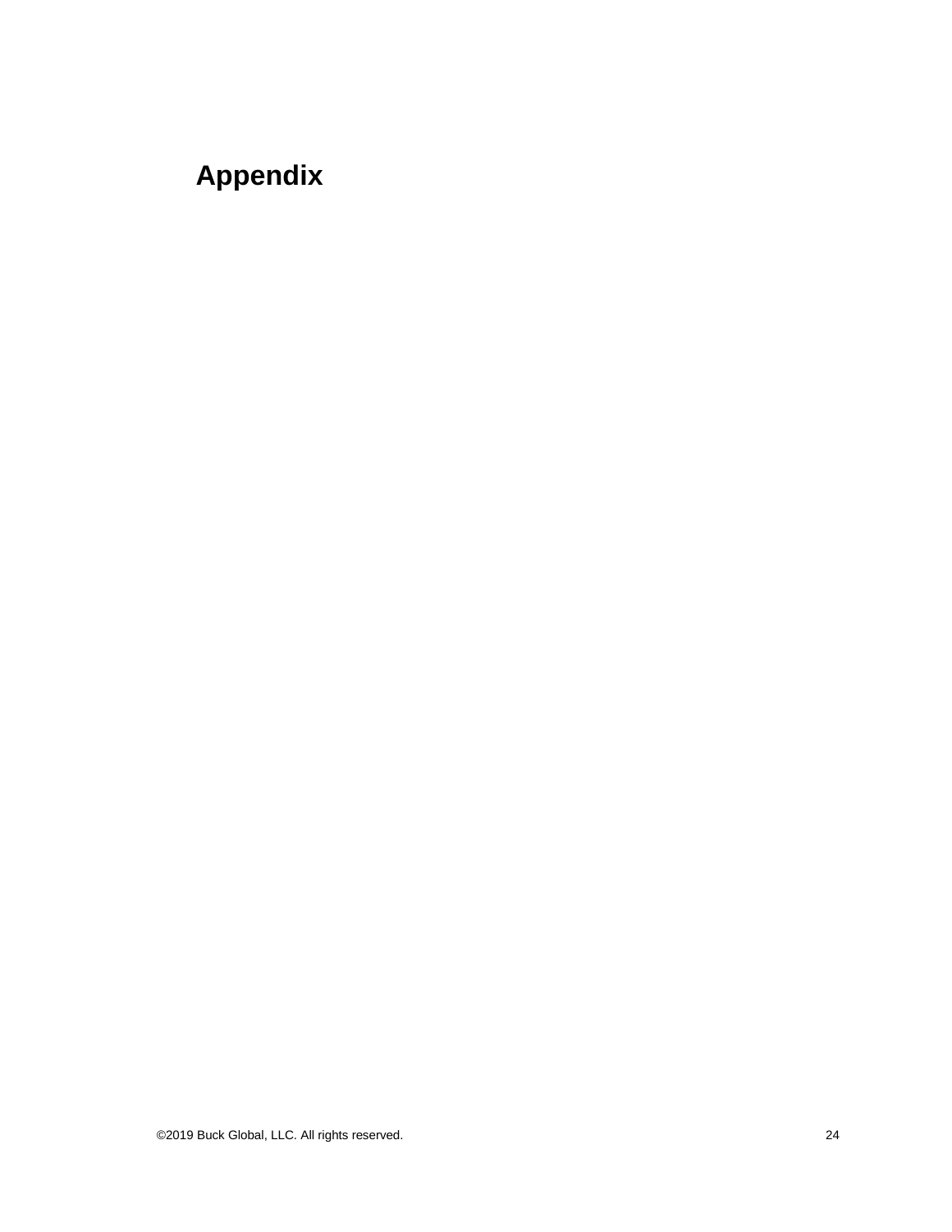# Appendix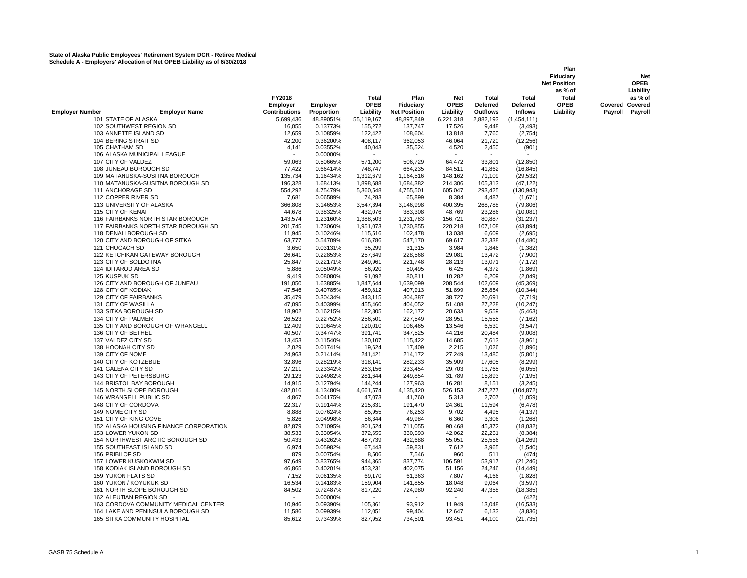**State of Alaska Public Employees' Retirement System DCR - Retiree Medical**
**Schedule A - Employers' Allocation of Net OPEB Liability as of 6/30/2018**

| Employer Number | Employer Name | FY2018 Employer Contributions | Employer Proportion | Total OPEB Liability | Plan Fiduciary Net Position | Net OPEB Liability | Total Deferred Outflows | Total Deferred Inflows | Plan Fiduciary Net Position as % of Total OPEB Liability | Covered Payroll | Net OPEB Liability as % of Covered Payroll |
|---|---|---|---|---|---|---|---|---|---|---|---|
| 101 | STATE OF ALASKA | 5,699,436 | 48.89051% | 55,119,167 | 48,897,849 | 6,221,318 | 2,882,193 | (1,454,111) | | | |
| 102 | SOUTHWEST REGION SD | 16,055 | 0.13773% | 155,272 | 137,747 | 17,526 | 9,448 | (3,493) | | | |
| 103 | ANNETTE ISLAND SD | 12,659 | 0.10859% | 122,422 | 108,604 | 13,818 | 7,760 | (2,754) | | | |
| 104 | BERING STRAIT SD | 42,200 | 0.36200% | 408,117 | 362,053 | 46,064 | 21,720 | (12,256) | | | |
| 105 | CHATHAM SD | 4,141 | 0.03552% | 40,043 | 35,524 | 4,520 | 2,450 | (901) | | | |
| 106 | ALASKA MUNICIPAL LEAGUE | - | 0.00000% | - | - | - | - | - | | | |
| 107 | CITY OF VALDEZ | 59,063 | 0.50665% | 571,200 | 506,729 | 64,472 | 33,801 | (12,850) | | | |
| 108 | JUNEAU BOROUGH SD | 77,422 | 0.66414% | 748,747 | 664,235 | 84,511 | 41,862 | (16,845) | | | |
| 109 | MATANUSKA-SUSITNA BOROUGH | 135,734 | 1.16434% | 1,312,679 | 1,164,516 | 148,162 | 71,109 | (29,532) | | | |
| 110 | MATANUSKA-SUSITNA BOROUGH SD | 196,328 | 1.68413% | 1,898,688 | 1,684,382 | 214,306 | 105,313 | (47,122) | | | |
| 111 | ANCHORAGE SD | 554,292 | 4.75479% | 5,360,548 | 4,755,501 | 605,047 | 293,425 | (130,943) | | | |
| 112 | COPPER RIVER SD | 7,681 | 0.06589% | 74,283 | 65,899 | 8,384 | 4,487 | (1,671) | | | |
| 113 | UNIVERSITY OF ALASKA | 366,808 | 3.14653% | 3,547,394 | 3,146,998 | 400,395 | 268,788 | (79,806) | | | |
| 115 | CITY OF KENAI | 44,678 | 0.38325% | 432,076 | 383,308 | 48,769 | 23,286 | (10,081) | | | |
| 116 | FAIRBANKS NORTH STAR BOROUGH | 143,574 | 1.23160% | 1,388,503 | 1,231,783 | 156,721 | 80,887 | (31,237) | | | |
| 117 | FAIRBANKS NORTH STAR BOROUGH SD | 201,745 | 1.73060% | 1,951,073 | 1,730,855 | 220,218 | 107,108 | (43,894) | | | |
| 118 | DENALI BOROUGH SD | 11,945 | 0.10246% | 115,516 | 102,478 | 13,038 | 6,609 | (2,695) | | | |
| 120 | CITY AND BOROUGH OF SITKA | 63,777 | 0.54709% | 616,786 | 547,170 | 69,617 | 32,338 | (14,480) | | | |
| 121 | CHUGACH SD | 3,650 | 0.03131% | 35,299 | 31,315 | 3,984 | 1,846 | (1,382) | | | |
| 122 | KETCHIKAN GATEWAY BOROUGH | 26,641 | 0.22853% | 257,649 | 228,568 | 29,081 | 13,472 | (7,900) | | | |
| 123 | CITY OF SOLDOTNA | 25,847 | 0.22171% | 249,961 | 221,748 | 28,213 | 13,071 | (7,172) | | | |
| 124 | IDITAROD AREA SD | 5,886 | 0.05049% | 56,920 | 50,495 | 6,425 | 4,372 | (1,869) | | | |
| 125 | KUSPUK SD | 9,419 | 0.08080% | 91,092 | 80,811 | 10,282 | 6,209 | (2,049) | | | |
| 126 | CITY AND BOROUGH OF JUNEAU | 191,050 | 1.63885% | 1,847,644 | 1,639,099 | 208,544 | 102,609 | (45,369) | | | |
| 128 | CITY OF KODIAK | 47,546 | 0.40785% | 459,812 | 407,913 | 51,899 | 26,854 | (10,344) | | | |
| 129 | CITY OF FAIRBANKS | 35,479 | 0.30434% | 343,115 | 304,387 | 38,727 | 20,691 | (7,719) | | | |
| 131 | CITY OF WASILLA | 47,095 | 0.40399% | 455,460 | 404,052 | 51,408 | 27,228 | (10,247) | | | |
| 133 | SITKA BOROUGH SD | 18,902 | 0.16215% | 182,805 | 162,172 | 20,633 | 9,559 | (5,463) | | | |
| 134 | CITY OF PALMER | 26,523 | 0.22752% | 256,501 | 227,549 | 28,951 | 15,555 | (7,162) | | | |
| 135 | CITY AND BOROUGH OF WRANGELL | 12,409 | 0.10645% | 120,010 | 106,465 | 13,546 | 6,530 | (3,547) | | | |
| 136 | CITY OF BETHEL | 40,507 | 0.34747% | 391,741 | 347,525 | 44,216 | 20,484 | (9,008) | | | |
| 137 | VALDEZ CITY SD | 13,453 | 0.11540% | 130,107 | 115,422 | 14,685 | 7,613 | (3,961) | | | |
| 138 | HOONAH CITY SD | 2,029 | 0.01741% | 19,624 | 17,409 | 2,215 | 1,026 | (1,896) | | | |
| 139 | CITY OF NOME | 24,963 | 0.21414% | 241,421 | 214,172 | 27,249 | 13,480 | (5,801) | | | |
| 140 | CITY OF KOTZEBUE | 32,896 | 0.28219% | 318,141 | 282,233 | 35,909 | 17,605 | (8,299) | | | |
| 141 | GALENA CITY SD | 27,211 | 0.23342% | 263,156 | 233,454 | 29,703 | 13,765 | (6,055) | | | |
| 143 | CITY OF PETERSBURG | 29,123 | 0.24982% | 281,644 | 249,854 | 31,789 | 15,893 | (7,195) | | | |
| 144 | BRISTOL BAY BOROUGH | 14,915 | 0.12794% | 144,244 | 127,963 | 16,281 | 8,151 | (3,245) | | | |
| 145 | NORTH SLOPE BOROUGH | 482,016 | 4.13480% | 4,661,574 | 4,135,420 | 526,153 | 247,277 | (104,872) | | | |
| 146 | WRANGELL PUBLIC SD | 4,867 | 0.04175% | 47,073 | 41,760 | 5,313 | 2,707 | (1,059) | | | |
| 148 | CITY OF CORDOVA | 22,317 | 0.19144% | 215,831 | 191,470 | 24,361 | 11,594 | (6,478) | | | |
| 149 | NOME CITY SD | 8,888 | 0.07624% | 85,955 | 76,253 | 9,702 | 4,495 | (4,137) | | | |
| 151 | CITY OF KING COVE | 5,826 | 0.04998% | 56,344 | 49,984 | 6,360 | 3,306 | (1,268) | | | |
| 152 | ALASKA HOUSING FINANCE CORPORATION | 82,879 | 0.71095% | 801,524 | 711,055 | 90,468 | 45,372 | (18,032) | | | |
| 153 | LOWER YUKON SD | 38,533 | 0.33054% | 372,655 | 330,593 | 42,062 | 22,261 | (8,384) | | | |
| 154 | NORTHWEST ARCTIC BOROUGH SD | 50,433 | 0.43262% | 487,739 | 432,688 | 55,051 | 25,556 | (14,269) | | | |
| 155 | SOUTHEAST ISLAND SD | 6,974 | 0.05982% | 67,443 | 59,831 | 7,612 | 3,965 | (1,540) | | | |
| 156 | PRIBILOF SD | 879 | 0.00754% | 8,506 | 7,546 | 960 | 511 | (474) | | | |
| 157 | LOWER KUSKOKWIM SD | 97,649 | 0.83765% | 944,365 | 837,774 | 106,591 | 53,917 | (21,246) | | | |
| 158 | KODIAK ISLAND BOROUGH SD | 46,865 | 0.40201% | 453,231 | 402,075 | 51,156 | 24,246 | (14,449) | | | |
| 159 | YUKON FLATS SD | 7,152 | 0.06135% | 69,170 | 61,363 | 7,807 | 4,166 | (1,828) | | | |
| 160 | YUKON / KOYUKUK SD | 16,534 | 0.14183% | 159,904 | 141,855 | 18,048 | 9,064 | (3,597) | | | |
| 161 | NORTH SLOPE BOROUGH SD | 84,502 | 0.72487% | 817,220 | 724,980 | 92,240 | 47,358 | (18,385) | | | |
| 162 | ALEUTIAN REGION SD | - | 0.00000% | - | - | - | - | (422) | | | |
| 163 | CORDOVA COMMUNITY MEDICAL CENTER | 10,946 | 0.09390% | 105,861 | 93,912 | 11,949 | 13,048 | (16,533) | | | |
| 164 | LAKE AND PENINSULA BOROUGH SD | 11,586 | 0.09939% | 112,051 | 99,404 | 12,647 | 6,133 | (3,836) | | | |
| 165 | SITKA COMMUNITY HOSPITAL | 85,612 | 0.73439% | 827,952 | 734,501 | 93,451 | 44,100 | (21,735) | | | |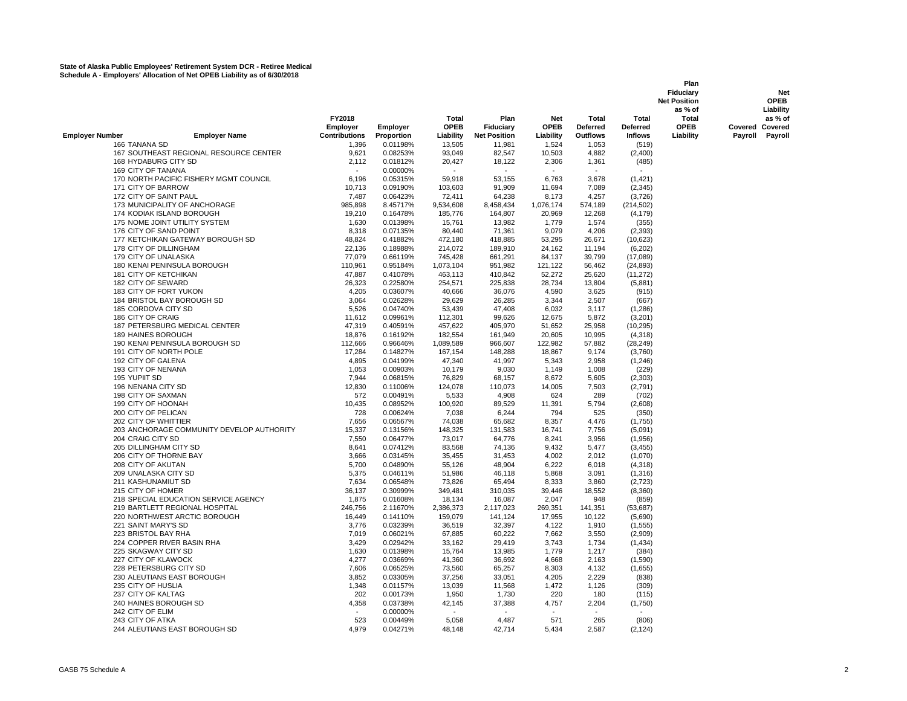**State of Alaska Public Employees' Retirement System DCR - Retiree Medical**
**Schedule A - Employers' Allocation of Net OPEB Liability as of 6/30/2018**

| Employer Number | Employer Name | FY2018 Employer Contributions | Employer Proportion | Total OPEB Liability | Plan Fiduciary Net Position | Net OPEB Liability | Total Deferred Outflows | Total Deferred Inflows | Plan Fiduciary Net Position as % of Total OPEB Liability | Covered Payroll | Net OPEB Liability as % of Covered Payroll |
|---|---|---|---|---|---|---|---|---|---|---|---|
| 166 | TANANA SD | 1,396 | 0.01198% | 13,505 | 11,981 | 1,524 | 1,053 | (519) | | | |
| 167 | SOUTHEAST REGIONAL RESOURCE CENTER | 9,621 | 0.08253% | 93,049 | 82,547 | 10,503 | 4,882 | (2,400) | | | |
| 168 | HYDABURG CITY SD | 2,112 | 0.01812% | 20,427 | 18,122 | 2,306 | 1,361 | (485) | | | |
| 169 | CITY OF TANANA | - | 0.00000% | - | - | - | - | - | | | |
| 170 | NORTH PACIFIC FISHERY MGMT COUNCIL | 6,196 | 0.05315% | 59,918 | 53,155 | 6,763 | 3,678 | (1,421) | | | |
| 171 | CITY OF BARROW | 10,713 | 0.09190% | 103,603 | 91,909 | 11,694 | 7,089 | (2,345) | | | |
| 172 | CITY OF SAINT PAUL | 7,487 | 0.06423% | 72,411 | 64,238 | 8,173 | 4,257 | (3,726) | | | |
| 173 | MUNICIPALITY OF ANCHORAGE | 985,898 | 8.45717% | 9,534,608 | 8,458,434 | 1,076,174 | 574,189 | (214,502) | | | |
| 174 | KODIAK ISLAND BOROUGH | 19,210 | 0.16478% | 185,776 | 164,807 | 20,969 | 12,268 | (4,179) | | | |
| 175 | NOME JOINT UTILITY SYSTEM | 1,630 | 0.01398% | 15,761 | 13,982 | 1,779 | 1,574 | (355) | | | |
| 176 | CITY OF SAND POINT | 8,318 | 0.07135% | 80,440 | 71,361 | 9,079 | 4,206 | (2,393) | | | |
| 177 | KETCHIKAN GATEWAY BOROUGH SD | 48,824 | 0.41882% | 472,180 | 418,885 | 53,295 | 26,671 | (10,623) | | | |
| 178 | CITY OF DILLINGHAM | 22,136 | 0.18988% | 214,072 | 189,910 | 24,162 | 11,194 | (6,202) | | | |
| 179 | CITY OF UNALASKA | 77,079 | 0.66119% | 745,428 | 661,291 | 84,137 | 39,799 | (17,089) | | | |
| 180 | KENAI PENINSULA BOROUGH | 110,961 | 0.95184% | 1,073,104 | 951,982 | 121,122 | 56,462 | (24,893) | | | |
| 181 | CITY OF KETCHIKAN | 47,887 | 0.41078% | 463,113 | 410,842 | 52,272 | 25,620 | (11,272) | | | |
| 182 | CITY OF SEWARD | 26,323 | 0.22580% | 254,571 | 225,838 | 28,734 | 13,804 | (5,881) | | | |
| 183 | CITY OF FORT YUKON | 4,205 | 0.03607% | 40,666 | 36,076 | 4,590 | 3,625 | (915) | | | |
| 184 | BRISTOL BAY BOROUGH SD | 3,064 | 0.02628% | 29,629 | 26,285 | 3,344 | 2,507 | (667) | | | |
| 185 | CORDOVA CITY SD | 5,526 | 0.04740% | 53,439 | 47,408 | 6,032 | 3,117 | (1,286) | | | |
| 186 | CITY OF CRAIG | 11,612 | 0.09961% | 112,301 | 99,626 | 12,675 | 5,872 | (3,201) | | | |
| 187 | PETERSBURG MEDICAL CENTER | 47,319 | 0.40591% | 457,622 | 405,970 | 51,652 | 25,958 | (10,295) | | | |
| 189 | HAINES BOROUGH | 18,876 | 0.16192% | 182,554 | 161,949 | 20,605 | 10,995 | (4,318) | | | |
| 190 | KENAI PENINSULA BOROUGH SD | 112,666 | 0.96646% | 1,089,589 | 966,607 | 122,982 | 57,882 | (28,249) | | | |
| 191 | CITY OF NORTH POLE | 17,284 | 0.14827% | 167,154 | 148,288 | 18,867 | 9,174 | (3,760) | | | |
| 192 | CITY OF GALENA | 4,895 | 0.04199% | 47,340 | 41,997 | 5,343 | 2,958 | (1,246) | | | |
| 193 | CITY OF NENANA | 1,053 | 0.00903% | 10,179 | 9,030 | 1,149 | 1,008 | (229) | | | |
| 195 | YUPIIT SD | 7,944 | 0.06815% | 76,829 | 68,157 | 8,672 | 5,605 | (2,303) | | | |
| 196 | NENANA CITY SD | 12,830 | 0.11006% | 124,078 | 110,073 | 14,005 | 7,503 | (2,791) | | | |
| 198 | CITY OF SAXMAN | 572 | 0.00491% | 5,533 | 4,908 | 624 | 289 | (702) | | | |
| 199 | CITY OF HOONAH | 10,435 | 0.08952% | 100,920 | 89,529 | 11,391 | 5,794 | (2,608) | | | |
| 200 | CITY OF PELICAN | 728 | 0.00624% | 7,038 | 6,244 | 794 | 525 | (350) | | | |
| 202 | CITY OF WHITTIER | 7,656 | 0.06567% | 74,038 | 65,682 | 8,357 | 4,476 | (1,755) | | | |
| 203 | ANCHORAGE COMMUNITY DEVELOP AUTHORITY | 15,337 | 0.13156% | 148,325 | 131,583 | 16,741 | 7,756 | (5,091) | | | |
| 204 | CRAIG CITY SD | 7,550 | 0.06477% | 73,017 | 64,776 | 8,241 | 3,956 | (1,956) | | | |
| 205 | DILLINGHAM CITY SD | 8,641 | 0.07412% | 83,568 | 74,136 | 9,432 | 5,477 | (3,455) | | | |
| 206 | CITY OF THORNE BAY | 3,666 | 0.03145% | 35,455 | 31,453 | 4,002 | 2,012 | (1,070) | | | |
| 208 | CITY OF AKUTAN | 5,700 | 0.04890% | 55,126 | 48,904 | 6,222 | 6,018 | (4,318) | | | |
| 209 | UNALASKA CITY SD | 5,375 | 0.04611% | 51,986 | 46,118 | 5,868 | 3,091 | (1,316) | | | |
| 211 | KASHUNAMIUT SD | 7,634 | 0.06548% | 73,826 | 65,494 | 8,333 | 3,860 | (2,723) | | | |
| 215 | CITY OF HOMER | 36,137 | 0.30999% | 349,481 | 310,035 | 39,446 | 18,552 | (8,360) | | | |
| 218 | SPECIAL EDUCATION SERVICE AGENCY | 1,875 | 0.01608% | 18,134 | 16,087 | 2,047 | 948 | (859) | | | |
| 219 | BARTLETT REGIONAL HOSPITAL | 246,756 | 2.11670% | 2,386,373 | 2,117,023 | 269,351 | 141,351 | (53,687) | | | |
| 220 | NORTHWEST ARCTIC BOROUGH | 16,449 | 0.14110% | 159,079 | 141,124 | 17,955 | 10,122 | (5,690) | | | |
| 221 | SAINT MARY'S SD | 3,776 | 0.03239% | 36,519 | 32,397 | 4,122 | 1,910 | (1,555) | | | |
| 223 | BRISTOL BAY RHA | 7,019 | 0.06021% | 67,885 | 60,222 | 7,662 | 3,550 | (2,909) | | | |
| 224 | COPPER RIVER BASIN RHA | 3,429 | 0.02942% | 33,162 | 29,419 | 3,743 | 1,734 | (1,434) | | | |
| 225 | SKAGWAY CITY SD | 1,630 | 0.01398% | 15,764 | 13,985 | 1,779 | 1,217 | (384) | | | |
| 227 | CITY OF KLAWOCK | 4,277 | 0.03669% | 41,360 | 36,692 | 4,668 | 2,163 | (1,590) | | | |
| 228 | PETERSBURG CITY SD | 7,606 | 0.06525% | 73,560 | 65,257 | 8,303 | 4,132 | (1,655) | | | |
| 230 | ALEUTIANS EAST BOROUGH | 3,852 | 0.03305% | 37,256 | 33,051 | 4,205 | 2,229 | (838) | | | |
| 235 | CITY OF HUSLIA | 1,348 | 0.01157% | 13,039 | 11,568 | 1,472 | 1,126 | (309) | | | |
| 237 | CITY OF KALTAG | 202 | 0.00173% | 1,950 | 1,730 | 220 | 180 | (115) | | | |
| 240 | HAINES BOROUGH SD | 4,358 | 0.03738% | 42,145 | 37,388 | 4,757 | 2,204 | (1,750) | | | |
| 242 | CITY OF ELIM | - | 0.00000% | - | - | - | - | - | | | |
| 243 | CITY OF ATKA | 523 | 0.00449% | 5,058 | 4,487 | 571 | 265 | (806) | | | |
| 244 | ALEUTIANS EAST BOROUGH SD | 4,979 | 0.04271% | 48,148 | 42,714 | 5,434 | 2,587 | (2,124) | | | |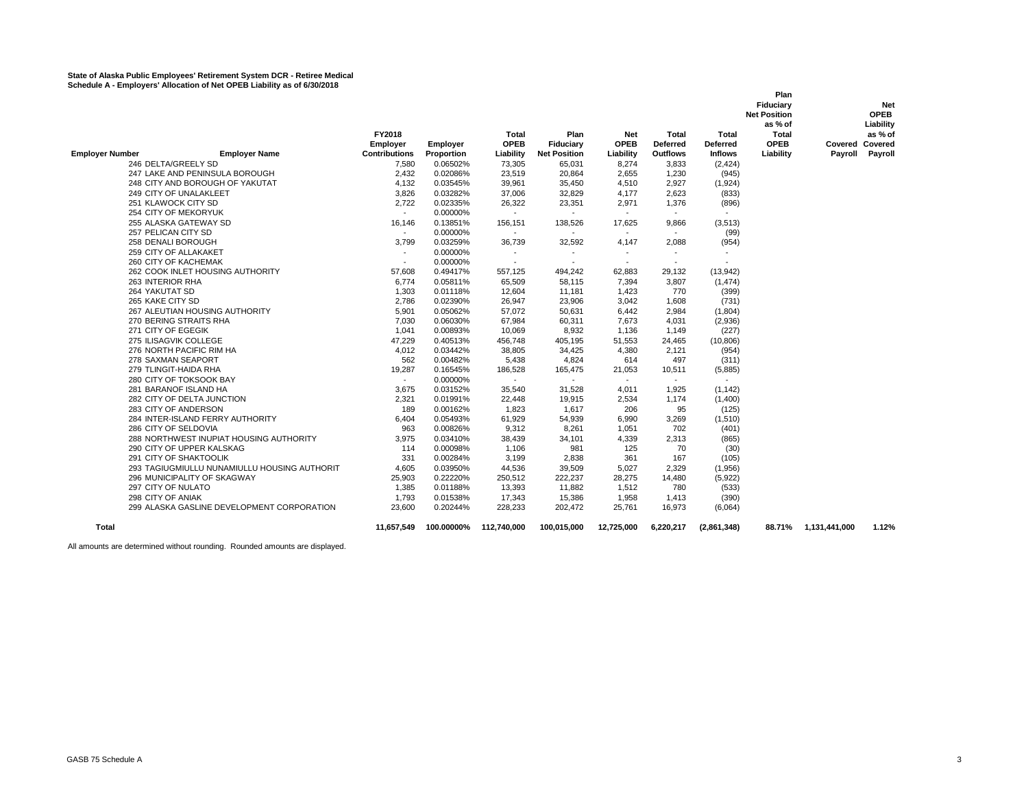**State of Alaska Public Employees' Retirement System DCR - Retiree Medical**
**Schedule A - Employers' Allocation of Net OPEB Liability as of 6/30/2018**

| Employer Number | Employer Name | FY2018 Employer Contributions | Employer Proportion | Total OPEB Liability | Plan Fiduciary Net Position | Net OPEB Liability | Total Deferred Outflows | Total Deferred Inflows | Plan Fiduciary Net Position as % of Total OPEB Liability | Covered Payroll | Net OPEB Liability as % of Covered Payroll |
|---|---|---|---|---|---|---|---|---|---|---|---|
| 246 | DELTA/GREELY SD | 7,580 | 0.06502% | 73,305 | 65,031 | 8,274 | 3,833 | (2,424) | | | |
| 247 | LAKE AND PENINSULA BOROUGH | 2,432 | 0.02086% | 23,519 | 20,864 | 2,655 | 1,230 | (945) | | | |
| 248 | CITY AND BOROUGH OF YAKUTAT | 4,132 | 0.03545% | 39,961 | 35,450 | 4,510 | 2,927 | (1,924) | | | |
| 249 | CITY OF UNALAKLEET | 3,826 | 0.03282% | 37,006 | 32,829 | 4,177 | 2,623 | (833) | | | |
| 251 | KLAWOCK CITY SD | 2,722 | 0.02335% | 26,322 | 23,351 | 2,971 | 1,376 | (896) | | | |
| 254 | CITY OF MEKORYUK | - | 0.00000% | - | - | - | - | - | | | |
| 255 | ALASKA GATEWAY SD | 16,146 | 0.13851% | 156,151 | 138,526 | 17,625 | 9,866 | (3,513) | | | |
| 257 | PELICAN CITY SD | - | 0.00000% | - | - | - | - | (99) | | | |
| 258 | DENALI BOROUGH | 3,799 | 0.03259% | 36,739 | 32,592 | 4,147 | 2,088 | (954) | | | |
| 259 | CITY OF ALLAKAKET | - | 0.00000% | - | - | - | - | - | | | |
| 260 | CITY OF KACHEMAK | - | 0.00000% | - | - | - | - | - | | | |
| 262 | COOK INLET HOUSING AUTHORITY | 57,608 | 0.49417% | 557,125 | 494,242 | 62,883 | 29,132 | (13,942) | | | |
| 263 | INTERIOR RHA | 6,774 | 0.05811% | 65,509 | 58,115 | 7,394 | 3,807 | (1,474) | | | |
| 264 | YAKUTAT SD | 1,303 | 0.01118% | 12,604 | 11,181 | 1,423 | 770 | (399) | | | |
| 265 | KAKE CITY SD | 2,786 | 0.02390% | 26,947 | 23,906 | 3,042 | 1,608 | (731) | | | |
| 267 | ALEUTIAN HOUSING AUTHORITY | 5,901 | 0.05062% | 57,072 | 50,631 | 6,442 | 2,984 | (1,804) | | | |
| 270 | BERING STRAITS RHA | 7,030 | 0.06030% | 67,984 | 60,311 | 7,673 | 4,031 | (2,936) | | | |
| 271 | CITY OF EGEGIK | 1,041 | 0.00893% | 10,069 | 8,932 | 1,136 | 1,149 | (227) | | | |
| 275 | ILISAGVIK COLLEGE | 47,229 | 0.40513% | 456,748 | 405,195 | 51,553 | 24,465 | (10,806) | | | |
| 276 | NORTH PACIFIC RIM HA | 4,012 | 0.03442% | 38,805 | 34,425 | 4,380 | 2,121 | (954) | | | |
| 278 | SAXMAN SEAPORT | 562 | 0.00482% | 5,438 | 4,824 | 614 | 497 | (311) | | | |
| 279 | TLINGIT-HAIDA RHA | 19,287 | 0.16545% | 186,528 | 165,475 | 21,053 | 10,511 | (5,885) | | | |
| 280 | CITY OF TOKSOOK BAY | - | 0.00000% | - | - | - | - | - | | | |
| 281 | BARANOF ISLAND HA | 3,675 | 0.03152% | 35,540 | 31,528 | 4,011 | 1,925 | (1,142) | | | |
| 282 | CITY OF DELTA JUNCTION | 2,321 | 0.01991% | 22,448 | 19,915 | 2,534 | 1,174 | (1,400) | | | |
| 283 | CITY OF ANDERSON | 189 | 0.00162% | 1,823 | 1,617 | 206 | 95 | (125) | | | |
| 284 | INTER-ISLAND FERRY AUTHORITY | 6,404 | 0.05493% | 61,929 | 54,939 | 6,990 | 3,269 | (1,510) | | | |
| 286 | CITY OF SELDOVIA | 963 | 0.00826% | 9,312 | 8,261 | 1,051 | 702 | (401) | | | |
| 288 | NORTHWEST INUPIAT HOUSING AUTHORITY | 3,975 | 0.03410% | 38,439 | 34,101 | 4,339 | 2,313 | (865) | | | |
| 290 | CITY OF UPPER KALSKAG | 114 | 0.00098% | 1,106 | 981 | 125 | 70 | (30) | | | |
| 291 | CITY OF SHAKTOOLIK | 331 | 0.00284% | 3,199 | 2,838 | 361 | 167 | (105) | | | |
| 293 | TAGIUGMIULLU NUNAMIULLU HOUSING AUTHORIT | 4,605 | 0.03950% | 44,536 | 39,509 | 5,027 | 2,329 | (1,956) | | | |
| 296 | MUNICIPALITY OF SKAGWAY | 25,903 | 0.22220% | 250,512 | 222,237 | 28,275 | 14,480 | (5,922) | | | |
| 297 | CITY OF NULATO | 1,385 | 0.01188% | 13,393 | 11,882 | 1,512 | 780 | (533) | | | |
| 298 | CITY OF ANIAK | 1,793 | 0.01538% | 17,343 | 15,386 | 1,958 | 1,413 | (390) | | | |
| 299 | ALASKA GASLINE DEVELOPMENT CORPORATION | 23,600 | 0.20244% | 228,233 | 202,472 | 25,761 | 16,973 | (6,064) | | | |
| **Total** | | **11,657,549** | **100.00000%** | **112,740,000** | **100,015,000** | **12,725,000** | **6,220,217** | **(2,861,348)** | **88.71%** | **1,131,441,000** | **1.12%** |

All amounts are determined without rounding. Rounded amounts are displayed.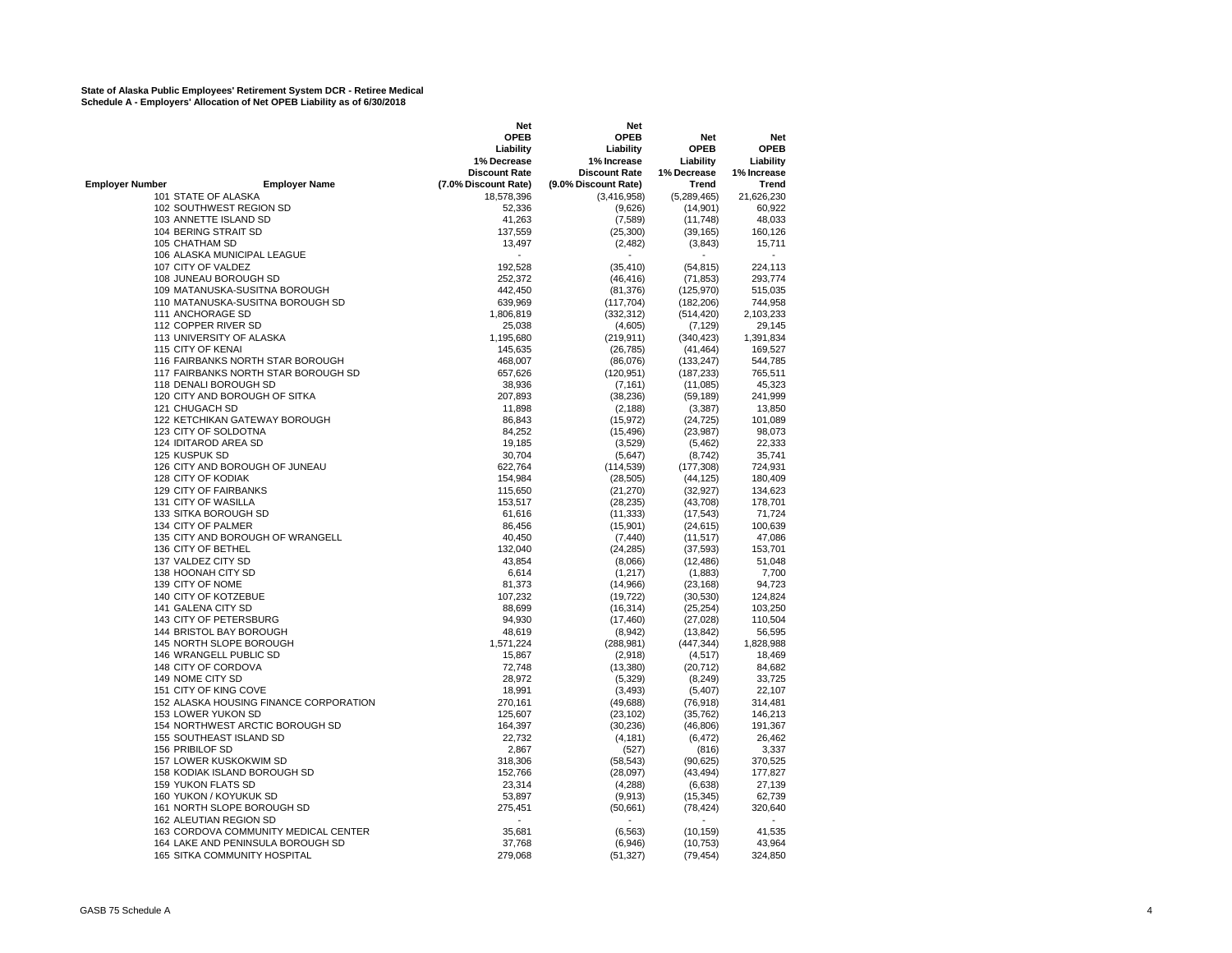**State of Alaska Public Employees' Retirement System DCR - Retiree Medical**
**Schedule A - Employers' Allocation of Net OPEB Liability as of 6/30/2018**

| Employer Number | Employer Name | Net OPEB Liability 1% Decrease Discount Rate (7.0% Discount Rate) | Net OPEB Liability 1% Increase Discount Rate (9.0% Discount Rate) | Net OPEB Liability 1% Decrease Trend | Net OPEB Liability 1% Increase Trend |
|---|---|---|---|---|---|
| 101 | STATE OF ALASKA | 18,578,396 | (3,416,958) | (5,289,465) | 21,626,230 |
| 102 | SOUTHWEST REGION SD | 52,336 | (9,626) | (14,901) | 60,922 |
| 103 | ANNETTE ISLAND SD | 41,263 | (7,589) | (11,748) | 48,033 |
| 104 | BERING STRAIT SD | 137,559 | (25,300) | (39,165) | 160,126 |
| 105 | CHATHAM SD | 13,497 | (2,482) | (3,843) | 15,711 |
| 106 | ALASKA MUNICIPAL LEAGUE | - | - | - | - |
| 107 | CITY OF VALDEZ | 192,528 | (35,410) | (54,815) | 224,113 |
| 108 | JUNEAU BOROUGH SD | 252,372 | (46,416) | (71,853) | 293,774 |
| 109 | MATANUSKA-SUSITNA BOROUGH | 442,450 | (81,376) | (125,970) | 515,035 |
| 110 | MATANUSKA-SUSITNA BOROUGH SD | 639,969 | (117,704) | (182,206) | 744,958 |
| 111 | ANCHORAGE SD | 1,806,819 | (332,312) | (514,420) | 2,103,233 |
| 112 | COPPER RIVER SD | 25,038 | (4,605) | (7,129) | 29,145 |
| 113 | UNIVERSITY OF ALASKA | 1,195,680 | (219,911) | (340,423) | 1,391,834 |
| 115 | CITY OF KENAI | 145,635 | (26,785) | (41,464) | 169,527 |
| 116 | FAIRBANKS NORTH STAR BOROUGH | 468,007 | (86,076) | (133,247) | 544,785 |
| 117 | FAIRBANKS NORTH STAR BOROUGH SD | 657,626 | (120,951) | (187,233) | 765,511 |
| 118 | DENALI BOROUGH SD | 38,936 | (7,161) | (11,085) | 45,323 |
| 120 | CITY AND BOROUGH OF SITKA | 207,893 | (38,236) | (59,189) | 241,999 |
| 121 | CHUGACH SD | 11,898 | (2,188) | (3,387) | 13,850 |
| 122 | KETCHIKAN GATEWAY BOROUGH | 86,843 | (15,972) | (24,725) | 101,089 |
| 123 | CITY OF SOLDOTNA | 84,252 | (15,496) | (23,987) | 98,073 |
| 124 | IDITAROD AREA SD | 19,185 | (3,529) | (5,462) | 22,333 |
| 125 | KUSPUK SD | 30,704 | (5,647) | (8,742) | 35,741 |
| 126 | CITY AND BOROUGH OF JUNEAU | 622,764 | (114,539) | (177,308) | 724,931 |
| 128 | CITY OF KODIAK | 154,984 | (28,505) | (44,125) | 180,409 |
| 129 | CITY OF FAIRBANKS | 115,650 | (21,270) | (32,927) | 134,623 |
| 131 | CITY OF WASILLA | 153,517 | (28,235) | (43,708) | 178,701 |
| 133 | SITKA BOROUGH SD | 61,616 | (11,333) | (17,543) | 71,724 |
| 134 | CITY OF PALMER | 86,456 | (15,901) | (24,615) | 100,639 |
| 135 | CITY AND BOROUGH OF WRANGELL | 40,450 | (7,440) | (11,517) | 47,086 |
| 136 | CITY OF BETHEL | 132,040 | (24,285) | (37,593) | 153,701 |
| 137 | VALDEZ CITY SD | 43,854 | (8,066) | (12,486) | 51,048 |
| 138 | HOONAH CITY SD | 6,614 | (1,217) | (1,883) | 7,700 |
| 139 | CITY OF NOME | 81,373 | (14,966) | (23,168) | 94,723 |
| 140 | CITY OF KOTZEBUE | 107,232 | (19,722) | (30,530) | 124,824 |
| 141 | GALENA CITY SD | 88,699 | (16,314) | (25,254) | 103,250 |
| 143 | CITY OF PETERSBURG | 94,930 | (17,460) | (27,028) | 110,504 |
| 144 | BRISTOL BAY BOROUGH | 48,619 | (8,942) | (13,842) | 56,595 |
| 145 | NORTH SLOPE BOROUGH | 1,571,224 | (288,981) | (447,344) | 1,828,988 |
| 146 | WRANGELL PUBLIC SD | 15,867 | (2,918) | (4,517) | 18,469 |
| 148 | CITY OF CORDOVA | 72,748 | (13,380) | (20,712) | 84,682 |
| 149 | NOME CITY SD | 28,972 | (5,329) | (8,249) | 33,725 |
| 151 | CITY OF KING COVE | 18,991 | (3,493) | (5,407) | 22,107 |
| 152 | ALASKA HOUSING FINANCE CORPORATION | 270,161 | (49,688) | (76,918) | 314,481 |
| 153 | LOWER YUKON SD | 125,607 | (23,102) | (35,762) | 146,213 |
| 154 | NORTHWEST ARCTIC BOROUGH SD | 164,397 | (30,236) | (46,806) | 191,367 |
| 155 | SOUTHEAST ISLAND SD | 22,732 | (4,181) | (6,472) | 26,462 |
| 156 | PRIBILOF SD | 2,867 | (527) | (816) | 3,337 |
| 157 | LOWER KUSKOKWIM SD | 318,306 | (58,543) | (90,625) | 370,525 |
| 158 | KODIAK ISLAND BOROUGH SD | 152,766 | (28,097) | (43,494) | 177,827 |
| 159 | YUKON FLATS SD | 23,314 | (4,288) | (6,638) | 27,139 |
| 160 | YUKON / KOYUKUK SD | 53,897 | (9,913) | (15,345) | 62,739 |
| 161 | NORTH SLOPE BOROUGH SD | 275,451 | (50,661) | (78,424) | 320,640 |
| 162 | ALEUTIAN REGION SD | - | - | - | - |
| 163 | CORDOVA COMMUNITY MEDICAL CENTER | 35,681 | (6,563) | (10,159) | 41,535 |
| 164 | LAKE AND PENINSULA BOROUGH SD | 37,768 | (6,946) | (10,753) | 43,964 |
| 165 | SITKA COMMUNITY HOSPITAL | 279,068 | (51,327) | (79,454) | 324,850 |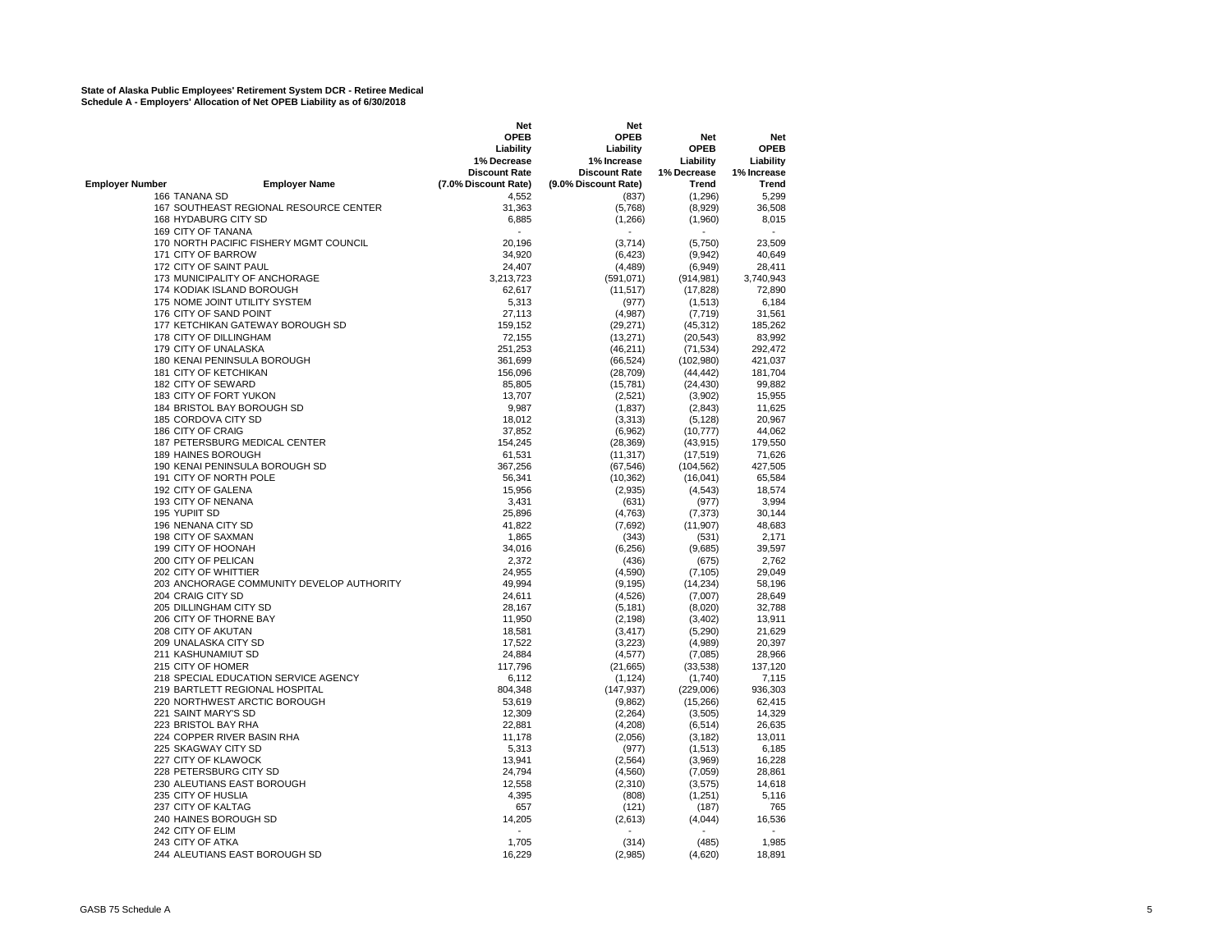**State of Alaska Public Employees' Retirement System DCR - Retiree Medical**
**Schedule A - Employers' Allocation of Net OPEB Liability as of 6/30/2018**

| Employer Number | Employer Name | Net OPEB Liability 1% Decrease Discount Rate (7.0% Discount Rate) | Net OPEB Liability 1% Increase Discount Rate (9.0% Discount Rate) | Net OPEB Liability 1% Decrease Trend | Net OPEB Liability 1% Increase Trend |
|---|---|---|---|---|---|
| 166 | TANANA SD | 4,552 | (837) | (1,296) | 5,299 |
| 167 | SOUTHEAST REGIONAL RESOURCE CENTER | 31,363 | (5,768) | (8,929) | 36,508 |
| 168 | HYDABURG CITY SD | 6,885 | (1,266) | (1,960) | 8,015 |
| 169 | CITY OF TANANA | - | - | - | - |
| 170 | NORTH PACIFIC FISHERY MGMT COUNCIL | 20,196 | (3,714) | (5,750) | 23,509 |
| 171 | CITY OF BARROW | 34,920 | (6,423) | (9,942) | 40,649 |
| 172 | CITY OF SAINT PAUL | 24,407 | (4,489) | (6,949) | 28,411 |
| 173 | MUNICIPALITY OF ANCHORAGE | 3,213,723 | (591,071) | (914,981) | 3,740,943 |
| 174 | KODIAK ISLAND BOROUGH | 62,617 | (11,517) | (17,828) | 72,890 |
| 175 | NOME JOINT UTILITY SYSTEM | 5,313 | (977) | (1,513) | 6,184 |
| 176 | CITY OF SAND POINT | 27,113 | (4,987) | (7,719) | 31,561 |
| 177 | KETCHIKAN GATEWAY BOROUGH SD | 159,152 | (29,271) | (45,312) | 185,262 |
| 178 | CITY OF DILLINGHAM | 72,155 | (13,271) | (20,543) | 83,992 |
| 179 | CITY OF UNALASKA | 251,253 | (46,211) | (71,534) | 292,472 |
| 180 | KENAI PENINSULA BOROUGH | 361,699 | (66,524) | (102,980) | 421,037 |
| 181 | CITY OF KETCHIKAN | 156,096 | (28,709) | (44,442) | 181,704 |
| 182 | CITY OF SEWARD | 85,805 | (15,781) | (24,430) | 99,882 |
| 183 | CITY OF FORT YUKON | 13,707 | (2,521) | (3,902) | 15,955 |
| 184 | BRISTOL BAY BOROUGH SD | 9,987 | (1,837) | (2,843) | 11,625 |
| 185 | CORDOVA CITY SD | 18,012 | (3,313) | (5,128) | 20,967 |
| 186 | CITY OF CRAIG | 37,852 | (6,962) | (10,777) | 44,062 |
| 187 | PETERSBURG MEDICAL CENTER | 154,245 | (28,369) | (43,915) | 179,550 |
| 189 | HAINES BOROUGH | 61,531 | (11,317) | (17,519) | 71,626 |
| 190 | KENAI PENINSULA BOROUGH SD | 367,256 | (67,546) | (104,562) | 427,505 |
| 191 | CITY OF NORTH POLE | 56,341 | (10,362) | (16,041) | 65,584 |
| 192 | CITY OF GALENA | 15,956 | (2,935) | (4,543) | 18,574 |
| 193 | CITY OF NENANA | 3,431 | (631) | (977) | 3,994 |
| 195 | YUPIIT SD | 25,896 | (4,763) | (7,373) | 30,144 |
| 196 | NENANA CITY SD | 41,822 | (7,692) | (11,907) | 48,683 |
| 198 | CITY OF SAXMAN | 1,865 | (343) | (531) | 2,171 |
| 199 | CITY OF HOONAH | 34,016 | (6,256) | (9,685) | 39,597 |
| 200 | CITY OF PELICAN | 2,372 | (436) | (675) | 2,762 |
| 202 | CITY OF WHITTIER | 24,955 | (4,590) | (7,105) | 29,049 |
| 203 | ANCHORAGE COMMUNITY DEVELOP AUTHORITY | 49,994 | (9,195) | (14,234) | 58,196 |
| 204 | CRAIG CITY SD | 24,611 | (4,526) | (7,007) | 28,649 |
| 205 | DILLINGHAM CITY SD | 28,167 | (5,181) | (8,020) | 32,788 |
| 206 | CITY OF THORNE BAY | 11,950 | (2,198) | (3,402) | 13,911 |
| 208 | CITY OF AKUTAN | 18,581 | (3,417) | (5,290) | 21,629 |
| 209 | UNALASKA CITY SD | 17,522 | (3,223) | (4,989) | 20,397 |
| 211 | KASHUNAMIUT SD | 24,884 | (4,577) | (7,085) | 28,966 |
| 215 | CITY OF HOMER | 117,796 | (21,665) | (33,538) | 137,120 |
| 218 | SPECIAL EDUCATION SERVICE AGENCY | 6,112 | (1,124) | (1,740) | 7,115 |
| 219 | BARTLETT REGIONAL HOSPITAL | 804,348 | (147,937) | (229,006) | 936,303 |
| 220 | NORTHWEST ARCTIC BOROUGH | 53,619 | (9,862) | (15,266) | 62,415 |
| 221 | SAINT MARY'S SD | 12,309 | (2,264) | (3,505) | 14,329 |
| 223 | BRISTOL BAY RHA | 22,881 | (4,208) | (6,514) | 26,635 |
| 224 | COPPER RIVER BASIN RHA | 11,178 | (2,056) | (3,182) | 13,011 |
| 225 | SKAGWAY CITY SD | 5,313 | (977) | (1,513) | 6,185 |
| 227 | CITY OF KLAWOCK | 13,941 | (2,564) | (3,969) | 16,228 |
| 228 | PETERSBURG CITY SD | 24,794 | (4,560) | (7,059) | 28,861 |
| 230 | ALEUTIANS EAST BOROUGH | 12,558 | (2,310) | (3,575) | 14,618 |
| 235 | CITY OF HUSLIA | 4,395 | (808) | (1,251) | 5,116 |
| 237 | CITY OF KALTAG | 657 | (121) | (187) | 765 |
| 240 | HAINES BOROUGH SD | 14,205 | (2,613) | (4,044) | 16,536 |
| 242 | CITY OF ELIM | - | - | - | - |
| 243 | CITY OF ATKA | 1,705 | (314) | (485) | 1,985 |
| 244 | ALEUTIANS EAST BOROUGH SD | 16,229 | (2,985) | (4,620) | 18,891 |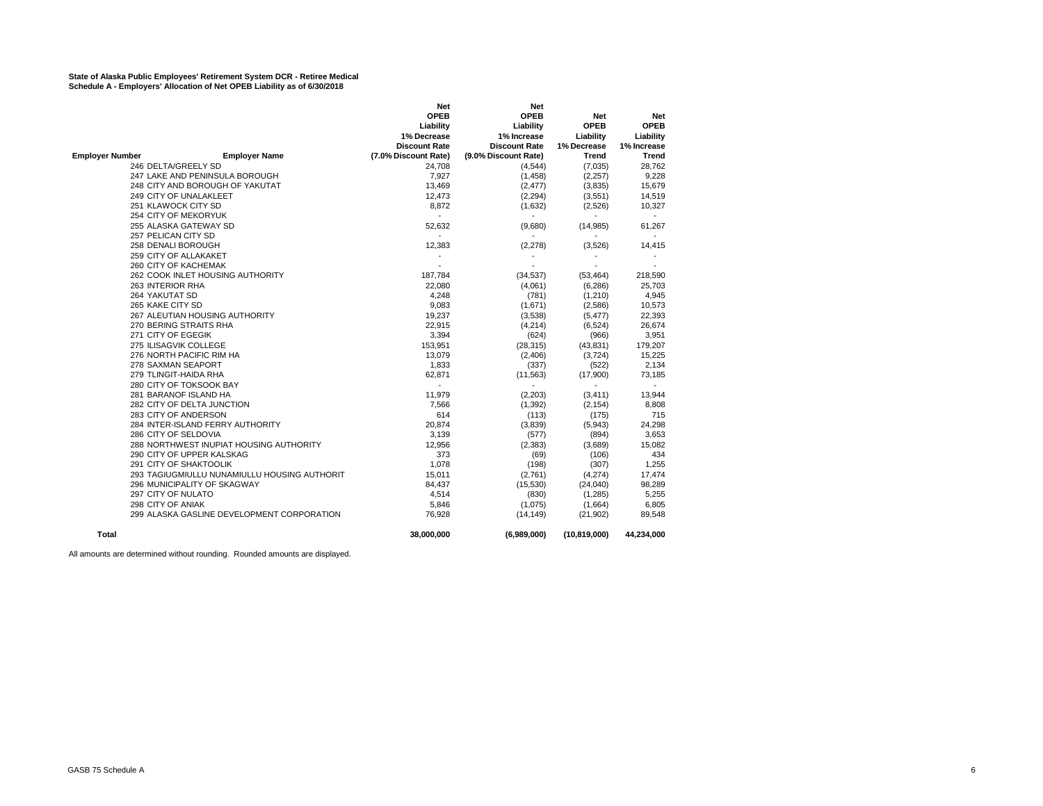**State of Alaska Public Employees' Retirement System DCR - Retiree Medical**
**Schedule A - Employers' Allocation of Net OPEB Liability as of 6/30/2018**

| Employer Number | Employer Name | Net OPEB Liability 1% Decrease Discount Rate (7.0% Discount Rate) | Net OPEB Liability 1% Increase Discount Rate (9.0% Discount Rate) | Net OPEB Liability 1% Decrease Trend | Net OPEB Liability 1% Increase Trend |
|---|---|---|---|---|---|
| 246 | DELTA/GREELY SD | 24,708 | (4,544) | (7,035) | 28,762 |
| 247 | LAKE AND PENINSULA BOROUGH | 7,927 | (1,458) | (2,257) | 9,228 |
| 248 | CITY AND BOROUGH OF YAKUTAT | 13,469 | (2,477) | (3,835) | 15,679 |
| 249 | CITY OF UNALAKLEET | 12,473 | (2,294) | (3,551) | 14,519 |
| 251 | KLAWOCK CITY SD | 8,872 | (1,632) | (2,526) | 10,327 |
| 254 | CITY OF MEKORYUK | - | - | - | - |
| 255 | ALASKA GATEWAY SD | 52,632 | (9,680) | (14,985) | 61,267 |
| 257 | PELICAN CITY SD | - | - | - | - |
| 258 | DENALI BOROUGH | 12,383 | (2,278) | (3,526) | 14,415 |
| 259 | CITY OF ALLAKAKET | - | - | - | - |
| 260 | CITY OF KACHEMAK | - | - | - | - |
| 262 | COOK INLET HOUSING AUTHORITY | 187,784 | (34,537) | (53,464) | 218,590 |
| 263 | INTERIOR RHA | 22,080 | (4,061) | (6,286) | 25,703 |
| 264 | YAKUTAT SD | 4,248 | (781) | (1,210) | 4,945 |
| 265 | KAKE CITY SD | 9,083 | (1,671) | (2,586) | 10,573 |
| 267 | ALEUTIAN HOUSING AUTHORITY | 19,237 | (3,538) | (5,477) | 22,393 |
| 270 | BERING STRAITS RHA | 22,915 | (4,214) | (6,524) | 26,674 |
| 271 | CITY OF EGEGIK | 3,394 | (624) | (966) | 3,951 |
| 275 | ILISAGVIK COLLEGE | 153,951 | (28,315) | (43,831) | 179,207 |
| 276 | NORTH PACIFIC RIM HA | 13,079 | (2,406) | (3,724) | 15,225 |
| 278 | SAXMAN SEAPORT | 1,833 | (337) | (522) | 2,134 |
| 279 | TLINGIT-HAIDA RHA | 62,871 | (11,563) | (17,900) | 73,185 |
| 280 | CITY OF TOKSOOK BAY | - | - | - | - |
| 281 | BARANOF ISLAND HA | 11,979 | (2,203) | (3,411) | 13,944 |
| 282 | CITY OF DELTA JUNCTION | 7,566 | (1,392) | (2,154) | 8,808 |
| 283 | CITY OF ANDERSON | 614 | (113) | (175) | 715 |
| 284 | INTER-ISLAND FERRY AUTHORITY | 20,874 | (3,839) | (5,943) | 24,298 |
| 286 | CITY OF SELDOVIA | 3,139 | (577) | (894) | 3,653 |
| 288 | NORTHWEST INUPIAT HOUSING AUTHORITY | 12,956 | (2,383) | (3,689) | 15,082 |
| 290 | CITY OF UPPER KALSKAG | 373 | (69) | (106) | 434 |
| 291 | CITY OF SHAKTOOLIK | 1,078 | (198) | (307) | 1,255 |
| 293 | TAGIUGMIULLU NUNAMIULLU HOUSING AUTHORIT | 15,011 | (2,761) | (4,274) | 17,474 |
| 296 | MUNICIPALITY OF SKAGWAY | 84,437 | (15,530) | (24,040) | 98,289 |
| 297 | CITY OF NULATO | 4,514 | (830) | (1,285) | 5,255 |
| 298 | CITY OF ANIAK | 5,846 | (1,075) | (1,664) | 6,805 |
| 299 | ALASKA GASLINE DEVELOPMENT CORPORATION | 76,928 | (14,149) | (21,902) | 89,548 |
| **Total** | | **38,000,000** | **(6,989,000)** | **(10,819,000)** | **44,234,000** |

All amounts are determined without rounding. Rounded amounts are displayed.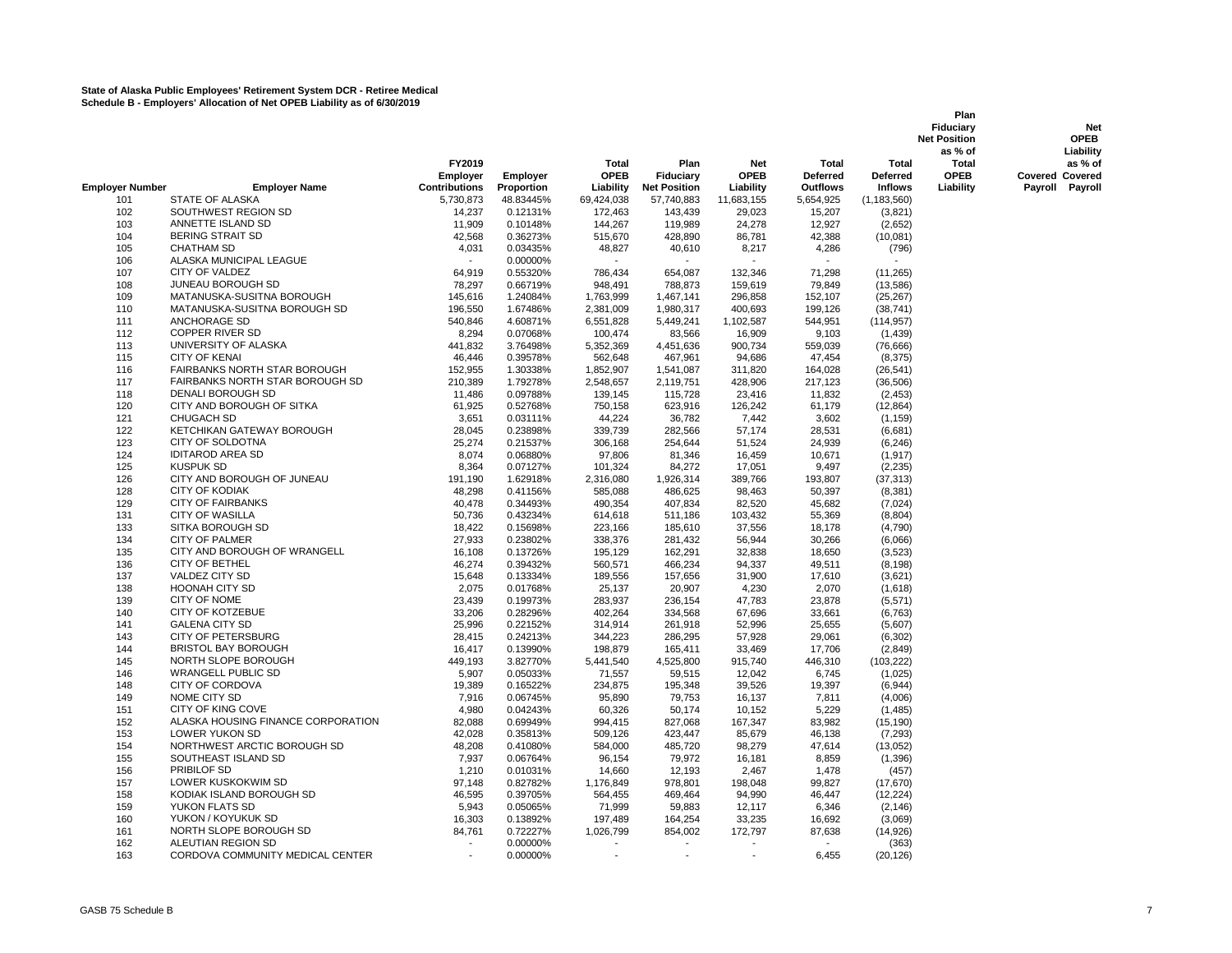**State of Alaska Public Employees' Retirement System DCR - Retiree Medical**
**Schedule B - Employers' Allocation of Net OPEB Liability as of 6/30/2019**

| Employer Number | Employer Name | FY2019 Employer Contributions | Employer Proportion | Total OPEB Liability | Plan Fiduciary Net Position | Net OPEB Liability | Total Deferred Outflows | Total Deferred Inflows | Plan Fiduciary Net Position as % of Total OPEB Liability | Covered Payroll | Net OPEB Liability as % of Covered Payroll |
|---|---|---|---|---|---|---|---|---|---|---|---|
| 101 | STATE OF ALASKA | 5,730,873 | 48.83445% | 69,424,038 | 57,740,883 | 11,683,155 | 5,654,925 | (1,183,560) | | | |
| 102 | SOUTHWEST REGION SD | 14,237 | 0.12131% | 172,463 | 143,439 | 29,023 | 15,207 | (3,821) | | | |
| 103 | ANNETTE ISLAND SD | 11,909 | 0.10148% | 144,267 | 119,989 | 24,278 | 12,927 | (2,652) | | | |
| 104 | BERING STRAIT SD | 42,568 | 0.36273% | 515,670 | 428,890 | 86,781 | 42,388 | (10,081) | | | |
| 105 | CHATHAM SD | 4,031 | 0.03435% | 48,827 | 40,610 | 8,217 | 4,286 | (796) | | | |
| 106 | ALASKA MUNICIPAL LEAGUE | - | 0.00000% | - | - | - | - | - | | | |
| 107 | CITY OF VALDEZ | 64,919 | 0.55320% | 786,434 | 654,087 | 132,346 | 71,298 | (11,265) | | | |
| 108 | JUNEAU BOROUGH SD | 78,297 | 0.66719% | 948,491 | 788,873 | 159,619 | 79,849 | (13,586) | | | |
| 109 | MATANUSKA-SUSITNA BOROUGH | 145,616 | 1.24084% | 1,763,999 | 1,467,141 | 296,858 | 152,107 | (25,267) | | | |
| 110 | MATANUSKA-SUSITNA BOROUGH SD | 196,550 | 1.67486% | 2,381,009 | 1,980,317 | 400,693 | 199,126 | (38,741) | | | |
| 111 | ANCHORAGE SD | 540,846 | 4.60871% | 6,551,828 | 5,449,241 | 1,102,587 | 544,951 | (114,957) | | | |
| 112 | COPPER RIVER SD | 8,294 | 0.07068% | 100,474 | 83,566 | 16,909 | 9,103 | (1,439) | | | |
| 113 | UNIVERSITY OF ALASKA | 441,832 | 3.76498% | 5,352,369 | 4,451,636 | 900,734 | 559,039 | (76,666) | | | |
| 115 | CITY OF KENAI | 46,446 | 0.39578% | 562,648 | 467,961 | 94,686 | 47,454 | (8,375) | | | |
| 116 | FAIRBANKS NORTH STAR BOROUGH | 152,955 | 1.30338% | 1,852,907 | 1,541,087 | 311,820 | 164,028 | (26,541) | | | |
| 117 | FAIRBANKS NORTH STAR BOROUGH SD | 210,389 | 1.79278% | 2,548,657 | 2,119,751 | 428,906 | 217,123 | (36,506) | | | |
| 118 | DENALI BOROUGH SD | 11,486 | 0.09788% | 139,145 | 115,728 | 23,416 | 11,832 | (2,453) | | | |
| 120 | CITY AND BOROUGH OF SITKA | 61,925 | 0.52768% | 750,158 | 623,916 | 126,242 | 61,179 | (12,864) | | | |
| 121 | CHUGACH SD | 3,651 | 0.03111% | 44,224 | 36,782 | 7,442 | 3,602 | (1,159) | | | |
| 122 | KETCHIKAN GATEWAY BOROUGH | 28,045 | 0.23898% | 339,739 | 282,566 | 57,174 | 28,531 | (6,681) | | | |
| 123 | CITY OF SOLDOTNA | 25,274 | 0.21537% | 306,168 | 254,644 | 51,524 | 24,939 | (6,246) | | | |
| 124 | IDITAROD AREA SD | 8,074 | 0.06880% | 97,806 | 81,346 | 16,459 | 10,671 | (1,917) | | | |
| 125 | KUSPUK SD | 8,364 | 0.07127% | 101,324 | 84,272 | 17,051 | 9,497 | (2,235) | | | |
| 126 | CITY AND BOROUGH OF JUNEAU | 191,190 | 1.62918% | 2,316,080 | 1,926,314 | 389,766 | 193,807 | (37,313) | | | |
| 128 | CITY OF KODIAK | 48,298 | 0.41156% | 585,088 | 486,625 | 98,463 | 50,397 | (8,381) | | | |
| 129 | CITY OF FAIRBANKS | 40,478 | 0.34493% | 490,354 | 407,834 | 82,520 | 45,682 | (7,024) | | | |
| 131 | CITY OF WASILLA | 50,736 | 0.43234% | 614,618 | 511,186 | 103,432 | 55,369 | (8,804) | | | |
| 133 | SITKA BOROUGH SD | 18,422 | 0.15698% | 223,166 | 185,610 | 37,556 | 18,178 | (4,790) | | | |
| 134 | CITY OF PALMER | 27,933 | 0.23802% | 338,376 | 281,432 | 56,944 | 30,266 | (6,066) | | | |
| 135 | CITY AND BOROUGH OF WRANGELL | 16,108 | 0.13726% | 195,129 | 162,291 | 32,838 | 18,650 | (3,523) | | | |
| 136 | CITY OF BETHEL | 46,274 | 0.39432% | 560,571 | 466,234 | 94,337 | 49,511 | (8,198) | | | |
| 137 | VALDEZ CITY SD | 15,648 | 0.13334% | 189,556 | 157,656 | 31,900 | 17,610 | (3,621) | | | |
| 138 | HOONAH CITY SD | 2,075 | 0.01768% | 25,137 | 20,907 | 4,230 | 2,070 | (1,618) | | | |
| 139 | CITY OF NOME | 23,439 | 0.19973% | 283,937 | 236,154 | 47,783 | 23,878 | (5,571) | | | |
| 140 | CITY OF KOTZEBUE | 33,206 | 0.28296% | 402,264 | 334,568 | 67,696 | 33,661 | (6,763) | | | |
| 141 | GALENA CITY SD | 25,996 | 0.22152% | 314,914 | 261,918 | 52,996 | 25,655 | (5,607) | | | |
| 143 | CITY OF PETERSBURG | 28,415 | 0.24213% | 344,223 | 286,295 | 57,928 | 29,061 | (6,302) | | | |
| 144 | BRISTOL BAY BOROUGH | 16,417 | 0.13990% | 198,879 | 165,411 | 33,469 | 17,706 | (2,849) | | | |
| 145 | NORTH SLOPE BOROUGH | 449,193 | 3.82770% | 5,441,540 | 4,525,800 | 915,740 | 446,310 | (103,222) | | | |
| 146 | WRANGELL PUBLIC SD | 5,907 | 0.05033% | 71,557 | 59,515 | 12,042 | 6,745 | (1,025) | | | |
| 148 | CITY OF CORDOVA | 19,389 | 0.16522% | 234,875 | 195,348 | 39,526 | 19,397 | (6,944) | | | |
| 149 | NOME CITY SD | 7,916 | 0.06745% | 95,890 | 79,753 | 16,137 | 7,811 | (4,006) | | | |
| 151 | CITY OF KING COVE | 4,980 | 0.04243% | 60,326 | 50,174 | 10,152 | 5,229 | (1,485) | | | |
| 152 | ALASKA HOUSING FINANCE CORPORATION | 82,088 | 0.69949% | 994,415 | 827,068 | 167,347 | 83,982 | (15,190) | | | |
| 153 | LOWER YUKON SD | 42,028 | 0.35813% | 509,126 | 423,447 | 85,679 | 46,138 | (7,293) | | | |
| 154 | NORTHWEST ARCTIC BOROUGH SD | 48,208 | 0.41080% | 584,000 | 485,720 | 98,279 | 47,614 | (13,052) | | | |
| 155 | SOUTHEAST ISLAND SD | 7,937 | 0.06764% | 96,154 | 79,972 | 16,181 | 8,859 | (1,396) | | | |
| 156 | PRIBILOF SD | 1,210 | 0.01031% | 14,660 | 12,193 | 2,467 | 1,478 | (457) | | | |
| 157 | LOWER KUSKOKWIM SD | 97,148 | 0.82782% | 1,176,849 | 978,801 | 198,048 | 99,827 | (17,670) | | | |
| 158 | KODIAK ISLAND BOROUGH SD | 46,595 | 0.39705% | 564,455 | 469,464 | 94,990 | 46,447 | (12,224) | | | |
| 159 | YUKON FLATS SD | 5,943 | 0.05065% | 71,999 | 59,883 | 12,117 | 6,346 | (2,146) | | | |
| 160 | YUKON / KOYUKUK SD | 16,303 | 0.13892% | 197,489 | 164,254 | 33,235 | 16,692 | (3,069) | | | |
| 161 | NORTH SLOPE BOROUGH SD | 84,761 | 0.72227% | 1,026,799 | 854,002 | 172,797 | 87,638 | (14,926) | | | |
| 162 | ALEUTIAN REGION SD | - | 0.00000% | - | - | - | - | (363) | | | |
| 163 | CORDOVA COMMUNITY MEDICAL CENTER | - | 0.00000% | - | - | - | 6,455 | (20,126) | | | |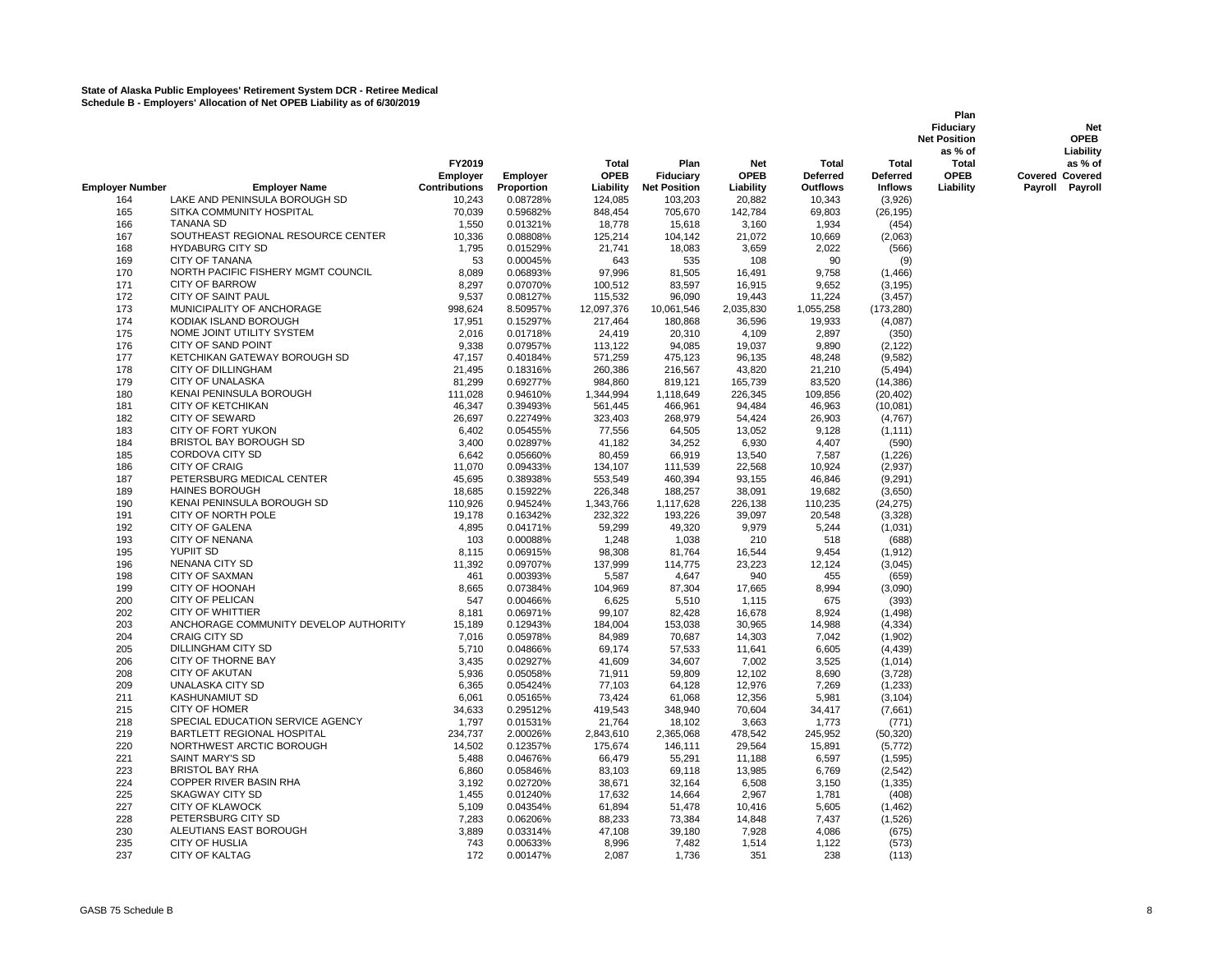**State of Alaska Public Employees' Retirement System DCR - Retiree Medical**
**Schedule B - Employers' Allocation of Net OPEB Liability as of 6/30/2019**

| Employer Number | Employer Name | FY2019 Employer Contributions | Employer Proportion | Total OPEB Liability | Plan Fiduciary Net Position | Net OPEB Liability | Total Deferred Outflows | Total Deferred Inflows | Plan Fiduciary Net Position as % of Total OPEB Liability | Covered Payroll | Net OPEB Liability as % of Covered Payroll |
|---|---|---|---|---|---|---|---|---|---|---|---|
| 164 | LAKE AND PENINSULA BOROUGH SD | 10,243 | 0.08728% | 124,085 | 103,203 | 20,882 | 10,343 | (3,926) | | | |
| 165 | SITKA COMMUNITY HOSPITAL | 70,039 | 0.59682% | 848,454 | 705,670 | 142,784 | 69,803 | (26,195) | | | |
| 166 | TANANA SD | 1,550 | 0.01321% | 18,778 | 15,618 | 3,160 | 1,934 | (454) | | | |
| 167 | SOUTHEAST REGIONAL RESOURCE CENTER | 10,336 | 0.08808% | 125,214 | 104,142 | 21,072 | 10,669 | (2,063) | | | |
| 168 | HYDABURG CITY SD | 1,795 | 0.01529% | 21,741 | 18,083 | 3,659 | 2,022 | (566) | | | |
| 169 | CITY OF TANANA | 53 | 0.00045% | 643 | 535 | 108 | 90 | (9) | | | |
| 170 | NORTH PACIFIC FISHERY MGMT COUNCIL | 8,089 | 0.06893% | 97,996 | 81,505 | 16,491 | 9,758 | (1,466) | | | |
| 171 | CITY OF BARROW | 8,297 | 0.07070% | 100,512 | 83,597 | 16,915 | 9,652 | (3,195) | | | |
| 172 | CITY OF SAINT PAUL | 9,537 | 0.08127% | 115,532 | 96,090 | 19,443 | 11,224 | (3,457) | | | |
| 173 | MUNICIPALITY OF ANCHORAGE | 998,624 | 8.50957% | 12,097,376 | 10,061,546 | 2,035,830 | 1,055,258 | (173,280) | | | |
| 174 | KODIAK ISLAND BOROUGH | 17,951 | 0.15297% | 217,464 | 180,868 | 36,596 | 19,933 | (4,087) | | | |
| 175 | NOME JOINT UTILITY SYSTEM | 2,016 | 0.01718% | 24,419 | 20,310 | 4,109 | 2,897 | (350) | | | |
| 176 | CITY OF SAND POINT | 9,338 | 0.07957% | 113,122 | 94,085 | 19,037 | 9,890 | (2,122) | | | |
| 177 | KETCHIKAN GATEWAY BOROUGH SD | 47,157 | 0.40184% | 571,259 | 475,123 | 96,135 | 48,248 | (9,582) | | | |
| 178 | CITY OF DILLINGHAM | 21,495 | 0.18316% | 260,386 | 216,567 | 43,820 | 21,210 | (5,494) | | | |
| 179 | CITY OF UNALASKA | 81,299 | 0.69277% | 984,860 | 819,121 | 165,739 | 83,520 | (14,386) | | | |
| 180 | KENAI PENINSULA BOROUGH | 111,028 | 0.94610% | 1,344,994 | 1,118,649 | 226,345 | 109,856 | (20,402) | | | |
| 181 | CITY OF KETCHIKAN | 46,347 | 0.39493% | 561,445 | 466,961 | 94,484 | 46,963 | (10,081) | | | |
| 182 | CITY OF SEWARD | 26,697 | 0.22749% | 323,403 | 268,979 | 54,424 | 26,903 | (4,767) | | | |
| 183 | CITY OF FORT YUKON | 6,402 | 0.05455% | 77,556 | 64,505 | 13,052 | 9,128 | (1,111) | | | |
| 184 | BRISTOL BAY BOROUGH SD | 3,400 | 0.02897% | 41,182 | 34,252 | 6,930 | 4,407 | (590) | | | |
| 185 | CORDOVA CITY SD | 6,642 | 0.05660% | 80,459 | 66,919 | 13,540 | 7,587 | (1,226) | | | |
| 186 | CITY OF CRAIG | 11,070 | 0.09433% | 134,107 | 111,539 | 22,568 | 10,924 | (2,937) | | | |
| 187 | PETERSBURG MEDICAL CENTER | 45,695 | 0.38938% | 553,549 | 460,394 | 93,155 | 46,846 | (9,291) | | | |
| 189 | HAINES BOROUGH | 18,685 | 0.15922% | 226,348 | 188,257 | 38,091 | 19,682 | (3,650) | | | |
| 190 | KENAI PENINSULA BOROUGH SD | 110,926 | 0.94524% | 1,343,766 | 1,117,628 | 226,138 | 110,235 | (24,275) | | | |
| 191 | CITY OF NORTH POLE | 19,178 | 0.16342% | 232,322 | 193,226 | 39,097 | 20,548 | (3,328) | | | |
| 192 | CITY OF GALENA | 4,895 | 0.04171% | 59,299 | 49,320 | 9,979 | 5,244 | (1,031) | | | |
| 193 | CITY OF NENANA | 103 | 0.00088% | 1,248 | 1,038 | 210 | 518 | (688) | | | |
| 195 | YUPIIT SD | 8,115 | 0.06915% | 98,308 | 81,764 | 16,544 | 9,454 | (1,912) | | | |
| 196 | NENANA CITY SD | 11,392 | 0.09707% | 137,999 | 114,775 | 23,223 | 12,124 | (3,045) | | | |
| 198 | CITY OF SAXMAN | 461 | 0.00393% | 5,587 | 4,647 | 940 | 455 | (659) | | | |
| 199 | CITY OF HOONAH | 8,665 | 0.07384% | 104,969 | 87,304 | 17,665 | 8,994 | (3,090) | | | |
| 200 | CITY OF PELICAN | 547 | 0.00466% | 6,625 | 5,510 | 1,115 | 675 | (393) | | | |
| 202 | CITY OF WHITTIER | 8,181 | 0.06971% | 99,107 | 82,428 | 16,678 | 8,924 | (1,498) | | | |
| 203 | ANCHORAGE COMMUNITY DEVELOP AUTHORITY | 15,189 | 0.12943% | 184,004 | 153,038 | 30,965 | 14,988 | (4,334) | | | |
| 204 | CRAIG CITY SD | 7,016 | 0.05978% | 84,989 | 70,687 | 14,303 | 7,042 | (1,902) | | | |
| 205 | DILLINGHAM CITY SD | 5,710 | 0.04866% | 69,174 | 57,533 | 11,641 | 6,605 | (4,439) | | | |
| 206 | CITY OF THORNE BAY | 3,435 | 0.02927% | 41,609 | 34,607 | 7,002 | 3,525 | (1,014) | | | |
| 208 | CITY OF AKUTAN | 5,936 | 0.05058% | 71,911 | 59,809 | 12,102 | 8,690 | (3,728) | | | |
| 209 | UNALASKA CITY SD | 6,365 | 0.05424% | 77,103 | 64,128 | 12,976 | 7,269 | (1,233) | | | |
| 211 | KASHUNAMIUT SD | 6,061 | 0.05165% | 73,424 | 61,068 | 12,356 | 5,981 | (3,104) | | | |
| 215 | CITY OF HOMER | 34,633 | 0.29512% | 419,543 | 348,940 | 70,604 | 34,417 | (7,661) | | | |
| 218 | SPECIAL EDUCATION SERVICE AGENCY | 1,797 | 0.01531% | 21,764 | 18,102 | 3,663 | 1,773 | (771) | | | |
| 219 | BARTLETT REGIONAL HOSPITAL | 234,737 | 2.00026% | 2,843,610 | 2,365,068 | 478,542 | 245,952 | (50,320) | | | |
| 220 | NORTHWEST ARCTIC BOROUGH | 14,502 | 0.12357% | 175,674 | 146,111 | 29,564 | 15,891 | (5,772) | | | |
| 221 | SAINT MARY'S SD | 5,488 | 0.04676% | 66,479 | 55,291 | 11,188 | 6,597 | (1,595) | | | |
| 223 | BRISTOL BAY RHA | 6,860 | 0.05846% | 83,103 | 69,118 | 13,985 | 6,769 | (2,542) | | | |
| 224 | COPPER RIVER BASIN RHA | 3,192 | 0.02720% | 38,671 | 32,164 | 6,508 | 3,150 | (1,335) | | | |
| 225 | SKAGWAY CITY SD | 1,455 | 0.01240% | 17,632 | 14,664 | 2,967 | 1,781 | (408) | | | |
| 227 | CITY OF KLAWOCK | 5,109 | 0.04354% | 61,894 | 51,478 | 10,416 | 5,605 | (1,462) | | | |
| 228 | PETERSBURG CITY SD | 7,283 | 0.06206% | 88,233 | 73,384 | 14,848 | 7,437 | (1,526) | | | |
| 230 | ALEUTIANS EAST BOROUGH | 3,889 | 0.03314% | 47,108 | 39,180 | 7,928 | 4,086 | (675) | | | |
| 235 | CITY OF HUSLIA | 743 | 0.00633% | 8,996 | 7,482 | 1,514 | 1,122 | (573) | | | |
| 237 | CITY OF KALTAG | 172 | 0.00147% | 2,087 | 1,736 | 351 | 238 | (113) | | | |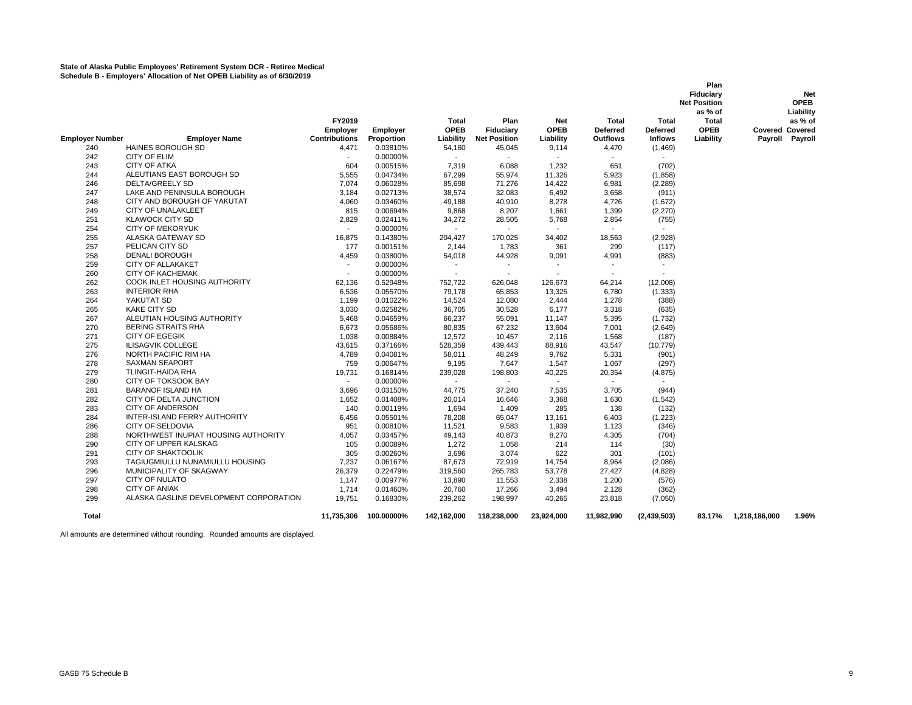**State of Alaska Public Employees' Retirement System DCR - Retiree Medical**
**Schedule B - Employers' Allocation of Net OPEB Liability as of 6/30/2019**

| Employer Number | Employer Name | FY2019 Employer Contributions | Employer Proportion | Total OPEB Liability | Plan Fiduciary Net Position | Net OPEB Liability | Total Deferred Outflows | Total Deferred Inflows | Plan Fiduciary Net Position as % of Total OPEB Liability | Covered Payroll | Net OPEB Liability as % of Covered Payroll |
|---|---|---|---|---|---|---|---|---|---|---|---|
| 240 | HAINES BOROUGH SD | 4,471 | 0.03810% | 54,160 | 45,045 | 9,114 | 4,470 | (1,469) | | | |
| 242 | CITY OF ELIM | - | 0.00000% | - | - | - | - | - | | | |
| 243 | CITY OF ATKA | 604 | 0.00515% | 7,319 | 6,088 | 1,232 | 651 | (702) | | | |
| 244 | ALEUTIANS EAST BOROUGH SD | 5,555 | 0.04734% | 67,299 | 55,974 | 11,326 | 5,923 | (1,858) | | | |
| 246 | DELTA/GREELY SD | 7,074 | 0.06028% | 85,698 | 71,276 | 14,422 | 6,981 | (2,289) | | | |
| 247 | LAKE AND PENINSULA BOROUGH | 3,184 | 0.02713% | 38,574 | 32,083 | 6,492 | 3,658 | (911) | | | |
| 248 | CITY AND BOROUGH OF YAKUTAT | 4,060 | 0.03460% | 49,188 | 40,910 | 8,278 | 4,726 | (1,672) | | | |
| 249 | CITY OF UNALAKLEET | 815 | 0.00694% | 9,868 | 8,207 | 1,661 | 1,399 | (2,270) | | | |
| 251 | KLAWOCK CITY SD | 2,829 | 0.02411% | 34,272 | 28,505 | 5,768 | 2,854 | (755) | | | |
| 254 | CITY OF MEKORYUK | - | 0.00000% | - | - | - | - | - | | | |
| 255 | ALASKA GATEWAY SD | 16,875 | 0.14380% | 204,427 | 170,025 | 34,402 | 18,563 | (2,928) | | | |
| 257 | PELICAN CITY SD | 177 | 0.00151% | 2,144 | 1,783 | 361 | 299 | (117) | | | |
| 258 | DENALI BOROUGH | 4,459 | 0.03800% | 54,018 | 44,928 | 9,091 | 4,991 | (883) | | | |
| 259 | CITY OF ALLAKAKET | - | 0.00000% | - | - | - | - | - | | | |
| 260 | CITY OF KACHEMAK | - | 0.00000% | - | - | - | - | - | | | |
| 262 | COOK INLET HOUSING AUTHORITY | 62,136 | 0.52948% | 752,722 | 626,048 | 126,673 | 64,214 | (12,008) | | | |
| 263 | INTERIOR RHA | 6,536 | 0.05570% | 79,178 | 65,853 | 13,325 | 6,780 | (1,333) | | | |
| 264 | YAKUTAT SD | 1,199 | 0.01022% | 14,524 | 12,080 | 2,444 | 1,278 | (388) | | | |
| 265 | KAKE CITY SD | 3,030 | 0.02582% | 36,705 | 30,528 | 6,177 | 3,318 | (635) | | | |
| 267 | ALEUTIAN HOUSING AUTHORITY | 5,468 | 0.04659% | 66,237 | 55,091 | 11,147 | 5,395 | (1,732) | | | |
| 270 | BERING STRAITS RHA | 6,673 | 0.05686% | 80,835 | 67,232 | 13,604 | 7,001 | (2,649) | | | |
| 271 | CITY OF EGEGIK | 1,038 | 0.00884% | 12,572 | 10,457 | 2,116 | 1,568 | (187) | | | |
| 275 | ILISAGVIK COLLEGE | 43,615 | 0.37166% | 528,359 | 439,443 | 88,916 | 43,547 | (10,779) | | | |
| 276 | NORTH PACIFIC RIM HA | 4,789 | 0.04081% | 58,011 | 48,249 | 9,762 | 5,331 | (901) | | | |
| 278 | SAXMAN SEAPORT | 759 | 0.00647% | 9,195 | 7,647 | 1,547 | 1,067 | (297) | | | |
| 279 | TLINGIT-HAIDA RHA | 19,731 | 0.16814% | 239,028 | 198,803 | 40,225 | 20,354 | (4,875) | | | |
| 280 | CITY OF TOKSOOK BAY | - | 0.00000% | - | - | - | - | - | | | |
| 281 | BARANOF ISLAND HA | 3,696 | 0.03150% | 44,775 | 37,240 | 7,535 | 3,705 | (944) | | | |
| 282 | CITY OF DELTA JUNCTION | 1,652 | 0.01408% | 20,014 | 16,646 | 3,368 | 1,630 | (1,542) | | | |
| 283 | CITY OF ANDERSON | 140 | 0.00119% | 1,694 | 1,409 | 285 | 138 | (132) | | | |
| 284 | INTER-ISLAND FERRY AUTHORITY | 6,456 | 0.05501% | 78,208 | 65,047 | 13,161 | 6,403 | (1,223) | | | |
| 286 | CITY OF SELDOVIA | 951 | 0.00810% | 11,521 | 9,583 | 1,939 | 1,123 | (346) | | | |
| 288 | NORTHWEST INUPIAT HOUSING AUTHORITY | 4,057 | 0.03457% | 49,143 | 40,873 | 8,270 | 4,305 | (704) | | | |
| 290 | CITY OF UPPER KALSKAG | 105 | 0.00089% | 1,272 | 1,058 | 214 | 114 | (30) | | | |
| 291 | CITY OF SHAKTOOLIK | 305 | 0.00260% | 3,696 | 3,074 | 622 | 301 | (101) | | | |
| 293 | TAGIUGMIULLU NUNAMIULLU HOUSING | 7,237 | 0.06167% | 87,673 | 72,919 | 14,754 | 8,964 | (2,086) | | | |
| 296 | MUNICIPALITY OF SKAGWAY | 26,379 | 0.22479% | 319,560 | 265,783 | 53,778 | 27,427 | (4,828) | | | |
| 297 | CITY OF NULATO | 1,147 | 0.00977% | 13,890 | 11,553 | 2,338 | 1,200 | (576) | | | |
| 298 | CITY OF ANIAK | 1,714 | 0.01460% | 20,760 | 17,266 | 3,494 | 2,128 | (362) | | | |
| 299 | ALASKA GASLINE DEVELOPMENT CORPORATION | 19,751 | 0.16830% | 239,262 | 198,997 | 40,265 | 23,818 | (7,050) | | | |
| **Total** | | **11,735,306** | **100.00000%** | **142,162,000** | **118,238,000** | **23,924,000** | **11,982,990** | **(2,439,503)** | **83.17%** | **1,218,186,000** | **1.96%** |

All amounts are determined without rounding. Rounded amounts are displayed.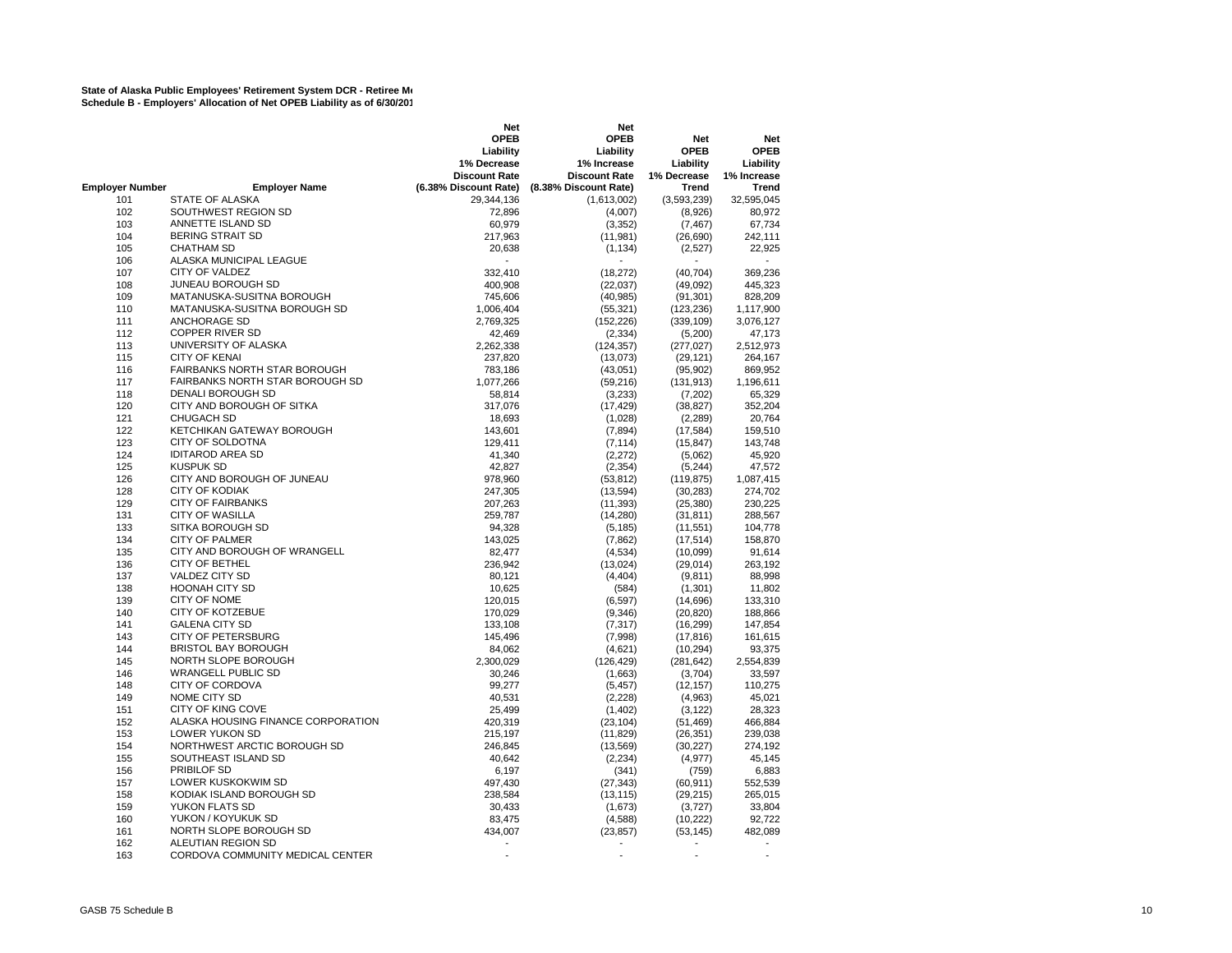**State of Alaska Public Employees' Retirement System DCR - Retiree Me**
**Schedule B - Employers' Allocation of Net OPEB Liability as of 6/30/201**

| Employer Number | Employer Name | Net OPEB Liability 1% Decrease Discount Rate (6.38% Discount Rate) | Net OPEB Liability 1% Increase Discount Rate (8.38% Discount Rate) | Net OPEB Liability 1% Decrease Trend | Net OPEB Liability 1% Increase Trend |
|---|---|---|---|---|---|
| 101 | STATE OF ALASKA | 29,344,136 | (1,613,002) | (3,593,239) | 32,595,045 |
| 102 | SOUTHWEST REGION SD | 72,896 | (4,007) | (8,926) | 80,972 |
| 103 | ANNETTE ISLAND SD | 60,979 | (3,352) | (7,467) | 67,734 |
| 104 | BERING STRAIT SD | 217,963 | (11,981) | (26,690) | 242,111 |
| 105 | CHATHAM SD | 20,638 | (1,134) | (2,527) | 22,925 |
| 106 | ALASKA MUNICIPAL LEAGUE | - | - | - | - |
| 107 | CITY OF VALDEZ | 332,410 | (18,272) | (40,704) | 369,236 |
| 108 | JUNEAU BOROUGH SD | 400,908 | (22,037) | (49,092) | 445,323 |
| 109 | MATANUSKA-SUSITNA BOROUGH | 745,606 | (40,985) | (91,301) | 828,209 |
| 110 | MATANUSKA-SUSITNA BOROUGH SD | 1,006,404 | (55,321) | (123,236) | 1,117,900 |
| 111 | ANCHORAGE SD | 2,769,325 | (152,226) | (339,109) | 3,076,127 |
| 112 | COPPER RIVER SD | 42,469 | (2,334) | (5,200) | 47,173 |
| 113 | UNIVERSITY OF ALASKA | 2,262,338 | (124,357) | (277,027) | 2,512,973 |
| 115 | CITY OF KENAI | 237,820 | (13,073) | (29,121) | 264,167 |
| 116 | FAIRBANKS NORTH STAR BOROUGH | 783,186 | (43,051) | (95,902) | 869,952 |
| 117 | FAIRBANKS NORTH STAR BOROUGH SD | 1,077,266 | (59,216) | (131,913) | 1,196,611 |
| 118 | DENALI BOROUGH SD | 58,814 | (3,233) | (7,202) | 65,329 |
| 120 | CITY AND BOROUGH OF SITKA | 317,076 | (17,429) | (38,827) | 352,204 |
| 121 | CHUGACH SD | 18,693 | (1,028) | (2,289) | 20,764 |
| 122 | KETCHIKAN GATEWAY BOROUGH | 143,601 | (7,894) | (17,584) | 159,510 |
| 123 | CITY OF SOLDOTNA | 129,411 | (7,114) | (15,847) | 143,748 |
| 124 | IDITAROD AREA SD | 41,340 | (2,272) | (5,062) | 45,920 |
| 125 | KUSPUK SD | 42,827 | (2,354) | (5,244) | 47,572 |
| 126 | CITY AND BOROUGH OF JUNEAU | 978,960 | (53,812) | (119,875) | 1,087,415 |
| 128 | CITY OF KODIAK | 247,305 | (13,594) | (30,283) | 274,702 |
| 129 | CITY OF FAIRBANKS | 207,263 | (11,393) | (25,380) | 230,225 |
| 131 | CITY OF WASILLA | 259,787 | (14,280) | (31,811) | 288,567 |
| 133 | SITKA BOROUGH SD | 94,328 | (5,185) | (11,551) | 104,778 |
| 134 | CITY OF PALMER | 143,025 | (7,862) | (17,514) | 158,870 |
| 135 | CITY AND BOROUGH OF WRANGELL | 82,477 | (4,534) | (10,099) | 91,614 |
| 136 | CITY OF BETHEL | 236,942 | (13,024) | (29,014) | 263,192 |
| 137 | VALDEZ CITY SD | 80,121 | (4,404) | (9,811) | 88,998 |
| 138 | HOONAH CITY SD | 10,625 | (584) | (1,301) | 11,802 |
| 139 | CITY OF NOME | 120,015 | (6,597) | (14,696) | 133,310 |
| 140 | CITY OF KOTZEBUE | 170,029 | (9,346) | (20,820) | 188,866 |
| 141 | GALENA CITY SD | 133,108 | (7,317) | (16,299) | 147,854 |
| 143 | CITY OF PETERSBURG | 145,496 | (7,998) | (17,816) | 161,615 |
| 144 | BRISTOL BAY BOROUGH | 84,062 | (4,621) | (10,294) | 93,375 |
| 145 | NORTH SLOPE BOROUGH | 2,300,029 | (126,429) | (281,642) | 2,554,839 |
| 146 | WRANGELL PUBLIC SD | 30,246 | (1,663) | (3,704) | 33,597 |
| 148 | CITY OF CORDOVA | 99,277 | (5,457) | (12,157) | 110,275 |
| 149 | NOME CITY SD | 40,531 | (2,228) | (4,963) | 45,021 |
| 151 | CITY OF KING COVE | 25,499 | (1,402) | (3,122) | 28,323 |
| 152 | ALASKA HOUSING FINANCE CORPORATION | 420,319 | (23,104) | (51,469) | 466,884 |
| 153 | LOWER YUKON SD | 215,197 | (11,829) | (26,351) | 239,038 |
| 154 | NORTHWEST ARCTIC BOROUGH SD | 246,845 | (13,569) | (30,227) | 274,192 |
| 155 | SOUTHEAST ISLAND SD | 40,642 | (2,234) | (4,977) | 45,145 |
| 156 | PRIBILOF SD | 6,197 | (341) | (759) | 6,883 |
| 157 | LOWER KUSKOKWIM SD | 497,430 | (27,343) | (60,911) | 552,539 |
| 158 | KODIAK ISLAND BOROUGH SD | 238,584 | (13,115) | (29,215) | 265,015 |
| 159 | YUKON FLATS SD | 30,433 | (1,673) | (3,727) | 33,804 |
| 160 | YUKON / KOYUKUK SD | 83,475 | (4,588) | (10,222) | 92,722 |
| 161 | NORTH SLOPE BOROUGH SD | 434,007 | (23,857) | (53,145) | 482,089 |
| 162 | ALEUTIAN REGION SD | - | - | - | - |
| 163 | CORDOVA COMMUNITY MEDICAL CENTER | - | - | - | - |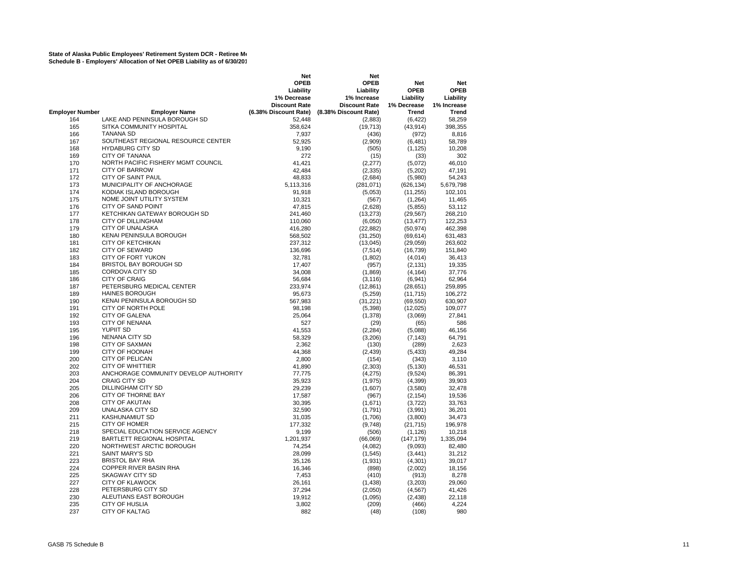**State of Alaska Public Employees' Retirement System DCR - Retiree Me**
**Schedule B - Employers' Allocation of Net OPEB Liability as of 6/30/201**

| Employer Number | Employer Name | Net OPEB Liability 1% Decrease Discount Rate (6.38% Discount Rate) | Net OPEB Liability 1% Increase Discount Rate (8.38% Discount Rate) | Net OPEB Liability 1% Decrease Trend | Net OPEB Liability 1% Increase Trend |
|---|---|---|---|---|---|
| 164 | LAKE AND PENINSULA BOROUGH SD | 52,448 | (2,883) | (6,422) | 58,259 |
| 165 | SITKA COMMUNITY HOSPITAL | 358,624 | (19,713) | (43,914) | 398,355 |
| 166 | TANANA SD | 7,937 | (436) | (972) | 8,816 |
| 167 | SOUTHEAST REGIONAL RESOURCE CENTER | 52,925 | (2,909) | (6,481) | 58,789 |
| 168 | HYDABURG CITY SD | 9,190 | (505) | (1,125) | 10,208 |
| 169 | CITY OF TANANA | 272 | (15) | (33) | 302 |
| 170 | NORTH PACIFIC FISHERY MGMT COUNCIL | 41,421 | (2,277) | (5,072) | 46,010 |
| 171 | CITY OF BARROW | 42,484 | (2,335) | (5,202) | 47,191 |
| 172 | CITY OF SAINT PAUL | 48,833 | (2,684) | (5,980) | 54,243 |
| 173 | MUNICIPALITY OF ANCHORAGE | 5,113,316 | (281,071) | (626,134) | 5,679,798 |
| 174 | KODIAK ISLAND BOROUGH | 91,918 | (5,053) | (11,255) | 102,101 |
| 175 | NOME JOINT UTILITY SYSTEM | 10,321 | (567) | (1,264) | 11,465 |
| 176 | CITY OF SAND POINT | 47,815 | (2,628) | (5,855) | 53,112 |
| 177 | KETCHIKAN GATEWAY BOROUGH SD | 241,460 | (13,273) | (29,567) | 268,210 |
| 178 | CITY OF DILLINGHAM | 110,060 | (6,050) | (13,477) | 122,253 |
| 179 | CITY OF UNALASKA | 416,280 | (22,882) | (50,974) | 462,398 |
| 180 | KENAI PENINSULA BOROUGH | 568,502 | (31,250) | (69,614) | 631,483 |
| 181 | CITY OF KETCHIKAN | 237,312 | (13,045) | (29,059) | 263,602 |
| 182 | CITY OF SEWARD | 136,696 | (7,514) | (16,739) | 151,840 |
| 183 | CITY OF FORT YUKON | 32,781 | (1,802) | (4,014) | 36,413 |
| 184 | BRISTOL BAY BOROUGH SD | 17,407 | (957) | (2,131) | 19,335 |
| 185 | CORDOVA CITY SD | 34,008 | (1,869) | (4,164) | 37,776 |
| 186 | CITY OF CRAIG | 56,684 | (3,116) | (6,941) | 62,964 |
| 187 | PETERSBURG MEDICAL CENTER | 233,974 | (12,861) | (28,651) | 259,895 |
| 189 | HAINES BOROUGH | 95,673 | (5,259) | (11,715) | 106,272 |
| 190 | KENAI PENINSULA BOROUGH SD | 567,983 | (31,221) | (69,550) | 630,907 |
| 191 | CITY OF NORTH POLE | 98,198 | (5,398) | (12,025) | 109,077 |
| 192 | CITY OF GALENA | 25,064 | (1,378) | (3,069) | 27,841 |
| 193 | CITY OF NENANA | 527 | (29) | (65) | 586 |
| 195 | YUPIIT SD | 41,553 | (2,284) | (5,088) | 46,156 |
| 196 | NENANA CITY SD | 58,329 | (3,206) | (7,143) | 64,791 |
| 198 | CITY OF SAXMAN | 2,362 | (130) | (289) | 2,623 |
| 199 | CITY OF HOONAH | 44,368 | (2,439) | (5,433) | 49,284 |
| 200 | CITY OF PELICAN | 2,800 | (154) | (343) | 3,110 |
| 202 | CITY OF WHITTIER | 41,890 | (2,303) | (5,130) | 46,531 |
| 203 | ANCHORAGE COMMUNITY DEVELOP AUTHORITY | 77,775 | (4,275) | (9,524) | 86,391 |
| 204 | CRAIG CITY SD | 35,923 | (1,975) | (4,399) | 39,903 |
| 205 | DILLINGHAM CITY SD | 29,239 | (1,607) | (3,580) | 32,478 |
| 206 | CITY OF THORNE BAY | 17,587 | (967) | (2,154) | 19,536 |
| 208 | CITY OF AKUTAN | 30,395 | (1,671) | (3,722) | 33,763 |
| 209 | UNALASKA CITY SD | 32,590 | (1,791) | (3,991) | 36,201 |
| 211 | KASHUNAMIUT SD | 31,035 | (1,706) | (3,800) | 34,473 |
| 215 | CITY OF HOMER | 177,332 | (9,748) | (21,715) | 196,978 |
| 218 | SPECIAL EDUCATION SERVICE AGENCY | 9,199 | (506) | (1,126) | 10,218 |
| 219 | BARTLETT REGIONAL HOSPITAL | 1,201,937 | (66,069) | (147,179) | 1,335,094 |
| 220 | NORTHWEST ARCTIC BOROUGH | 74,254 | (4,082) | (9,093) | 82,480 |
| 221 | SAINT MARY'S SD | 28,099 | (1,545) | (3,441) | 31,212 |
| 223 | BRISTOL BAY RHA | 35,126 | (1,931) | (4,301) | 39,017 |
| 224 | COPPER RIVER BASIN RHA | 16,346 | (898) | (2,002) | 18,156 |
| 225 | SKAGWAY CITY SD | 7,453 | (410) | (913) | 8,278 |
| 227 | CITY OF KLAWOCK | 26,161 | (1,438) | (3,203) | 29,060 |
| 228 | PETERSBURG CITY SD | 37,294 | (2,050) | (4,567) | 41,426 |
| 230 | ALEUTIANS EAST BOROUGH | 19,912 | (1,095) | (2,438) | 22,118 |
| 235 | CITY OF HUSLIA | 3,802 | (209) | (466) | 4,224 |
| 237 | CITY OF KALTAG | 882 | (48) | (108) | 980 |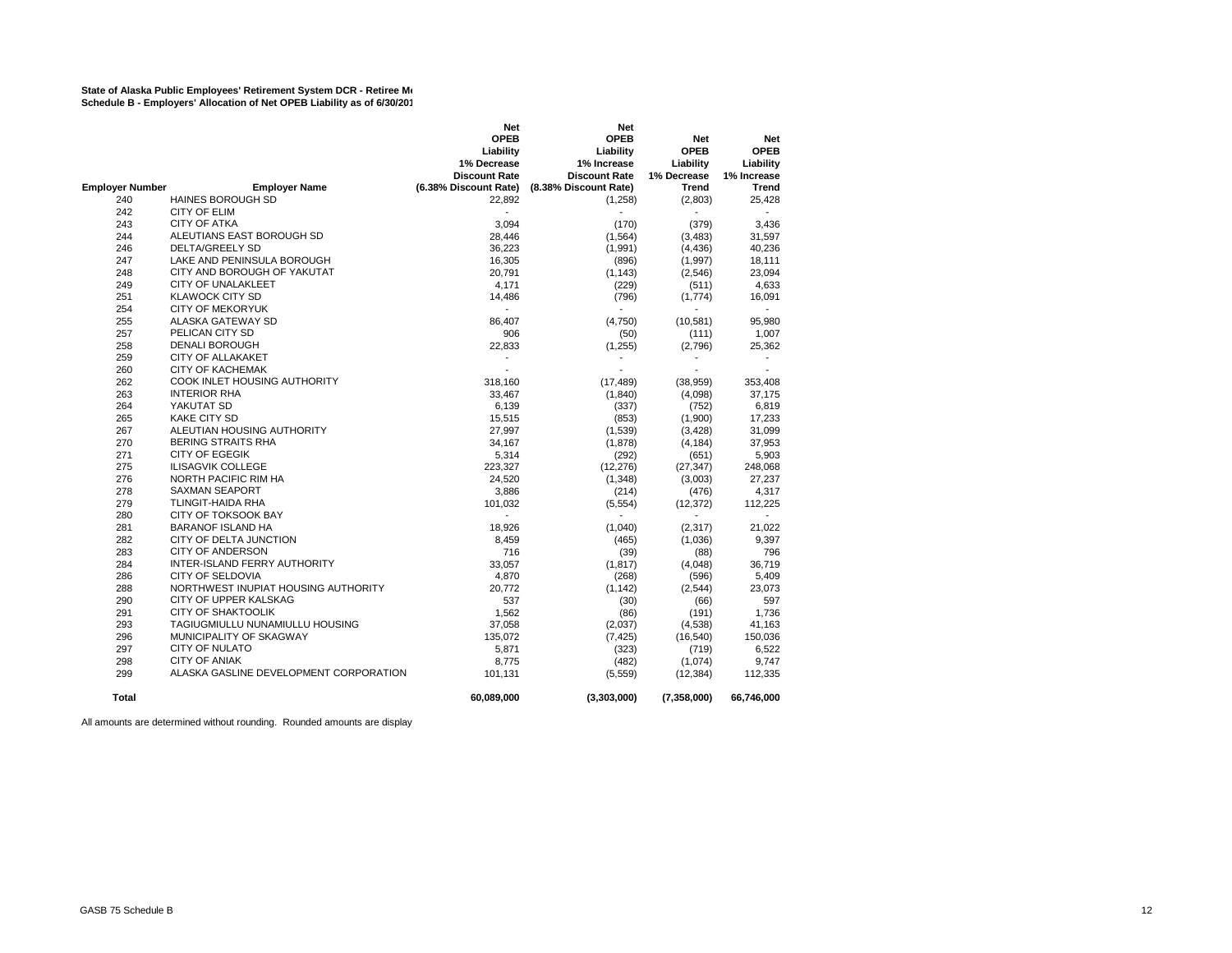**State of Alaska Public Employees' Retirement System DCR - Retiree Me**
**Schedule B - Employers' Allocation of Net OPEB Liability as of 6/30/201**

| Employer Number | Employer Name | Net OPEB Liability 1% Decrease Discount Rate (6.38% Discount Rate) | Net OPEB Liability 1% Increase Discount Rate (8.38% Discount Rate) | Net OPEB Liability 1% Decrease Trend | Net OPEB Liability 1% Increase Trend |
|---|---|---|---|---|---|
| 240 | HAINES BOROUGH SD | 22,892 | (1,258) | (2,803) | 25,428 |
| 242 | CITY OF ELIM | - | - | - | - |
| 243 | CITY OF ATKA | 3,094 | (170) | (379) | 3,436 |
| 244 | ALEUTIANS EAST BOROUGH SD | 28,446 | (1,564) | (3,483) | 31,597 |
| 246 | DELTA/GREELY SD | 36,223 | (1,991) | (4,436) | 40,236 |
| 247 | LAKE AND PENINSULA BOROUGH | 16,305 | (896) | (1,997) | 18,111 |
| 248 | CITY AND BOROUGH OF YAKUTAT | 20,791 | (1,143) | (2,546) | 23,094 |
| 249 | CITY OF UNALAKLEET | 4,171 | (229) | (511) | 4,633 |
| 251 | KLAWOCK CITY SD | 14,486 | (796) | (1,774) | 16,091 |
| 254 | CITY OF MEKORYUK | - | - | - | - |
| 255 | ALASKA GATEWAY SD | 86,407 | (4,750) | (10,581) | 95,980 |
| 257 | PELICAN CITY SD | 906 | (50) | (111) | 1,007 |
| 258 | DENALI BOROUGH | 22,833 | (1,255) | (2,796) | 25,362 |
| 259 | CITY OF ALLAKAKET | - | - | - | - |
| 260 | CITY OF KACHEMAK | - | - | - | - |
| 262 | COOK INLET HOUSING AUTHORITY | 318,160 | (17,489) | (38,959) | 353,408 |
| 263 | INTERIOR RHA | 33,467 | (1,840) | (4,098) | 37,175 |
| 264 | YAKUTAT SD | 6,139 | (337) | (752) | 6,819 |
| 265 | KAKE CITY SD | 15,515 | (853) | (1,900) | 17,233 |
| 267 | ALEUTIAN HOUSING AUTHORITY | 27,997 | (1,539) | (3,428) | 31,099 |
| 270 | BERING STRAITS RHA | 34,167 | (1,878) | (4,184) | 37,953 |
| 271 | CITY OF EGEGIK | 5,314 | (292) | (651) | 5,903 |
| 275 | ILISAGVIK COLLEGE | 223,327 | (12,276) | (27,347) | 248,068 |
| 276 | NORTH PACIFIC RIM HA | 24,520 | (1,348) | (3,003) | 27,237 |
| 278 | SAXMAN SEAPORT | 3,886 | (214) | (476) | 4,317 |
| 279 | TLINGIT-HAIDA RHA | 101,032 | (5,554) | (12,372) | 112,225 |
| 280 | CITY OF TOKSOOK BAY | - | - | - | - |
| 281 | BARANOF ISLAND HA | 18,926 | (1,040) | (2,317) | 21,022 |
| 282 | CITY OF DELTA JUNCTION | 8,459 | (465) | (1,036) | 9,397 |
| 283 | CITY OF ANDERSON | 716 | (39) | (88) | 796 |
| 284 | INTER-ISLAND FERRY AUTHORITY | 33,057 | (1,817) | (4,048) | 36,719 |
| 286 | CITY OF SELDOVIA | 4,870 | (268) | (596) | 5,409 |
| 288 | NORTHWEST INUPIAT HOUSING AUTHORITY | 20,772 | (1,142) | (2,544) | 23,073 |
| 290 | CITY OF UPPER KALSKAG | 537 | (30) | (66) | 597 |
| 291 | CITY OF SHAKTOOLIK | 1,562 | (86) | (191) | 1,736 |
| 293 | TAGIUGMIULLU NUNAMIULLU HOUSING | 37,058 | (2,037) | (4,538) | 41,163 |
| 296 | MUNICIPALITY OF SKAGWAY | 135,072 | (7,425) | (16,540) | 150,036 |
| 297 | CITY OF NULATO | 5,871 | (323) | (719) | 6,522 |
| 298 | CITY OF ANIAK | 8,775 | (482) | (1,074) | 9,747 |
| 299 | ALASKA GASLINE DEVELOPMENT CORPORATION | 101,131 | (5,559) | (12,384) | 112,335 |
| **Total** | | **60,089,000** | **(3,303,000)** | **(7,358,000)** | **66,746,000** |

All amounts are determined without rounding. Rounded amounts are display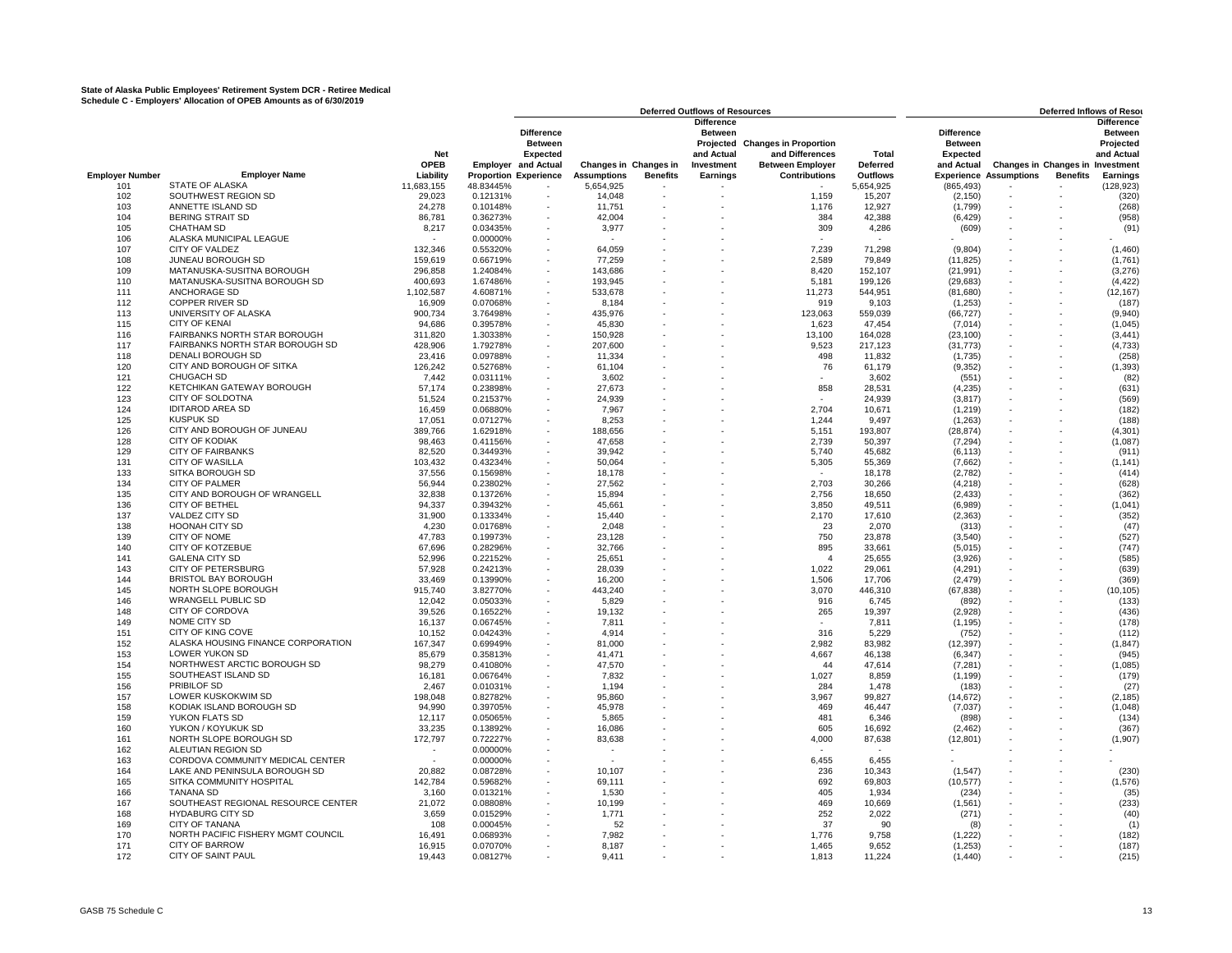**State of Alaska Public Employees' Retirement System DCR - Retiree Medical**
**Schedule C - Employers' Allocation of OPEB Amounts as of 6/30/2019**

| | | | | Deferred Outflows of Resources | | | | | | Deferred Inflows of Resources | | | |
|---|---|---|---|---|---|---|---|---|---|---|---|---|---|
| Employer Number | Employer Name | Net OPEB Liability | Employer Proportion | Difference Between Expected and Actual Experience | Changes in Assumptions | Changes in Benefits | Difference Between Projected and Actual Investment Earnings | Changes in Proportion and Differences Between Employer Contributions | Total Deferred Outflows | Difference Between Expected and Actual Experience | Changes in Assumptions | Changes in Benefits | Difference Between Projected and Actual Investment Earnings |
| 101 | STATE OF ALASKA | 11,683,155 | 48.83445% | - | 5,654,925 | - | - | - | 5,654,925 | (865,493) | - | - | (128,923) |
| 102 | SOUTHWEST REGION SD | 29,023 | 0.12131% | - | 14,048 | - | - | 1,159 | 15,207 | (2,150) | - | - | (320) |
| 103 | ANNETTE ISLAND SD | 24,278 | 0.10148% | - | 11,751 | - | - | 1,176 | 12,927 | (1,799) | - | - | (268) |
| 104 | BERING STRAIT SD | 86,781 | 0.36273% | - | 42,004 | - | - | 384 | 42,388 | (6,429) | - | - | (958) |
| 105 | CHATHAM SD | 8,217 | 0.03435% | - | 3,977 | - | - | 309 | 4,286 | (609) | - | - | (91) |
| 106 | ALASKA MUNICIPAL LEAGUE | - | 0.00000% | - | - | - | - | - | - | - | - | - | - |
| 107 | CITY OF VALDEZ | 132,346 | 0.55320% | - | 64,059 | - | - | 7,239 | 71,298 | (9,804) | - | - | (1,460) |
| 108 | JUNEAU BOROUGH SD | 159,619 | 0.66719% | - | 77,259 | - | - | 2,589 | 79,849 | (11,825) | - | - | (1,761) |
| 109 | MATANUSKA-SUSITNA BOROUGH | 296,858 | 1.24084% | - | 143,686 | - | - | 8,420 | 152,107 | (21,991) | - | - | (3,276) |
| 110 | MATANUSKA-SUSITNA BOROUGH SD | 400,693 | 1.67486% | - | 193,945 | - | - | 5,181 | 199,126 | (29,683) | - | - | (4,422) |
| 111 | ANCHORAGE SD | 1,102,587 | 4.60871% | - | 533,678 | - | - | 11,273 | 544,951 | (81,680) | - | - | (12,167) |
| 112 | COPPER RIVER SD | 16,909 | 0.07068% | - | 8,184 | - | - | 919 | 9,103 | (1,253) | - | - | (187) |
| 113 | UNIVERSITY OF ALASKA | 900,734 | 3.76498% | - | 435,976 | - | - | 123,063 | 559,039 | (66,727) | - | - | (9,940) |
| 115 | CITY OF KENAI | 94,686 | 0.39578% | - | 45,830 | - | - | 1,623 | 47,454 | (7,014) | - | - | (1,045) |
| 116 | FAIRBANKS NORTH STAR BOROUGH | 311,820 | 1.30338% | - | 150,928 | - | - | 13,100 | 164,028 | (23,100) | - | - | (3,441) |
| 117 | FAIRBANKS NORTH STAR BOROUGH SD | 428,906 | 1.79278% | - | 207,600 | - | - | 9,523 | 217,123 | (31,773) | - | - | (4,733) |
| 118 | DENALI BOROUGH SD | 23,416 | 0.09788% | - | 11,334 | - | - | 498 | 11,832 | (1,735) | - | - | (258) |
| 120 | CITY AND BOROUGH OF SITKA | 126,242 | 0.52768% | - | 61,104 | - | - | 76 | 61,179 | (9,352) | - | - | (1,393) |
| 121 | CHUGACH SD | 7,442 | 0.03111% | - | 3,602 | - | - | - | 3,602 | (551) | - | - | (82) |
| 122 | KETCHIKAN GATEWAY BOROUGH | 57,174 | 0.23898% | - | 27,673 | - | - | 858 | 28,531 | (4,235) | - | - | (631) |
| 123 | CITY OF SOLDOTNA | 51,524 | 0.21537% | - | 24,939 | - | - | - | 24,939 | (3,817) | - | - | (569) |
| 124 | IDITAROD AREA SD | 16,459 | 0.06880% | - | 7,967 | - | - | 2,704 | 10,671 | (1,219) | - | - | (182) |
| 125 | KUSPUK SD | 17,051 | 0.07127% | - | 8,253 | - | - | 1,244 | 9,497 | (1,263) | - | - | (188) |
| 126 | CITY AND BOROUGH OF JUNEAU | 389,766 | 1.62918% | - | 188,656 | - | - | 5,151 | 193,807 | (28,874) | - | - | (4,301) |
| 128 | CITY OF KODIAK | 98,463 | 0.41156% | - | 47,658 | - | - | 2,739 | 50,397 | (7,294) | - | - | (1,087) |
| 129 | CITY OF FAIRBANKS | 82,520 | 0.34493% | - | 39,942 | - | - | 5,740 | 45,682 | (6,113) | - | - | (911) |
| 131 | CITY OF WASILLA | 103,432 | 0.43234% | - | 50,064 | - | - | 5,305 | 55,369 | (7,662) | - | - | (1,141) |
| 133 | SITKA BOROUGH SD | 37,556 | 0.15698% | - | 18,178 | - | - | - | 18,178 | (2,782) | - | - | (414) |
| 134 | CITY OF PALMER | 56,944 | 0.23802% | - | 27,562 | - | - | 2,703 | 30,266 | (4,218) | - | - | (628) |
| 135 | CITY AND BOROUGH OF WRANGELL | 32,838 | 0.13726% | - | 15,894 | - | - | 2,756 | 18,650 | (2,433) | - | - | (362) |
| 136 | CITY OF BETHEL | 94,337 | 0.39432% | - | 45,661 | - | - | 3,850 | 49,511 | (6,989) | - | - | (1,041) |
| 137 | VALDEZ CITY SD | 31,900 | 0.13334% | - | 15,440 | - | - | 2,170 | 17,610 | (2,363) | - | - | (352) |
| 138 | HOONAH CITY SD | 4,230 | 0.01768% | - | 2,048 | - | - | 23 | 2,070 | (313) | - | - | (47) |
| 139 | CITY OF NOME | 47,783 | 0.19973% | - | 23,128 | - | - | 750 | 23,878 | (3,540) | - | - | (527) |
| 140 | CITY OF KOTZEBUE | 67,696 | 0.28296% | - | 32,766 | - | - | 895 | 33,661 | (5,015) | - | - | (747) |
| 141 | GALENA CITY SD | 52,996 | 0.22152% | - | 25,651 | - | - | 4 | 25,655 | (3,926) | - | - | (585) |
| 143 | CITY OF PETERSBURG | 57,928 | 0.24213% | - | 28,039 | - | - | 1,022 | 29,061 | (4,291) | - | - | (639) |
| 144 | BRISTOL BAY BOROUGH | 33,469 | 0.13990% | - | 16,200 | - | - | 1,506 | 17,706 | (2,479) | - | - | (369) |
| 145 | NORTH SLOPE BOROUGH | 915,740 | 3.82770% | - | 443,240 | - | - | 3,070 | 446,310 | (67,838) | - | - | (10,105) |
| 146 | WRANGELL PUBLIC SD | 12,042 | 0.05033% | - | 5,829 | - | - | 916 | 6,745 | (892) | - | - | (133) |
| 148 | CITY OF CORDOVA | 39,526 | 0.16522% | - | 19,132 | - | - | 265 | 19,397 | (2,928) | - | - | (436) |
| 149 | NOME CITY SD | 16,137 | 0.06745% | - | 7,811 | - | - | - | 7,811 | (1,195) | - | - | (178) |
| 151 | CITY OF KING COVE | 10,152 | 0.04243% | - | 4,914 | - | - | 316 | 5,229 | (752) | - | - | (112) |
| 152 | ALASKA HOUSING FINANCE CORPORATION | 167,347 | 0.69949% | - | 81,000 | - | - | 2,982 | 83,982 | (12,397) | - | - | (1,847) |
| 153 | LOWER YUKON SD | 85,679 | 0.35813% | - | 41,471 | - | - | 4,667 | 46,138 | (6,347) | - | - | (945) |
| 154 | NORTHWEST ARCTIC BOROUGH SD | 98,279 | 0.41080% | - | 47,570 | - | - | 44 | 47,614 | (7,281) | - | - | (1,085) |
| 155 | SOUTHEAST ISLAND SD | 16,181 | 0.06764% | - | 7,832 | - | - | 1,027 | 8,859 | (1,199) | - | - | (179) |
| 156 | PRIBILOF SD | 2,467 | 0.01031% | - | 1,194 | - | - | 284 | 1,478 | (183) | - | - | (27) |
| 157 | LOWER KUSKOKWIM SD | 198,048 | 0.82782% | - | 95,860 | - | - | 3,967 | 99,827 | (14,672) | - | - | (2,185) |
| 158 | KODIAK ISLAND BOROUGH SD | 94,990 | 0.39705% | - | 45,978 | - | - | 469 | 46,447 | (7,037) | - | - | (1,048) |
| 159 | YUKON FLATS SD | 12,117 | 0.05065% | - | 5,865 | - | - | 481 | 6,346 | (898) | - | - | (134) |
| 160 | YUKON / KOYUKUK SD | 33,235 | 0.13892% | - | 16,086 | - | - | 605 | 16,692 | (2,462) | - | - | (367) |
| 161 | NORTH SLOPE BOROUGH SD | 172,797 | 0.72227% | - | 83,638 | - | - | 4,000 | 87,638 | (12,801) | - | - | (1,907) |
| 162 | ALEUTIAN REGION SD | - | 0.00000% | - | - | - | - | - | - | - | - | - | - |
| 163 | CORDOVA COMMUNITY MEDICAL CENTER | - | 0.00000% | - | - | - | - | 6,455 | 6,455 | - | - | - | - |
| 164 | LAKE AND PENINSULA BOROUGH SD | 20,882 | 0.08728% | - | 10,107 | - | - | 236 | 10,343 | (1,547) | - | - | (230) |
| 165 | SITKA COMMUNITY HOSPITAL | 142,784 | 0.59682% | - | 69,111 | - | - | 692 | 69,803 | (10,577) | - | - | (1,576) |
| 166 | TANANA SD | 3,160 | 0.01321% | - | 1,530 | - | - | 405 | 1,934 | (234) | - | - | (35) |
| 167 | SOUTHEAST REGIONAL RESOURCE CENTER | 21,072 | 0.08808% | - | 10,199 | - | - | 469 | 10,669 | (1,561) | - | - | (233) |
| 168 | HYDABURG CITY SD | 3,659 | 0.01529% | - | 1,771 | - | - | 252 | 2,022 | (271) | - | - | (40) |
| 169 | CITY OF TANANA | 108 | 0.00045% | - | 52 | - | - | 37 | 90 | (8) | - | - | (1) |
| 170 | NORTH PACIFIC FISHERY MGMT COUNCIL | 16,491 | 0.06893% | - | 7,982 | - | - | 1,776 | 9,758 | (1,222) | - | - | (182) |
| 171 | CITY OF BARROW | 16,915 | 0.07070% | - | 8,187 | - | - | 1,465 | 9,652 | (1,253) | - | - | (187) |
| 172 | CITY OF SAINT PAUL | 19,443 | 0.08127% | - | 9,411 | - | - | 1,813 | 11,224 | (1,440) | - | - | (215) |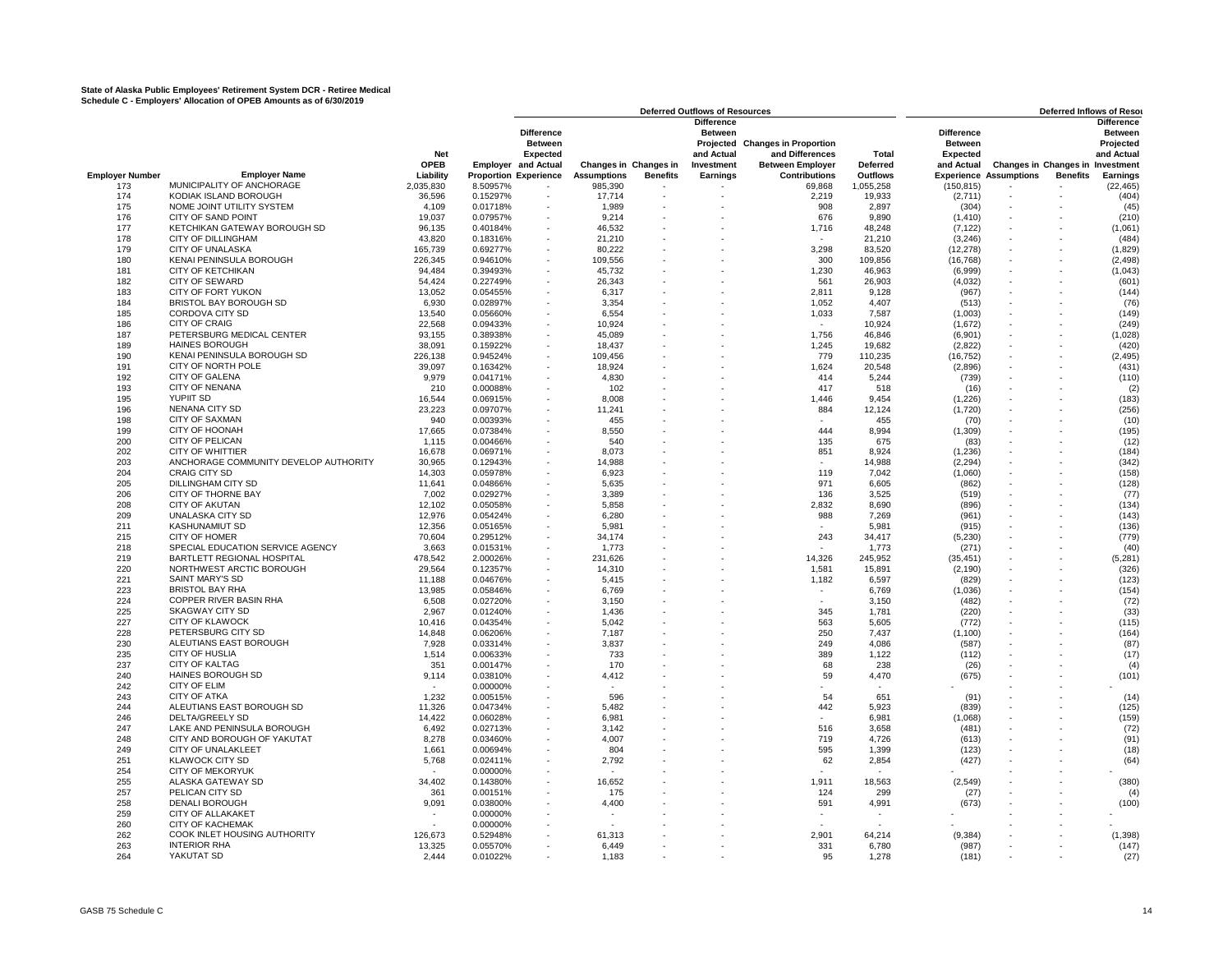**State of Alaska Public Employees' Retirement System DCR - Retiree Medical**
**Schedule C - Employers' Allocation of OPEB Amounts as of 6/30/2019**

| | | | | Deferred Outflows of Resources | | | | | | | Deferred Inflows of Resources | | | |
|---|---|---|---|---|---|---|---|---|---|---|---|---|---|---|
| Employer Number | Employer Name | Net OPEB Liability | Employer Proportion | Difference Between Expected and Actual Experience | Changes in Assumptions | Changes in Benefits | Difference Between Projected and Actual Investment Earnings | Changes in Proportion and Differences Between Employer Contributions | Total Deferred Outflows | Difference Between Expected and Actual Experience | Changes in Assumptions | Changes in Benefits | Difference Between Projected and Actual Investment Earnings |
| 173 | MUNICIPALITY OF ANCHORAGE | 2,035,830 | 8.50957% | - | 985,390 | - | - | 69,868 | 1,055,258 | (150,815) | - | - | (22,465) |
| 174 | KODIAK ISLAND BOROUGH | 36,596 | 0.15297% | - | 17,714 | - | - | 2,219 | 19,933 | (2,711) | - | - | (404) |
| 175 | NOME JOINT UTILITY SYSTEM | 4,109 | 0.01718% | - | 1,989 | - | - | 908 | 2,897 | (304) | - | - | (45) |
| 176 | CITY OF SAND POINT | 19,037 | 0.07957% | - | 9,214 | - | - | 676 | 9,890 | (1,410) | - | - | (210) |
| 177 | KETCHIKAN GATEWAY BOROUGH SD | 96,135 | 0.40184% | - | 46,532 | - | - | 1,716 | 48,248 | (7,122) | - | - | (1,061) |
| 178 | CITY OF DILLINGHAM | 43,820 | 0.18316% | - | 21,210 | - | - | - | 21,210 | (3,246) | - | - | (484) |
| 179 | CITY OF UNALASKA | 165,739 | 0.69277% | - | 80,222 | - | - | 3,298 | 83,520 | (12,278) | - | - | (1,829) |
| 180 | KENAI PENINSULA BOROUGH | 226,345 | 0.94610% | - | 109,556 | - | - | 300 | 109,856 | (16,768) | - | - | (2,498) |
| 181 | CITY OF KETCHIKAN | 94,484 | 0.39493% | - | 45,732 | - | - | 1,230 | 46,963 | (6,999) | - | - | (1,043) |
| 182 | CITY OF SEWARD | 54,424 | 0.22749% | - | 26,343 | - | - | 561 | 26,903 | (4,032) | - | - | (601) |
| 183 | CITY OF FORT YUKON | 13,052 | 0.05455% | - | 6,317 | - | - | 2,811 | 9,128 | (967) | - | - | (144) |
| 184 | BRISTOL BAY BOROUGH SD | 6,930 | 0.02897% | - | 3,354 | - | - | 1,052 | 4,407 | (513) | - | - | (76) |
| 185 | CORDOVA CITY SD | 13,540 | 0.05660% | - | 6,554 | - | - | 1,033 | 7,587 | (1,003) | - | - | (149) |
| 186 | CITY OF CRAIG | 22,568 | 0.09433% | - | 10,924 | - | - | - | 10,924 | (1,672) | - | - | (249) |
| 187 | PETERSBURG MEDICAL CENTER | 93,155 | 0.38938% | - | 45,089 | - | - | 1,756 | 46,846 | (6,901) | - | - | (1,028) |
| 189 | HAINES BOROUGH | 38,091 | 0.15922% | - | 18,437 | - | - | 1,245 | 19,682 | (2,822) | - | - | (420) |
| 190 | KENAI PENINSULA BOROUGH SD | 226,138 | 0.94524% | - | 109,456 | - | - | 779 | 110,235 | (16,752) | - | - | (2,495) |
| 191 | CITY OF NORTH POLE | 39,097 | 0.16342% | - | 18,924 | - | - | 1,624 | 20,548 | (2,896) | - | - | (431) |
| 192 | CITY OF GALENA | 9,979 | 0.04171% | - | 4,830 | - | - | 414 | 5,244 | (739) | - | - | (110) |
| 193 | CITY OF NENANA | 210 | 0.00088% | - | 102 | - | - | 417 | 518 | (16) | - | - | (2) |
| 195 | YUPIIT SD | 16,544 | 0.06915% | - | 8,008 | - | - | 1,446 | 9,454 | (1,226) | - | - | (183) |
| 196 | NENANA CITY SD | 23,223 | 0.09707% | - | 11,241 | - | - | 884 | 12,124 | (1,720) | - | - | (256) |
| 198 | CITY OF SAXMAN | 940 | 0.00393% | - | 455 | - | - | - | 455 | (70) | - | - | (10) |
| 199 | CITY OF HOONAH | 17,665 | 0.07384% | - | 8,550 | - | - | 444 | 8,994 | (1,309) | - | - | (195) |
| 200 | CITY OF PELICAN | 1,115 | 0.00466% | - | 540 | - | - | 135 | 675 | (83) | - | - | (12) |
| 202 | CITY OF WHITTIER | 16,678 | 0.06971% | - | 8,073 | - | - | 851 | 8,924 | (1,236) | - | - | (184) |
| 203 | ANCHORAGE COMMUNITY DEVELOP AUTHORITY | 30,965 | 0.12943% | - | 14,988 | - | - | - | 14,988 | (2,294) | - | - | (342) |
| 204 | CRAIG CITY SD | 14,303 | 0.05978% | - | 6,923 | - | - | 119 | 7,042 | (1,060) | - | - | (158) |
| 205 | DILLINGHAM CITY SD | 11,641 | 0.04866% | - | 5,635 | - | - | 971 | 6,605 | (862) | - | - | (128) |
| 206 | CITY OF THORNE BAY | 7,002 | 0.02927% | - | 3,389 | - | - | 136 | 3,525 | (519) | - | - | (77) |
| 208 | CITY OF AKUTAN | 12,102 | 0.05058% | - | 5,858 | - | - | 2,832 | 8,690 | (896) | - | - | (134) |
| 209 | UNALASKA CITY SD | 12,976 | 0.05424% | - | 6,280 | - | - | 988 | 7,269 | (961) | - | - | (143) |
| 211 | KASHUNAMIUT SD | 12,356 | 0.05165% | - | 5,981 | - | - | - | 5,981 | (915) | - | - | (136) |
| 215 | CITY OF HOMER | 70,604 | 0.29512% | - | 34,174 | - | - | 243 | 34,417 | (5,230) | - | - | (779) |
| 218 | SPECIAL EDUCATION SERVICE AGENCY | 3,663 | 0.01531% | - | 1,773 | - | - | - | 1,773 | (271) | - | - | (40) |
| 219 | BARTLETT REGIONAL HOSPITAL | 478,542 | 2.00026% | - | 231,626 | - | - | 14,326 | 245,952 | (35,451) | - | - | (5,281) |
| 220 | NORTHWEST ARCTIC BOROUGH | 29,564 | 0.12357% | - | 14,310 | - | - | 1,581 | 15,891 | (2,190) | - | - | (326) |
| 221 | SAINT MARY'S SD | 11,188 | 0.04676% | - | 5,415 | - | - | 1,182 | 6,597 | (829) | - | - | (123) |
| 223 | BRISTOL BAY RHA | 13,985 | 0.05846% | - | 6,769 | - | - | - | 6,769 | (1,036) | - | - | (154) |
| 224 | COPPER RIVER BASIN RHA | 6,508 | 0.02720% | - | 3,150 | - | - | - | 3,150 | (482) | - | - | (72) |
| 225 | SKAGWAY CITY SD | 2,967 | 0.01240% | - | 1,436 | - | - | 345 | 1,781 | (220) | - | - | (33) |
| 227 | CITY OF KLAWOCK | 10,416 | 0.04354% | - | 5,042 | - | - | 563 | 5,605 | (772) | - | - | (115) |
| 228 | PETERSBURG CITY SD | 14,848 | 0.06206% | - | 7,187 | - | - | 250 | 7,437 | (1,100) | - | - | (164) |
| 230 | ALEUTIANS EAST BOROUGH | 7,928 | 0.03314% | - | 3,837 | - | - | 249 | 4,086 | (587) | - | - | (87) |
| 235 | CITY OF HUSLIA | 1,514 | 0.00633% | - | 733 | - | - | 389 | 1,122 | (112) | - | - | (17) |
| 237 | CITY OF KALTAG | 351 | 0.00147% | - | 170 | - | - | 68 | 238 | (26) | - | - | (4) |
| 240 | HAINES BOROUGH SD | 9,114 | 0.03810% | - | 4,412 | - | - | 59 | 4,470 | (675) | - | - | (101) |
| 242 | CITY OF ELIM | - | 0.00000% | - | - | - | - | - | - | - | - | - | - |
| 243 | CITY OF ATKA | 1,232 | 0.00515% | - | 596 | - | - | 54 | 651 | (91) | - | - | (14) |
| 244 | ALEUTIANS EAST BOROUGH SD | 11,326 | 0.04734% | - | 5,482 | - | - | 442 | 5,923 | (839) | - | - | (125) |
| 246 | DELTA/GREELY SD | 14,422 | 0.06028% | - | 6,981 | - | - | - | 6,981 | (1,068) | - | - | (159) |
| 247 | LAKE AND PENINSULA BOROUGH | 6,492 | 0.02713% | - | 3,142 | - | - | 516 | 3,658 | (481) | - | - | (72) |
| 248 | CITY AND BOROUGH OF YAKUTAT | 8,278 | 0.03460% | - | 4,007 | - | - | 719 | 4,726 | (613) | - | - | (91) |
| 249 | CITY OF UNALAKLEET | 1,661 | 0.00694% | - | 804 | - | - | 595 | 1,399 | (123) | - | - | (18) |
| 251 | KLAWOCK CITY SD | 5,768 | 0.02411% | - | 2,792 | - | - | 62 | 2,854 | (427) | - | - | (64) |
| 254 | CITY OF MEKORYUK | - | 0.00000% | - | - | - | - | - | - | - | - | - | - |
| 255 | ALASKA GATEWAY SD | 34,402 | 0.14380% | - | 16,652 | - | - | 1,911 | 18,563 | (2,549) | - | - | (380) |
| 257 | PELICAN CITY SD | 361 | 0.00151% | - | 175 | - | - | 124 | 299 | (27) | - | - | (4) |
| 258 | DENALI BOROUGH | 9,091 | 0.03800% | - | 4,400 | - | - | 591 | 4,991 | (673) | - | - | (100) |
| 259 | CITY OF ALLAKAKET | - | 0.00000% | - | - | - | - | - | - | - | - | - | - |
| 260 | CITY OF KACHEMAK | - | 0.00000% | - | - | - | - | - | - | - | - | - | - |
| 262 | COOK INLET HOUSING AUTHORITY | 126,673 | 0.52948% | - | 61,313 | - | - | 2,901 | 64,214 | (9,384) | - | - | (1,398) |
| 263 | INTERIOR RHA | 13,325 | 0.05570% | - | 6,449 | - | - | 331 | 6,780 | (987) | - | - | (147) |
| 264 | YAKUTAT SD | 2,444 | 0.01022% | - | 1,183 | - | - | 95 | 1,278 | (181) | - | - | (27) |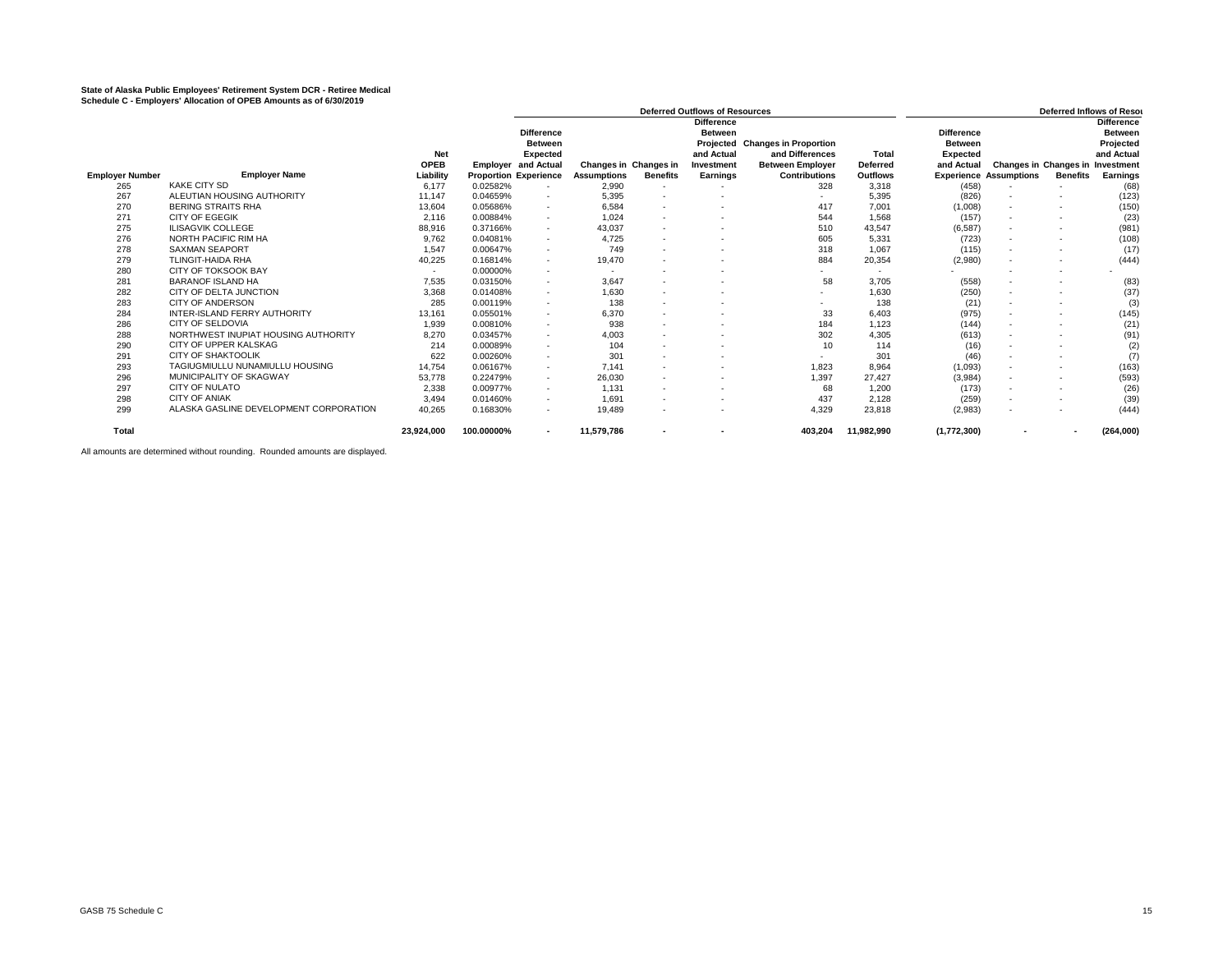**State of Alaska Public Employees' Retirement System DCR - Retiree Medical**
**Schedule C - Employers' Allocation of OPEB Amounts as of 6/30/2019**

| | | | | Deferred Outflows of Resources | | | | | | Deferred Inflows of Resou | | | |
|---|---|---|---|---|---|---|---|---|---|---|---|---|---|
| Employer Number | Employer Name | Net OPEB Liability | Employer Proportion | Difference Between Expected and Actual Experience | Changes in Assumptions | Changes in Benefits | Difference Between Projected and Actual Investment Earnings | Changes in Proportion and Differences Between Employer Contributions | Total Deferred Outflows | Difference Between Expected and Actual Experience | Changes in Assumptions | Changes in Benefits | Difference Between Projected and Actual Investment Earnings |
| 265 | KAKE CITY SD | 6,177 | 0.02582% | - | 2,990 | - | - | 328 | 3,318 | (458) | - | - | (68) |
| 267 | ALEUTIAN HOUSING AUTHORITY | 11,147 | 0.04659% | - | 5,395 | - | - | - | 5,395 | (826) | - | - | (123) |
| 270 | BERING STRAITS RHA | 13,604 | 0.05686% | - | 6,584 | - | - | 417 | 7,001 | (1,008) | - | - | (150) |
| 271 | CITY OF EGEGIK | 2,116 | 0.00884% | - | 1,024 | - | - | 544 | 1,568 | (157) | - | - | (23) |
| 275 | ILISAGVIK COLLEGE | 88,916 | 0.37166% | - | 43,037 | - | - | 510 | 43,547 | (6,587) | - | - | (981) |
| 276 | NORTH PACIFIC RIM HA | 9,762 | 0.04081% | - | 4,725 | - | - | 605 | 5,331 | (723) | - | - | (108) |
| 278 | SAXMAN SEAPORT | 1,547 | 0.00647% | - | 749 | - | - | 318 | 1,067 | (115) | - | - | (17) |
| 279 | TLINGIT-HAIDA RHA | 40,225 | 0.16814% | - | 19,470 | - | - | 884 | 20,354 | (2,980) | - | - | (444) |
| 280 | CITY OF TOKSOOK BAY | - | 0.00000% | - | - | - | - | - | - | - | - | - | - |
| 281 | BARANOF ISLAND HA | 7,535 | 0.03150% | - | 3,647 | - | - | 58 | 3,705 | (558) | - | - | (83) |
| 282 | CITY OF DELTA JUNCTION | 3,368 | 0.01408% | - | 1,630 | - | - | - | 1,630 | (250) | - | - | (37) |
| 283 | CITY OF ANDERSON | 285 | 0.00119% | - | 138 | - | - | - | 138 | (21) | - | - | (3) |
| 284 | INTER-ISLAND FERRY AUTHORITY | 13,161 | 0.05501% | - | 6,370 | - | - | 33 | 6,403 | (975) | - | - | (145) |
| 286 | CITY OF SELDOVIA | 1,939 | 0.00810% | - | 938 | - | - | 184 | 1,123 | (144) | - | - | (21) |
| 288 | NORTHWEST INUPIAT HOUSING AUTHORITY | 8,270 | 0.03457% | - | 4,003 | - | - | 302 | 4,305 | (613) | - | - | (91) |
| 290 | CITY OF UPPER KALSKAG | 214 | 0.00089% | - | 104 | - | - | 10 | 114 | (16) | - | - | (2) |
| 291 | CITY OF SHAKTOOLIK | 622 | 0.00260% | - | 301 | - | - | - | 301 | (46) | - | - | (7) |
| 293 | TAGIUGMIULLU NUNAMIULLU HOUSING | 14,754 | 0.06167% | - | 7,141 | - | - | 1,823 | 8,964 | (1,093) | - | - | (163) |
| 296 | MUNICIPALITY OF SKAGWAY | 53,778 | 0.22479% | - | 26,030 | - | - | 1,397 | 27,427 | (3,984) | - | - | (593) |
| 297 | CITY OF NULATO | 2,338 | 0.00977% | - | 1,131 | - | - | 68 | 1,200 | (173) | - | - | (26) |
| 298 | CITY OF ANIAK | 3,494 | 0.01460% | - | 1,691 | - | - | 437 | 2,128 | (259) | - | - | (39) |
| 299 | ALASKA GASLINE DEVELOPMENT CORPORATION | 40,265 | 0.16830% | - | 19,489 | - | - | 4,329 | 23,818 | (2,983) | - | - | (444) |
| **Total** | | **23,924,000** | **100.00000%** | **-** | **11,579,786** | **-** | **-** | **403,204** | **11,982,990** | **(1,772,300)** | **-** | **-** | **(264,000)** |

All amounts are determined without rounding. Rounded amounts are displayed.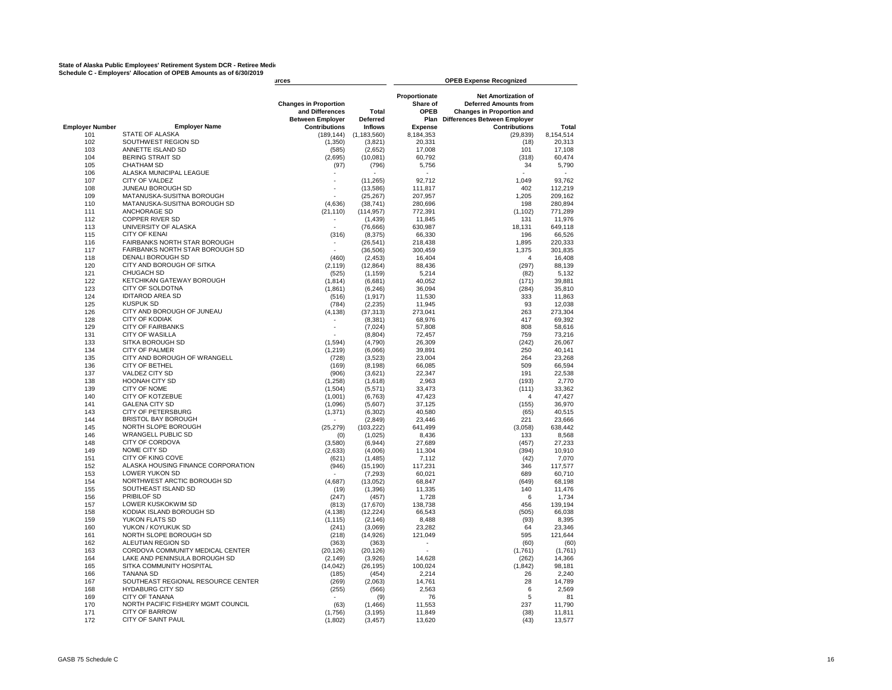**State of Alaska Public Employees' Retirement System DCR - Retiree Medi**
**Schedule C - Employers' Allocation of OPEB Amounts as of 6/30/2019**

| | | urces | | OPEB Expense Recognized | | |
|---|---|---|---|---|---|---|
| Employer Number | Employer Name | Changes in Proportion and Differences Between Employer Contributions | Total Deferred Inflows | Proportionate Share of OPEB Plan Expense | Net Amortization of Deferred Amounts from Changes in Proportion and Differences Between Employer Contributions | Total |
| 101 | STATE OF ALASKA | (189,144) | (1,183,560) | 8,184,353 | (29,839) | 8,154,514 |
| 102 | SOUTHWEST REGION SD | (1,350) | (3,821) | 20,331 | (18) | 20,313 |
| 103 | ANNETTE ISLAND SD | (585) | (2,652) | 17,008 | 101 | 17,108 |
| 104 | BERING STRAIT SD | (2,695) | (10,081) | 60,792 | (318) | 60,474 |
| 105 | CHATHAM SD | (97) | (796) | 5,756 | 34 | 5,790 |
| 106 | ALASKA MUNICIPAL LEAGUE | - | - | - | - | - |
| 107 | CITY OF VALDEZ | - | (11,265) | 92,712 | 1,049 | 93,762 |
| 108 | JUNEAU BOROUGH SD | - | (13,586) | 111,817 | 402 | 112,219 |
| 109 | MATANUSKA-SUSITNA BOROUGH | - | (25,267) | 207,957 | 1,205 | 209,162 |
| 110 | MATANUSKA-SUSITNA BOROUGH SD | (4,636) | (38,741) | 280,696 | 198 | 280,894 |
| 111 | ANCHORAGE SD | (21,110) | (114,957) | 772,391 | (1,102) | 771,289 |
| 112 | COPPER RIVER SD | - | (1,439) | 11,845 | 131 | 11,976 |
| 113 | UNIVERSITY OF ALASKA | - | (76,666) | 630,987 | 18,131 | 649,118 |
| 115 | CITY OF KENAI | (316) | (8,375) | 66,330 | 196 | 66,526 |
| 116 | FAIRBANKS NORTH STAR BOROUGH | - | (26,541) | 218,438 | 1,895 | 220,333 |
| 117 | FAIRBANKS NORTH STAR BOROUGH SD | - | (36,506) | 300,459 | 1,375 | 301,835 |
| 118 | DENALI BOROUGH SD | (460) | (2,453) | 16,404 | 4 | 16,408 |
| 120 | CITY AND BOROUGH OF SITKA | (2,119) | (12,864) | 88,436 | (297) | 88,139 |
| 121 | CHUGACH SD | (525) | (1,159) | 5,214 | (82) | 5,132 |
| 122 | KETCHIKAN GATEWAY BOROUGH | (1,814) | (6,681) | 40,052 | (171) | 39,881 |
| 123 | CITY OF SOLDOTNA | (1,861) | (6,246) | 36,094 | (284) | 35,810 |
| 124 | IDITAROD AREA SD | (516) | (1,917) | 11,530 | 333 | 11,863 |
| 125 | KUSPUK SD | (784) | (2,235) | 11,945 | 93 | 12,038 |
| 126 | CITY AND BOROUGH OF JUNEAU | (4,138) | (37,313) | 273,041 | 263 | 273,304 |
| 128 | CITY OF KODIAK | - | (8,381) | 68,976 | 417 | 69,392 |
| 129 | CITY OF FAIRBANKS | - | (7,024) | 57,808 | 808 | 58,616 |
| 131 | CITY OF WASILLA | - | (8,804) | 72,457 | 759 | 73,216 |
| 133 | SITKA BOROUGH SD | (1,594) | (4,790) | 26,309 | (242) | 26,067 |
| 134 | CITY OF PALMER | (1,219) | (6,066) | 39,891 | 250 | 40,141 |
| 135 | CITY AND BOROUGH OF WRANGELL | (728) | (3,523) | 23,004 | 264 | 23,268 |
| 136 | CITY OF BETHEL | (169) | (8,198) | 66,085 | 509 | 66,594 |
| 137 | VALDEZ CITY SD | (906) | (3,621) | 22,347 | 191 | 22,538 |
| 138 | HOONAH CITY SD | (1,258) | (1,618) | 2,963 | (193) | 2,770 |
| 139 | CITY OF NOME | (1,504) | (5,571) | 33,473 | (111) | 33,362 |
| 140 | CITY OF KOTZEBUE | (1,001) | (6,763) | 47,423 | 4 | 47,427 |
| 141 | GALENA CITY SD | (1,096) | (5,607) | 37,125 | (155) | 36,970 |
| 143 | CITY OF PETERSBURG | (1,371) | (6,302) | 40,580 | (65) | 40,515 |
| 144 | BRISTOL BAY BOROUGH | - | (2,849) | 23,446 | 221 | 23,666 |
| 145 | NORTH SLOPE BOROUGH | (25,279) | (103,222) | 641,499 | (3,058) | 638,442 |
| 146 | WRANGELL PUBLIC SD | (0) | (1,025) | 8,436 | 133 | 8,568 |
| 148 | CITY OF CORDOVA | (3,580) | (6,944) | 27,689 | (457) | 27,233 |
| 149 | NOME CITY SD | (2,633) | (4,006) | 11,304 | (394) | 10,910 |
| 151 | CITY OF KING COVE | (621) | (1,485) | 7,112 | (42) | 7,070 |
| 152 | ALASKA HOUSING FINANCE CORPORATION | (946) | (15,190) | 117,231 | 346 | 117,577 |
| 153 | LOWER YUKON SD | - | (7,293) | 60,021 | 689 | 60,710 |
| 154 | NORTHWEST ARCTIC BOROUGH SD | (4,687) | (13,052) | 68,847 | (649) | 68,198 |
| 155 | SOUTHEAST ISLAND SD | (19) | (1,396) | 11,335 | 140 | 11,476 |
| 156 | PRIBILOF SD | (247) | (457) | 1,728 | 6 | 1,734 |
| 157 | LOWER KUSKOKWIM SD | (813) | (17,670) | 138,738 | 456 | 139,194 |
| 158 | KODIAK ISLAND BOROUGH SD | (4,138) | (12,224) | 66,543 | (505) | 66,038 |
| 159 | YUKON FLATS SD | (1,115) | (2,146) | 8,488 | (93) | 8,395 |
| 160 | YUKON / KOYUKUK SD | (241) | (3,069) | 23,282 | 64 | 23,346 |
| 161 | NORTH SLOPE BOROUGH SD | (218) | (14,926) | 121,049 | 595 | 121,644 |
| 162 | ALEUTIAN REGION SD | (363) | (363) | - | (60) | (60) |
| 163 | CORDOVA COMMUNITY MEDICAL CENTER | (20,126) | (20,126) | - | (1,761) | (1,761) |
| 164 | LAKE AND PENINSULA BOROUGH SD | (2,149) | (3,926) | 14,628 | (262) | 14,366 |
| 165 | SITKA COMMUNITY HOSPITAL | (14,042) | (26,195) | 100,024 | (1,842) | 98,181 |
| 166 | TANANA SD | (185) | (454) | 2,214 | 26 | 2,240 |
| 167 | SOUTHEAST REGIONAL RESOURCE CENTER | (269) | (2,063) | 14,761 | 28 | 14,789 |
| 168 | HYDABURG CITY SD | (255) | (566) | 2,563 | 6 | 2,569 |
| 169 | CITY OF TANANA | - | (9) | 76 | 5 | 81 |
| 170 | NORTH PACIFIC FISHERY MGMT COUNCIL | (63) | (1,466) | 11,553 | 237 | 11,790 |
| 171 | CITY OF BARROW | (1,756) | (3,195) | 11,849 | (38) | 11,811 |
| 172 | CITY OF SAINT PAUL | (1,802) | (3,457) | 13,620 | (43) | 13,577 |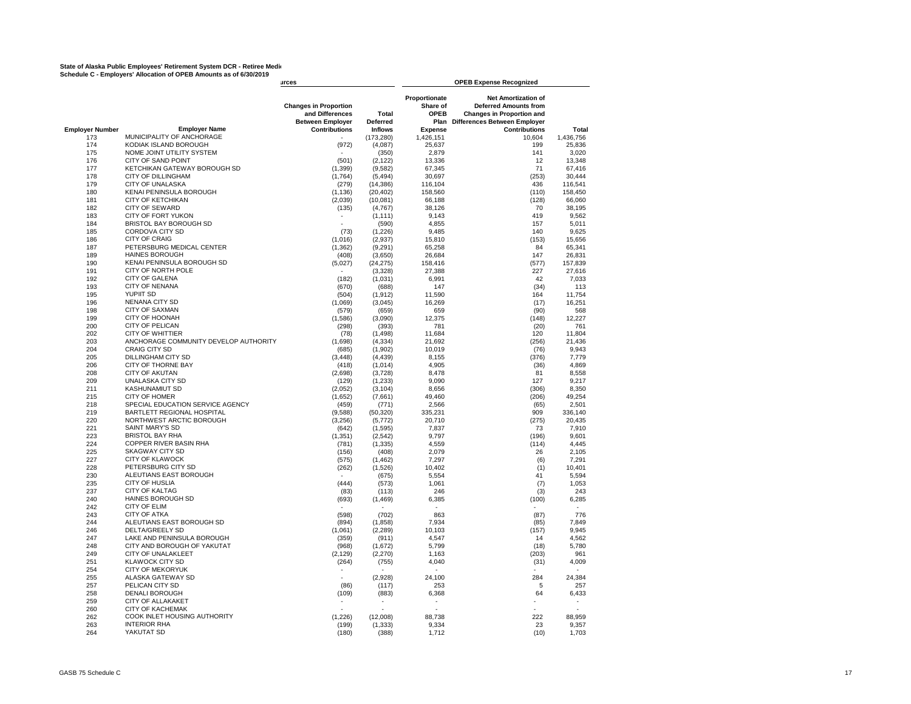**State of Alaska Public Employees' Retirement System DCR - Retiree Medi**
**Schedule C - Employers' Allocation of OPEB Amounts as of 6/30/2019**

| | | urces | | OPEB Expense Recognized | | |
|---|---|---|---|---|---|---|
| Employer Number | Employer Name | Changes in Proportion and Differences Between Employer Contributions | Total Deferred Inflows | Proportionate Share of OPEB Plan Expense | Net Amortization of Deferred Amounts from Changes in Proportion and Differences Between Employer Contributions | Total |
| 173 | MUNICIPALITY OF ANCHORAGE | - | (173,280) | 1,426,151 | 10,604 | 1,436,756 |
| 174 | KODIAK ISLAND BOROUGH | (972) | (4,087) | 25,637 | 199 | 25,836 |
| 175 | NOME JOINT UTILITY SYSTEM | - | (350) | 2,879 | 141 | 3,020 |
| 176 | CITY OF SAND POINT | (501) | (2,122) | 13,336 | 12 | 13,348 |
| 177 | KETCHIKAN GATEWAY BOROUGH SD | (1,399) | (9,582) | 67,345 | 71 | 67,416 |
| 178 | CITY OF DILLINGHAM | (1,764) | (5,494) | 30,697 | (253) | 30,444 |
| 179 | CITY OF UNALASKA | (279) | (14,386) | 116,104 | 436 | 116,541 |
| 180 | KENAI PENINSULA BOROUGH | (1,136) | (20,402) | 158,560 | (110) | 158,450 |
| 181 | CITY OF KETCHIKAN | (2,039) | (10,081) | 66,188 | (128) | 66,060 |
| 182 | CITY OF SEWARD | (135) | (4,767) | 38,126 | 70 | 38,195 |
| 183 | CITY OF FORT YUKON | - | (1,111) | 9,143 | 419 | 9,562 |
| 184 | BRISTOL BAY BOROUGH SD | - | (590) | 4,855 | 157 | 5,011 |
| 185 | CORDOVA CITY SD | (73) | (1,226) | 9,485 | 140 | 9,625 |
| 186 | CITY OF CRAIG | (1,016) | (2,937) | 15,810 | (153) | 15,656 |
| 187 | PETERSBURG MEDICAL CENTER | (1,362) | (9,291) | 65,258 | 84 | 65,341 |
| 189 | HAINES BOROUGH | (408) | (3,650) | 26,684 | 147 | 26,831 |
| 190 | KENAI PENINSULA BOROUGH SD | (5,027) | (24,275) | 158,416 | (577) | 157,839 |
| 191 | CITY OF NORTH POLE | - | (3,328) | 27,388 | 227 | 27,616 |
| 192 | CITY OF GALENA | (182) | (1,031) | 6,991 | 42 | 7,033 |
| 193 | CITY OF NENANA | (670) | (688) | 147 | (34) | 113 |
| 195 | YUPIIT SD | (504) | (1,912) | 11,590 | 164 | 11,754 |
| 196 | NENANA CITY SD | (1,069) | (3,045) | 16,269 | (17) | 16,251 |
| 198 | CITY OF SAXMAN | (579) | (659) | 659 | (90) | 568 |
| 199 | CITY OF HOONAH | (1,586) | (3,090) | 12,375 | (148) | 12,227 |
| 200 | CITY OF PELICAN | (298) | (393) | 781 | (20) | 761 |
| 202 | CITY OF WHITTIER | (78) | (1,498) | 11,684 | 120 | 11,804 |
| 203 | ANCHORAGE COMMUNITY DEVELOP AUTHORITY | (1,698) | (4,334) | 21,692 | (256) | 21,436 |
| 204 | CRAIG CITY SD | (685) | (1,902) | 10,019 | (76) | 9,943 |
| 205 | DILLINGHAM CITY SD | (3,448) | (4,439) | 8,155 | (376) | 7,779 |
| 206 | CITY OF THORNE BAY | (418) | (1,014) | 4,905 | (36) | 4,869 |
| 208 | CITY OF AKUTAN | (2,698) | (3,728) | 8,478 | 81 | 8,558 |
| 209 | UNALASKA CITY SD | (129) | (1,233) | 9,090 | 127 | 9,217 |
| 211 | KASHUNAMIUT SD | (2,052) | (3,104) | 8,656 | (306) | 8,350 |
| 215 | CITY OF HOMER | (1,652) | (7,661) | 49,460 | (206) | 49,254 |
| 218 | SPECIAL EDUCATION SERVICE AGENCY | (459) | (771) | 2,566 | (65) | 2,501 |
| 219 | BARTLETT REGIONAL HOSPITAL | (9,588) | (50,320) | 335,231 | 909 | 336,140 |
| 220 | NORTHWEST ARCTIC BOROUGH | (3,256) | (5,772) | 20,710 | (275) | 20,435 |
| 221 | SAINT MARY'S SD | (642) | (1,595) | 7,837 | 73 | 7,910 |
| 223 | BRISTOL BAY RHA | (1,351) | (2,542) | 9,797 | (196) | 9,601 |
| 224 | COPPER RIVER BASIN RHA | (781) | (1,335) | 4,559 | (114) | 4,445 |
| 225 | SKAGWAY CITY SD | (156) | (408) | 2,079 | 26 | 2,105 |
| 227 | CITY OF KLAWOCK | (575) | (1,462) | 7,297 | (6) | 7,291 |
| 228 | PETERSBURG CITY SD | (262) | (1,526) | 10,402 | (1) | 10,401 |
| 230 | ALEUTIANS EAST BOROUGH | - | (675) | 5,554 | 41 | 5,594 |
| 235 | CITY OF HUSLIA | (444) | (573) | 1,061 | (7) | 1,053 |
| 237 | CITY OF KALTAG | (83) | (113) | 246 | (3) | 243 |
| 240 | HAINES BOROUGH SD | (693) | (1,469) | 6,385 | (100) | 6,285 |
| 242 | CITY OF ELIM | - | - | - | - | - |
| 243 | CITY OF ATKA | (598) | (702) | 863 | (87) | 776 |
| 244 | ALEUTIANS EAST BOROUGH SD | (894) | (1,858) | 7,934 | (85) | 7,849 |
| 246 | DELTA/GREELY SD | (1,061) | (2,289) | 10,103 | (157) | 9,945 |
| 247 | LAKE AND PENINSULA BOROUGH | (359) | (911) | 4,547 | 14 | 4,562 |
| 248 | CITY AND BOROUGH OF YAKUTAT | (968) | (1,672) | 5,799 | (18) | 5,780 |
| 249 | CITY OF UNALAKLEET | (2,129) | (2,270) | 1,163 | (203) | 961 |
| 251 | KLAWOCK CITY SD | (264) | (755) | 4,040 | (31) | 4,009 |
| 254 | CITY OF MEKORYUK | - | - | - | - | - |
| 255 | ALASKA GATEWAY SD | - | (2,928) | 24,100 | 284 | 24,384 |
| 257 | PELICAN CITY SD | (86) | (117) | 253 | 5 | 257 |
| 258 | DENALI BOROUGH | (109) | (883) | 6,368 | 64 | 6,433 |
| 259 | CITY OF ALLAKAKET | - | - | - | - | - |
| 260 | CITY OF KACHEMAK | - | - | - | - | - |
| 262 | COOK INLET HOUSING AUTHORITY | (1,226) | (12,008) | 88,738 | 222 | 88,959 |
| 263 | INTERIOR RHA | (199) | (1,333) | 9,334 | 23 | 9,357 |
| 264 | YAKUTAT SD | (180) | (388) | 1,712 | (10) | 1,703 |

GASB 75 Schedule C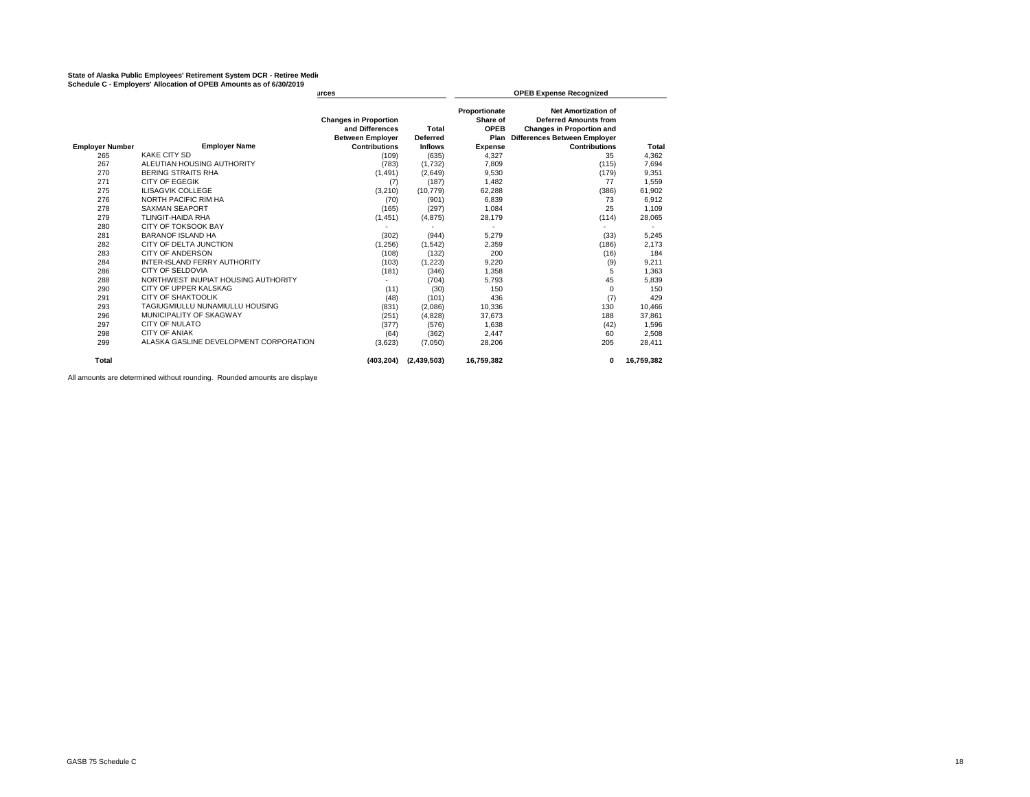**State of Alaska Public Employees' Retirement System DCR - Retiree Medi**
**Schedule C - Employers' Allocation of OPEB Amounts as of 6/30/2019**

| | | urces | | OPEB Expense Recognized | | |
|---|---|---|---|---|---|---|
| **Employer Number** | **Employer Name** | **Changes in Proportion and Differences Between Employer Contributions** | **Total Deferred Inflows** | **Proportionate Share of OPEB Plan Expense** | **Net Amortization of Deferred Amounts from Changes in Proportion and Differences Between Employer Contributions** | **Total** |
| 265 | KAKE CITY SD | (109) | (635) | 4,327 | 35 | 4,362 |
| 267 | ALEUTIAN HOUSING AUTHORITY | (783) | (1,732) | 7,809 | (115) | 7,694 |
| 270 | BERING STRAITS RHA | (1,491) | (2,649) | 9,530 | (179) | 9,351 |
| 271 | CITY OF EGEGIK | (7) | (187) | 1,482 | 77 | 1,559 |
| 275 | ILISAGVIK COLLEGE | (3,210) | (10,779) | 62,288 | (386) | 61,902 |
| 276 | NORTH PACIFIC RIM HA | (70) | (901) | 6,839 | 73 | 6,912 |
| 278 | SAXMAN SEAPORT | (165) | (297) | 1,084 | 25 | 1,109 |
| 279 | TLINGIT-HAIDA RHA | (1,451) | (4,875) | 28,179 | (114) | 28,065 |
| 280 | CITY OF TOKSOOK BAY | - | - | - | - | - |
| 281 | BARANOF ISLAND HA | (302) | (944) | 5,279 | (33) | 5,245 |
| 282 | CITY OF DELTA JUNCTION | (1,256) | (1,542) | 2,359 | (186) | 2,173 |
| 283 | CITY OF ANDERSON | (108) | (132) | 200 | (16) | 184 |
| 284 | INTER-ISLAND FERRY AUTHORITY | (103) | (1,223) | 9,220 | (9) | 9,211 |
| 286 | CITY OF SELDOVIA | (181) | (346) | 1,358 | 5 | 1,363 |
| 288 | NORTHWEST INUPIAT HOUSING AUTHORITY | - | (704) | 5,793 | 45 | 5,839 |
| 290 | CITY OF UPPER KALSKAG | (11) | (30) | 150 | 0 | 150 |
| 291 | CITY OF SHAKTOOLIK | (48) | (101) | 436 | (7) | 429 |
| 293 | TAGIUGMIULLU NUNAMIULLU HOUSING | (831) | (2,086) | 10,336 | 130 | 10,466 |
| 296 | MUNICIPALITY OF SKAGWAY | (251) | (4,828) | 37,673 | 188 | 37,861 |
| 297 | CITY OF NULATO | (377) | (576) | 1,638 | (42) | 1,596 |
| 298 | CITY OF ANIAK | (64) | (362) | 2,447 | 60 | 2,508 |
| 299 | ALASKA GASLINE DEVELOPMENT CORPORATION | (3,623) | (7,050) | 28,206 | 205 | 28,411 |
| **Total** | | **(403,204)** | **(2,439,503)** | **16,759,382** | **0** | **16,759,382** |

All amounts are determined without rounding. Rounded amounts are displaye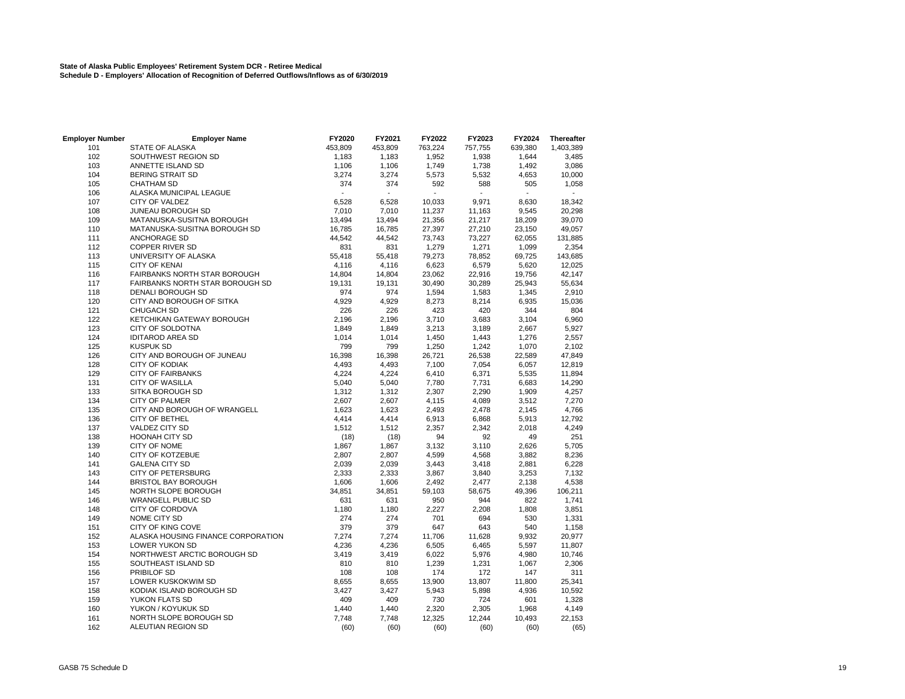**State of Alaska Public Employees' Retirement System DCR - Retiree Medical**
**Schedule D - Employers' Allocation of Recognition of Deferred Outflows/Inflows as of 6/30/2019**

| Employer Number | Employer Name | FY2020 | FY2021 | FY2022 | FY2023 | FY2024 | Thereafter |
|---|---|---|---|---|---|---|---|
| 101 | STATE OF ALASKA | 453,809 | 453,809 | 763,224 | 757,755 | 639,380 | 1,403,389 |
| 102 | SOUTHWEST REGION SD | 1,183 | 1,183 | 1,952 | 1,938 | 1,644 | 3,485 |
| 103 | ANNETTE ISLAND SD | 1,106 | 1,106 | 1,749 | 1,738 | 1,492 | 3,086 |
| 104 | BERING STRAIT SD | 3,274 | 3,274 | 5,573 | 5,532 | 4,653 | 10,000 |
| 105 | CHATHAM SD | 374 | 374 | 592 | 588 | 505 | 1,058 |
| 106 | ALASKA MUNICIPAL LEAGUE | - | - | - | - | - | - |
| 107 | CITY OF VALDEZ | 6,528 | 6,528 | 10,033 | 9,971 | 8,630 | 18,342 |
| 108 | JUNEAU BOROUGH SD | 7,010 | 7,010 | 11,237 | 11,163 | 9,545 | 20,298 |
| 109 | MATANUSKA-SUSITNA BOROUGH | 13,494 | 13,494 | 21,356 | 21,217 | 18,209 | 39,070 |
| 110 | MATANUSKA-SUSITNA BOROUGH SD | 16,785 | 16,785 | 27,397 | 27,210 | 23,150 | 49,057 |
| 111 | ANCHORAGE SD | 44,542 | 44,542 | 73,743 | 73,227 | 62,055 | 131,885 |
| 112 | COPPER RIVER SD | 831 | 831 | 1,279 | 1,271 | 1,099 | 2,354 |
| 113 | UNIVERSITY OF ALASKA | 55,418 | 55,418 | 79,273 | 78,852 | 69,725 | 143,685 |
| 115 | CITY OF KENAI | 4,116 | 4,116 | 6,623 | 6,579 | 5,620 | 12,025 |
| 116 | FAIRBANKS NORTH STAR BOROUGH | 14,804 | 14,804 | 23,062 | 22,916 | 19,756 | 42,147 |
| 117 | FAIRBANKS NORTH STAR BOROUGH SD | 19,131 | 19,131 | 30,490 | 30,289 | 25,943 | 55,634 |
| 118 | DENALI BOROUGH SD | 974 | 974 | 1,594 | 1,583 | 1,345 | 2,910 |
| 120 | CITY AND BOROUGH OF SITKA | 4,929 | 4,929 | 8,273 | 8,214 | 6,935 | 15,036 |
| 121 | CHUGACH SD | 226 | 226 | 423 | 420 | 344 | 804 |
| 122 | KETCHIKAN GATEWAY BOROUGH | 2,196 | 2,196 | 3,710 | 3,683 | 3,104 | 6,960 |
| 123 | CITY OF SOLDOTNA | 1,849 | 1,849 | 3,213 | 3,189 | 2,667 | 5,927 |
| 124 | IDITAROD AREA SD | 1,014 | 1,014 | 1,450 | 1,443 | 1,276 | 2,557 |
| 125 | KUSPUK SD | 799 | 799 | 1,250 | 1,242 | 1,070 | 2,102 |
| 126 | CITY AND BOROUGH OF JUNEAU | 16,398 | 16,398 | 26,721 | 26,538 | 22,589 | 47,849 |
| 128 | CITY OF KODIAK | 4,493 | 4,493 | 7,100 | 7,054 | 6,057 | 12,819 |
| 129 | CITY OF FAIRBANKS | 4,224 | 4,224 | 6,410 | 6,371 | 5,535 | 11,894 |
| 131 | CITY OF WASILLA | 5,040 | 5,040 | 7,780 | 7,731 | 6,683 | 14,290 |
| 133 | SITKA BOROUGH SD | 1,312 | 1,312 | 2,307 | 2,290 | 1,909 | 4,257 |
| 134 | CITY OF PALMER | 2,607 | 2,607 | 4,115 | 4,089 | 3,512 | 7,270 |
| 135 | CITY AND BOROUGH OF WRANGELL | 1,623 | 1,623 | 2,493 | 2,478 | 2,145 | 4,766 |
| 136 | CITY OF BETHEL | 4,414 | 4,414 | 6,913 | 6,868 | 5,913 | 12,792 |
| 137 | VALDEZ CITY SD | 1,512 | 1,512 | 2,357 | 2,342 | 2,018 | 4,249 |
| 138 | HOONAH CITY SD | (18) | (18) | 94 | 92 | 49 | 251 |
| 139 | CITY OF NOME | 1,867 | 1,867 | 3,132 | 3,110 | 2,626 | 5,705 |
| 140 | CITY OF KOTZEBUE | 2,807 | 2,807 | 4,599 | 4,568 | 3,882 | 8,236 |
| 141 | GALENA CITY SD | 2,039 | 2,039 | 3,443 | 3,418 | 2,881 | 6,228 |
| 143 | CITY OF PETERSBURG | 2,333 | 2,333 | 3,867 | 3,840 | 3,253 | 7,132 |
| 144 | BRISTOL BAY BOROUGH | 1,606 | 1,606 | 2,492 | 2,477 | 2,138 | 4,538 |
| 145 | NORTH SLOPE BOROUGH | 34,851 | 34,851 | 59,103 | 58,675 | 49,396 | 106,211 |
| 146 | WRANGELL PUBLIC SD | 631 | 631 | 950 | 944 | 822 | 1,741 |
| 148 | CITY OF CORDOVA | 1,180 | 1,180 | 2,227 | 2,208 | 1,808 | 3,851 |
| 149 | NOME CITY SD | 274 | 274 | 701 | 694 | 530 | 1,331 |
| 151 | CITY OF KING COVE | 379 | 379 | 647 | 643 | 540 | 1,158 |
| 152 | ALASKA HOUSING FINANCE CORPORATION | 7,274 | 7,274 | 11,706 | 11,628 | 9,932 | 20,977 |
| 153 | LOWER YUKON SD | 4,236 | 4,236 | 6,505 | 6,465 | 5,597 | 11,807 |
| 154 | NORTHWEST ARCTIC BOROUGH SD | 3,419 | 3,419 | 6,022 | 5,976 | 4,980 | 10,746 |
| 155 | SOUTHEAST ISLAND SD | 810 | 810 | 1,239 | 1,231 | 1,067 | 2,306 |
| 156 | PRIBILOF SD | 108 | 108 | 174 | 172 | 147 | 311 |
| 157 | LOWER KUSKOKWIM SD | 8,655 | 8,655 | 13,900 | 13,807 | 11,800 | 25,341 |
| 158 | KODIAK ISLAND BOROUGH SD | 3,427 | 3,427 | 5,943 | 5,898 | 4,936 | 10,592 |
| 159 | YUKON FLATS SD | 409 | 409 | 730 | 724 | 601 | 1,328 |
| 160 | YUKON / KOYUKUK SD | 1,440 | 1,440 | 2,320 | 2,305 | 1,968 | 4,149 |
| 161 | NORTH SLOPE BOROUGH SD | 7,748 | 7,748 | 12,325 | 12,244 | 10,493 | 22,153 |
| 162 | ALEUTIAN REGION SD | (60) | (60) | (60) | (60) | (60) | (65) |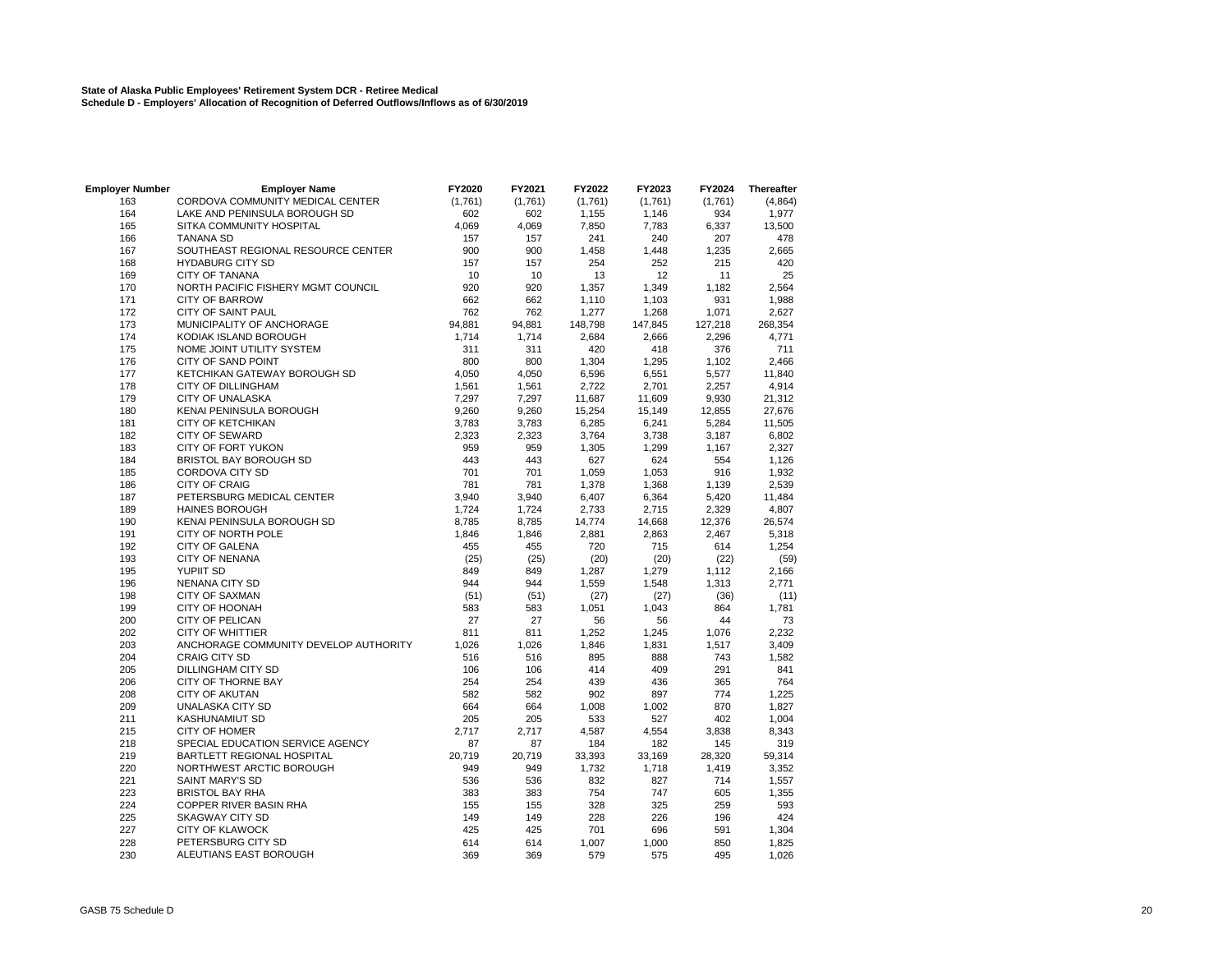**State of Alaska Public Employees' Retirement System DCR - Retiree Medical**
**Schedule D - Employers' Allocation of Recognition of Deferred Outflows/Inflows as of 6/30/2019**

| Employer Number | Employer Name | FY2020 | FY2021 | FY2022 | FY2023 | FY2024 | Thereafter |
|---|---|---|---|---|---|---|---|
| 163 | CORDOVA COMMUNITY MEDICAL CENTER | (1,761) | (1,761) | (1,761) | (1,761) | (1,761) | (4,864) |
| 164 | LAKE AND PENINSULA BOROUGH SD | 602 | 602 | 1,155 | 1,146 | 934 | 1,977 |
| 165 | SITKA COMMUNITY HOSPITAL | 4,069 | 4,069 | 7,850 | 7,783 | 6,337 | 13,500 |
| 166 | TANANA SD | 157 | 157 | 241 | 240 | 207 | 478 |
| 167 | SOUTHEAST REGIONAL RESOURCE CENTER | 900 | 900 | 1,458 | 1,448 | 1,235 | 2,665 |
| 168 | HYDABURG CITY SD | 157 | 157 | 254 | 252 | 215 | 420 |
| 169 | CITY OF TANANA | 10 | 10 | 13 | 12 | 11 | 25 |
| 170 | NORTH PACIFIC FISHERY MGMT COUNCIL | 920 | 920 | 1,357 | 1,349 | 1,182 | 2,564 |
| 171 | CITY OF BARROW | 662 | 662 | 1,110 | 1,103 | 931 | 1,988 |
| 172 | CITY OF SAINT PAUL | 762 | 762 | 1,277 | 1,268 | 1,071 | 2,627 |
| 173 | MUNICIPALITY OF ANCHORAGE | 94,881 | 94,881 | 148,798 | 147,845 | 127,218 | 268,354 |
| 174 | KODIAK ISLAND BOROUGH | 1,714 | 1,714 | 2,684 | 2,666 | 2,296 | 4,771 |
| 175 | NOME JOINT UTILITY SYSTEM | 311 | 311 | 420 | 418 | 376 | 711 |
| 176 | CITY OF SAND POINT | 800 | 800 | 1,304 | 1,295 | 1,102 | 2,466 |
| 177 | KETCHIKAN GATEWAY BOROUGH SD | 4,050 | 4,050 | 6,596 | 6,551 | 5,577 | 11,840 |
| 178 | CITY OF DILLINGHAM | 1,561 | 1,561 | 2,722 | 2,701 | 2,257 | 4,914 |
| 179 | CITY OF UNALASKA | 7,297 | 7,297 | 11,687 | 11,609 | 9,930 | 21,312 |
| 180 | KENAI PENINSULA BOROUGH | 9,260 | 9,260 | 15,254 | 15,149 | 12,855 | 27,676 |
| 181 | CITY OF KETCHIKAN | 3,783 | 3,783 | 6,285 | 6,241 | 5,284 | 11,505 |
| 182 | CITY OF SEWARD | 2,323 | 2,323 | 3,764 | 3,738 | 3,187 | 6,802 |
| 183 | CITY OF FORT YUKON | 959 | 959 | 1,305 | 1,299 | 1,167 | 2,327 |
| 184 | BRISTOL BAY BOROUGH SD | 443 | 443 | 627 | 624 | 554 | 1,126 |
| 185 | CORDOVA CITY SD | 701 | 701 | 1,059 | 1,053 | 916 | 1,932 |
| 186 | CITY OF CRAIG | 781 | 781 | 1,378 | 1,368 | 1,139 | 2,539 |
| 187 | PETERSBURG MEDICAL CENTER | 3,940 | 3,940 | 6,407 | 6,364 | 5,420 | 11,484 |
| 189 | HAINES BOROUGH | 1,724 | 1,724 | 2,733 | 2,715 | 2,329 | 4,807 |
| 190 | KENAI PENINSULA BOROUGH SD | 8,785 | 8,785 | 14,774 | 14,668 | 12,376 | 26,574 |
| 191 | CITY OF NORTH POLE | 1,846 | 1,846 | 2,881 | 2,863 | 2,467 | 5,318 |
| 192 | CITY OF GALENA | 455 | 455 | 720 | 715 | 614 | 1,254 |
| 193 | CITY OF NENANA | (25) | (25) | (20) | (20) | (22) | (59) |
| 195 | YUPIIT SD | 849 | 849 | 1,287 | 1,279 | 1,112 | 2,166 |
| 196 | NENANA CITY SD | 944 | 944 | 1,559 | 1,548 | 1,313 | 2,771 |
| 198 | CITY OF SAXMAN | (51) | (51) | (27) | (27) | (36) | (11) |
| 199 | CITY OF HOONAH | 583 | 583 | 1,051 | 1,043 | 864 | 1,781 |
| 200 | CITY OF PELICAN | 27 | 27 | 56 | 56 | 44 | 73 |
| 202 | CITY OF WHITTIER | 811 | 811 | 1,252 | 1,245 | 1,076 | 2,232 |
| 203 | ANCHORAGE COMMUNITY DEVELOP AUTHORITY | 1,026 | 1,026 | 1,846 | 1,831 | 1,517 | 3,409 |
| 204 | CRAIG CITY SD | 516 | 516 | 895 | 888 | 743 | 1,582 |
| 205 | DILLINGHAM CITY SD | 106 | 106 | 414 | 409 | 291 | 841 |
| 206 | CITY OF THORNE BAY | 254 | 254 | 439 | 436 | 365 | 764 |
| 208 | CITY OF AKUTAN | 582 | 582 | 902 | 897 | 774 | 1,225 |
| 209 | UNALASKA CITY SD | 664 | 664 | 1,008 | 1,002 | 870 | 1,827 |
| 211 | KASHUNAMIUT SD | 205 | 205 | 533 | 527 | 402 | 1,004 |
| 215 | CITY OF HOMER | 2,717 | 2,717 | 4,587 | 4,554 | 3,838 | 8,343 |
| 218 | SPECIAL EDUCATION SERVICE AGENCY | 87 | 87 | 184 | 182 | 145 | 319 |
| 219 | BARTLETT REGIONAL HOSPITAL | 20,719 | 20,719 | 33,393 | 33,169 | 28,320 | 59,314 |
| 220 | NORTHWEST ARCTIC BOROUGH | 949 | 949 | 1,732 | 1,718 | 1,419 | 3,352 |
| 221 | SAINT MARY'S SD | 536 | 536 | 832 | 827 | 714 | 1,557 |
| 223 | BRISTOL BAY RHA | 383 | 383 | 754 | 747 | 605 | 1,355 |
| 224 | COPPER RIVER BASIN RHA | 155 | 155 | 328 | 325 | 259 | 593 |
| 225 | SKAGWAY CITY SD | 149 | 149 | 228 | 226 | 196 | 424 |
| 227 | CITY OF KLAWOCK | 425 | 425 | 701 | 696 | 591 | 1,304 |
| 228 | PETERSBURG CITY SD | 614 | 614 | 1,007 | 1,000 | 850 | 1,825 |
| 230 | ALEUTIANS EAST BOROUGH | 369 | 369 | 579 | 575 | 495 | 1,026 |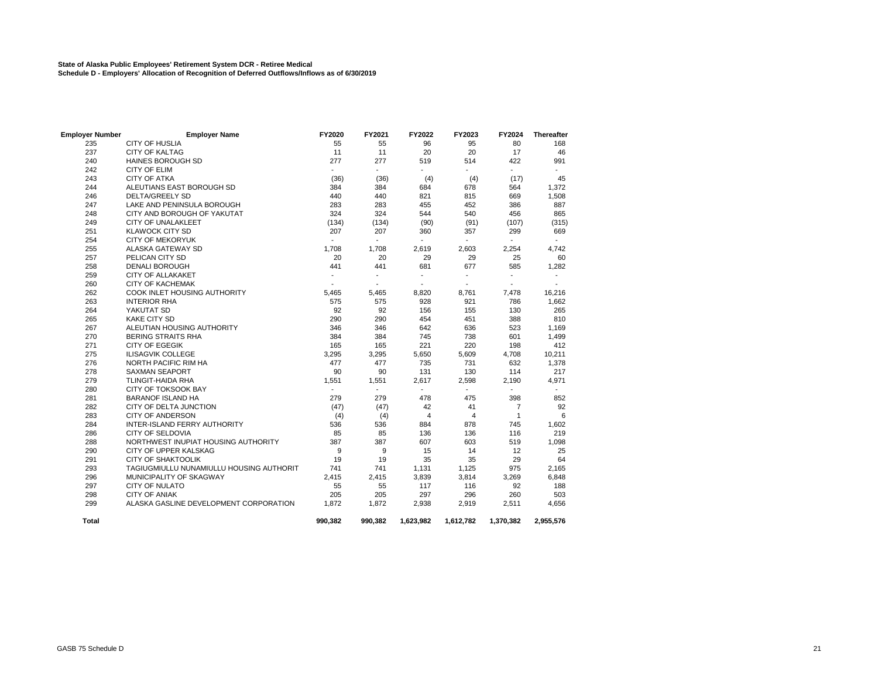**State of Alaska Public Employees' Retirement System DCR - Retiree Medical**
**Schedule D - Employers' Allocation of Recognition of Deferred Outflows/Inflows as of 6/30/2019**

| Employer Number | Employer Name | FY2020 | FY2021 | FY2022 | FY2023 | FY2024 | Thereafter |
|---|---|---|---|---|---|---|---|
| 235 | CITY OF HUSLIA | 55 | 55 | 96 | 95 | 80 | 168 |
| 237 | CITY OF KALTAG | 11 | 11 | 20 | 20 | 17 | 46 |
| 240 | HAINES BOROUGH SD | 277 | 277 | 519 | 514 | 422 | 991 |
| 242 | CITY OF ELIM | - | - | - | - | - | - |
| 243 | CITY OF ATKA | (36) | (36) | (4) | (4) | (17) | 45 |
| 244 | ALEUTIANS EAST BOROUGH SD | 384 | 384 | 684 | 678 | 564 | 1,372 |
| 246 | DELTA/GREELY SD | 440 | 440 | 821 | 815 | 669 | 1,508 |
| 247 | LAKE AND PENINSULA BOROUGH | 283 | 283 | 455 | 452 | 386 | 887 |
| 248 | CITY AND BOROUGH OF YAKUTAT | 324 | 324 | 544 | 540 | 456 | 865 |
| 249 | CITY OF UNALAKLEET | (134) | (134) | (90) | (91) | (107) | (315) |
| 251 | KLAWOCK CITY SD | 207 | 207 | 360 | 357 | 299 | 669 |
| 254 | CITY OF MEKORYUK | - | - | - | - | - | - |
| 255 | ALASKA GATEWAY SD | 1,708 | 1,708 | 2,619 | 2,603 | 2,254 | 4,742 |
| 257 | PELICAN CITY SD | 20 | 20 | 29 | 29 | 25 | 60 |
| 258 | DENALI BOROUGH | 441 | 441 | 681 | 677 | 585 | 1,282 |
| 259 | CITY OF ALLAKAKET | - | - | - | - | - | - |
| 260 | CITY OF KACHEMAK | - | - | - | - | - | - |
| 262 | COOK INLET HOUSING AUTHORITY | 5,465 | 5,465 | 8,820 | 8,761 | 7,478 | 16,216 |
| 263 | INTERIOR RHA | 575 | 575 | 928 | 921 | 786 | 1,662 |
| 264 | YAKUTAT SD | 92 | 92 | 156 | 155 | 130 | 265 |
| 265 | KAKE CITY SD | 290 | 290 | 454 | 451 | 388 | 810 |
| 267 | ALEUTIAN HOUSING AUTHORITY | 346 | 346 | 642 | 636 | 523 | 1,169 |
| 270 | BERING STRAITS RHA | 384 | 384 | 745 | 738 | 601 | 1,499 |
| 271 | CITY OF EGEGIK | 165 | 165 | 221 | 220 | 198 | 412 |
| 275 | ILISAGVIK COLLEGE | 3,295 | 3,295 | 5,650 | 5,609 | 4,708 | 10,211 |
| 276 | NORTH PACIFIC RIM HA | 477 | 477 | 735 | 731 | 632 | 1,378 |
| 278 | SAXMAN SEAPORT | 90 | 90 | 131 | 130 | 114 | 217 |
| 279 | TLINGIT-HAIDA RHA | 1,551 | 1,551 | 2,617 | 2,598 | 2,190 | 4,971 |
| 280 | CITY OF TOKSOOK BAY | - | - | - | - | - | - |
| 281 | BARANOF ISLAND HA | 279 | 279 | 478 | 475 | 398 | 852 |
| 282 | CITY OF DELTA JUNCTION | (47) | (47) | 42 | 41 | 7 | 92 |
| 283 | CITY OF ANDERSON | (4) | (4) | 4 | 4 | 1 | 6 |
| 284 | INTER-ISLAND FERRY AUTHORITY | 536 | 536 | 884 | 878 | 745 | 1,602 |
| 286 | CITY OF SELDOVIA | 85 | 85 | 136 | 136 | 116 | 219 |
| 288 | NORTHWEST INUPIAT HOUSING AUTHORITY | 387 | 387 | 607 | 603 | 519 | 1,098 |
| 290 | CITY OF UPPER KALSKAG | 9 | 9 | 15 | 14 | 12 | 25 |
| 291 | CITY OF SHAKTOOLIK | 19 | 19 | 35 | 35 | 29 | 64 |
| 293 | TAGIUGMIULLU NUNAMIULLU HOUSING AUTHORIT | 741 | 741 | 1,131 | 1,125 | 975 | 2,165 |
| 296 | MUNICIPALITY OF SKAGWAY | 2,415 | 2,415 | 3,839 | 3,814 | 3,269 | 6,848 |
| 297 | CITY OF NULATO | 55 | 55 | 117 | 116 | 92 | 188 |
| 298 | CITY OF ANIAK | 205 | 205 | 297 | 296 | 260 | 503 |
| 299 | ALASKA GASLINE DEVELOPMENT CORPORATION | 1,872 | 1,872 | 2,938 | 2,919 | 2,511 | 4,656 |
| **Total** | | **990,382** | **990,382** | **1,623,982** | **1,612,782** | **1,370,382** | **2,955,576** |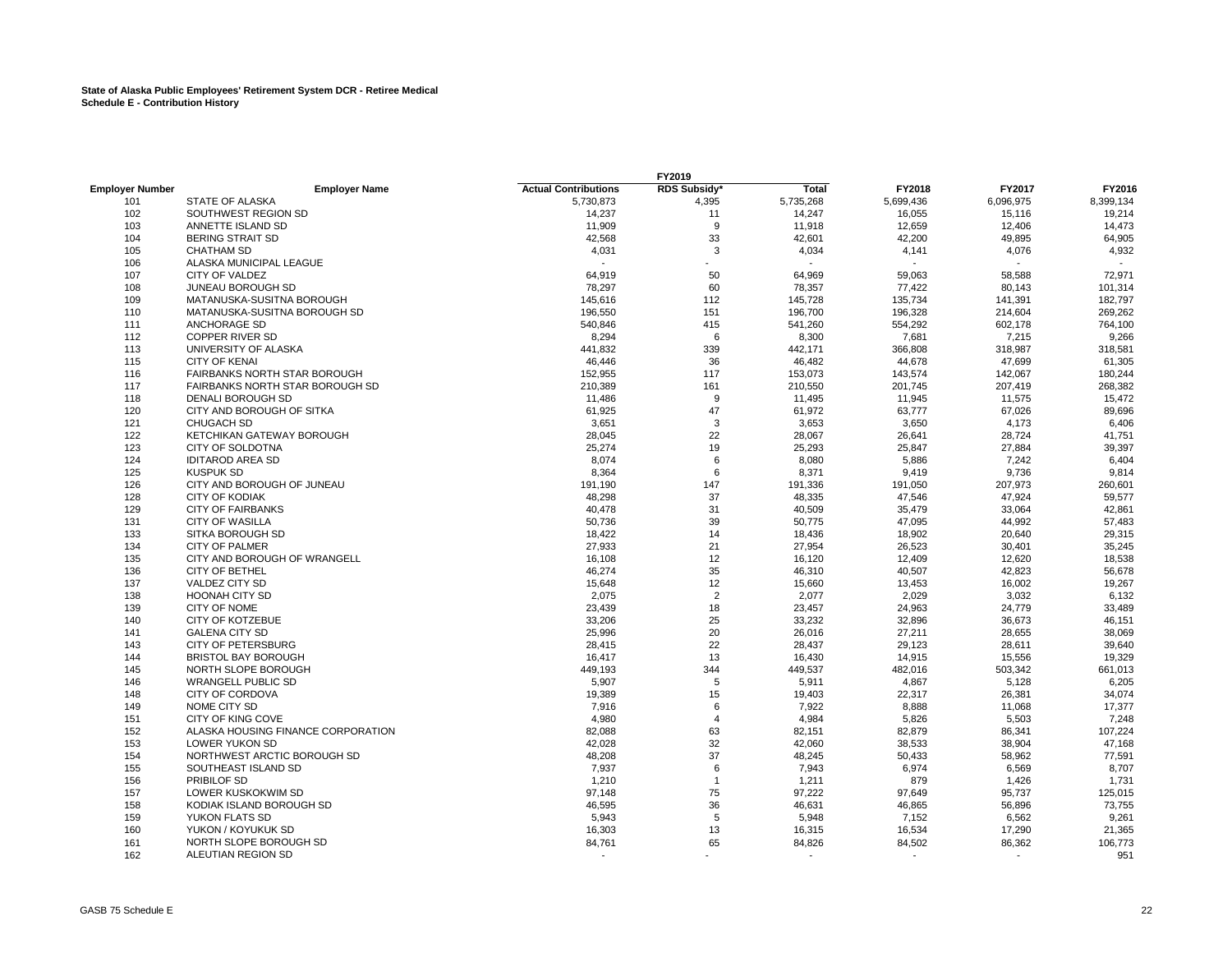**State of Alaska Public Employees' Retirement System DCR - Retiree Medical**
**Schedule E - Contribution History**

| | | FY2019 | | | | | |
|---|---|---|---|---|---|---|---|
| Employer Number | Employer Name | Actual Contributions | RDS Subsidy* | Total | FY2018 | FY2017 | FY2016 |
| 101 | STATE OF ALASKA | 5,730,873 | 4,395 | 5,735,268 | 5,699,436 | 6,096,975 | 8,399,134 |
| 102 | SOUTHWEST REGION SD | 14,237 | 11 | 14,247 | 16,055 | 15,116 | 19,214 |
| 103 | ANNETTE ISLAND SD | 11,909 | 9 | 11,918 | 12,659 | 12,406 | 14,473 |
| 104 | BERING STRAIT SD | 42,568 | 33 | 42,601 | 42,200 | 49,895 | 64,905 |
| 105 | CHATHAM SD | 4,031 | 3 | 4,034 | 4,141 | 4,076 | 4,932 |
| 106 | ALASKA MUNICIPAL LEAGUE | - | - | - | - | - | - |
| 107 | CITY OF VALDEZ | 64,919 | 50 | 64,969 | 59,063 | 58,588 | 72,971 |
| 108 | JUNEAU BOROUGH SD | 78,297 | 60 | 78,357 | 77,422 | 80,143 | 101,314 |
| 109 | MATANUSKA-SUSITNA BOROUGH | 145,616 | 112 | 145,728 | 135,734 | 141,391 | 182,797 |
| 110 | MATANUSKA-SUSITNA BOROUGH SD | 196,550 | 151 | 196,700 | 196,328 | 214,604 | 269,262 |
| 111 | ANCHORAGE SD | 540,846 | 415 | 541,260 | 554,292 | 602,178 | 764,100 |
| 112 | COPPER RIVER SD | 8,294 | 6 | 8,300 | 7,681 | 7,215 | 9,266 |
| 113 | UNIVERSITY OF ALASKA | 441,832 | 339 | 442,171 | 366,808 | 318,987 | 318,581 |
| 115 | CITY OF KENAI | 46,446 | 36 | 46,482 | 44,678 | 47,699 | 61,305 |
| 116 | FAIRBANKS NORTH STAR BOROUGH | 152,955 | 117 | 153,073 | 143,574 | 142,067 | 180,244 |
| 117 | FAIRBANKS NORTH STAR BOROUGH SD | 210,389 | 161 | 210,550 | 201,745 | 207,419 | 268,382 |
| 118 | DENALI BOROUGH SD | 11,486 | 9 | 11,495 | 11,945 | 11,575 | 15,472 |
| 120 | CITY AND BOROUGH OF SITKA | 61,925 | 47 | 61,972 | 63,777 | 67,026 | 89,696 |
| 121 | CHUGACH SD | 3,651 | 3 | 3,653 | 3,650 | 4,173 | 6,406 |
| 122 | KETCHIKAN GATEWAY BOROUGH | 28,045 | 22 | 28,067 | 26,641 | 28,724 | 41,751 |
| 123 | CITY OF SOLDOTNA | 25,274 | 19 | 25,293 | 25,847 | 27,884 | 39,397 |
| 124 | IDITAROD AREA SD | 8,074 | 6 | 8,080 | 5,886 | 7,242 | 6,404 |
| 125 | KUSPUK SD | 8,364 | 6 | 8,371 | 9,419 | 9,736 | 9,814 |
| 126 | CITY AND BOROUGH OF JUNEAU | 191,190 | 147 | 191,336 | 191,050 | 207,973 | 260,601 |
| 128 | CITY OF KODIAK | 48,298 | 37 | 48,335 | 47,546 | 47,924 | 59,577 |
| 129 | CITY OF FAIRBANKS | 40,478 | 31 | 40,509 | 35,479 | 33,064 | 42,861 |
| 131 | CITY OF WASILLA | 50,736 | 39 | 50,775 | 47,095 | 44,992 | 57,483 |
| 133 | SITKA BOROUGH SD | 18,422 | 14 | 18,436 | 18,902 | 20,640 | 29,315 |
| 134 | CITY OF PALMER | 27,933 | 21 | 27,954 | 26,523 | 30,401 | 35,245 |
| 135 | CITY AND BOROUGH OF WRANGELL | 16,108 | 12 | 16,120 | 12,409 | 12,620 | 18,538 |
| 136 | CITY OF BETHEL | 46,274 | 35 | 46,310 | 40,507 | 42,823 | 56,678 |
| 137 | VALDEZ CITY SD | 15,648 | 12 | 15,660 | 13,453 | 16,002 | 19,267 |
| 138 | HOONAH CITY SD | 2,075 | 2 | 2,077 | 2,029 | 3,032 | 6,132 |
| 139 | CITY OF NOME | 23,439 | 18 | 23,457 | 24,963 | 24,779 | 33,489 |
| 140 | CITY OF KOTZEBUE | 33,206 | 25 | 33,232 | 32,896 | 36,673 | 46,151 |
| 141 | GALENA CITY SD | 25,996 | 20 | 26,016 | 27,211 | 28,655 | 38,069 |
| 143 | CITY OF PETERSBURG | 28,415 | 22 | 28,437 | 29,123 | 28,611 | 39,640 |
| 144 | BRISTOL BAY BOROUGH | 16,417 | 13 | 16,430 | 14,915 | 15,556 | 19,329 |
| 145 | NORTH SLOPE BOROUGH | 449,193 | 344 | 449,537 | 482,016 | 503,342 | 661,013 |
| 146 | WRANGELL PUBLIC SD | 5,907 | 5 | 5,911 | 4,867 | 5,128 | 6,205 |
| 148 | CITY OF CORDOVA | 19,389 | 15 | 19,403 | 22,317 | 26,381 | 34,074 |
| 149 | NOME CITY SD | 7,916 | 6 | 7,922 | 8,888 | 11,068 | 17,377 |
| 151 | CITY OF KING COVE | 4,980 | 4 | 4,984 | 5,826 | 5,503 | 7,248 |
| 152 | ALASKA HOUSING FINANCE CORPORATION | 82,088 | 63 | 82,151 | 82,879 | 86,341 | 107,224 |
| 153 | LOWER YUKON SD | 42,028 | 32 | 42,060 | 38,533 | 38,904 | 47,168 |
| 154 | NORTHWEST ARCTIC BOROUGH SD | 48,208 | 37 | 48,245 | 50,433 | 58,962 | 77,591 |
| 155 | SOUTHEAST ISLAND SD | 7,937 | 6 | 7,943 | 6,974 | 6,569 | 8,707 |
| 156 | PRIBILOF SD | 1,210 | 1 | 1,211 | 879 | 1,426 | 1,731 |
| 157 | LOWER KUSKOKWIM SD | 97,148 | 75 | 97,222 | 97,649 | 95,737 | 125,015 |
| 158 | KODIAK ISLAND BOROUGH SD | 46,595 | 36 | 46,631 | 46,865 | 56,896 | 73,755 |
| 159 | YUKON FLATS SD | 5,943 | 5 | 5,948 | 7,152 | 6,562 | 9,261 |
| 160 | YUKON / KOYUKUK SD | 16,303 | 13 | 16,315 | 16,534 | 17,290 | 21,365 |
| 161 | NORTH SLOPE BOROUGH SD | 84,761 | 65 | 84,826 | 84,502 | 86,362 | 106,773 |
| 162 | ALEUTIAN REGION SD | - | - | - | - | - | 951 |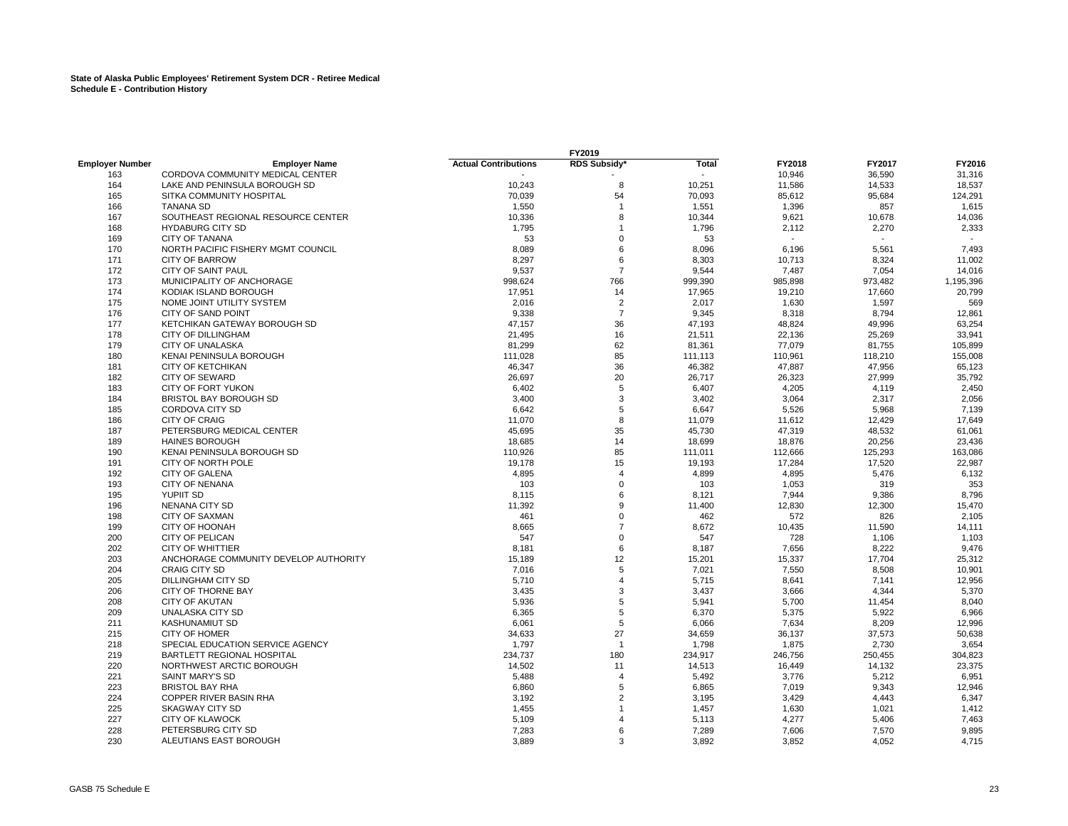**State of Alaska Public Employees' Retirement System DCR - Retiree Medical**
**Schedule E - Contribution History**

| Employer Number | Employer Name | FY2019 Actual Contributions | FY2019 RDS Subsidy* | FY2019 Total | FY2018 | FY2017 | FY2016 |
|---|---|---|---|---|---|---|---|
| 163 | CORDOVA COMMUNITY MEDICAL CENTER | - | - | - | 10,946 | 36,590 | 31,316 |
| 164 | LAKE AND PENINSULA BOROUGH SD | 10,243 | 8 | 10,251 | 11,586 | 14,533 | 18,537 |
| 165 | SITKA COMMUNITY HOSPITAL | 70,039 | 54 | 70,093 | 85,612 | 95,684 | 124,291 |
| 166 | TANANA SD | 1,550 | 1 | 1,551 | 1,396 | 857 | 1,615 |
| 167 | SOUTHEAST REGIONAL RESOURCE CENTER | 10,336 | 8 | 10,344 | 9,621 | 10,678 | 14,036 |
| 168 | HYDABURG CITY SD | 1,795 | 1 | 1,796 | 2,112 | 2,270 | 2,333 |
| 169 | CITY OF TANANA | 53 | 0 | 53 | - | - | - |
| 170 | NORTH PACIFIC FISHERY MGMT COUNCIL | 8,089 | 6 | 8,096 | 6,196 | 5,561 | 7,493 |
| 171 | CITY OF BARROW | 8,297 | 6 | 8,303 | 10,713 | 8,324 | 11,002 |
| 172 | CITY OF SAINT PAUL | 9,537 | 7 | 9,544 | 7,487 | 7,054 | 14,016 |
| 173 | MUNICIPALITY OF ANCHORAGE | 998,624 | 766 | 999,390 | 985,898 | 973,482 | 1,195,396 |
| 174 | KODIAK ISLAND BOROUGH | 17,951 | 14 | 17,965 | 19,210 | 17,660 | 20,799 |
| 175 | NOME JOINT UTILITY SYSTEM | 2,016 | 2 | 2,017 | 1,630 | 1,597 | 569 |
| 176 | CITY OF SAND POINT | 9,338 | 7 | 9,345 | 8,318 | 8,794 | 12,861 |
| 177 | KETCHIKAN GATEWAY BOROUGH SD | 47,157 | 36 | 47,193 | 48,824 | 49,996 | 63,254 |
| 178 | CITY OF DILLINGHAM | 21,495 | 16 | 21,511 | 22,136 | 25,269 | 33,941 |
| 179 | CITY OF UNALASKA | 81,299 | 62 | 81,361 | 77,079 | 81,755 | 105,899 |
| 180 | KENAI PENINSULA BOROUGH | 111,028 | 85 | 111,113 | 110,961 | 118,210 | 155,008 |
| 181 | CITY OF KETCHIKAN | 46,347 | 36 | 46,382 | 47,887 | 47,956 | 65,123 |
| 182 | CITY OF SEWARD | 26,697 | 20 | 26,717 | 26,323 | 27,999 | 35,792 |
| 183 | CITY OF FORT YUKON | 6,402 | 5 | 6,407 | 4,205 | 4,119 | 2,450 |
| 184 | BRISTOL BAY BOROUGH SD | 3,400 | 3 | 3,402 | 3,064 | 2,317 | 2,056 |
| 185 | CORDOVA CITY SD | 6,642 | 5 | 6,647 | 5,526 | 5,968 | 7,139 |
| 186 | CITY OF CRAIG | 11,070 | 8 | 11,079 | 11,612 | 12,429 | 17,649 |
| 187 | PETERSBURG MEDICAL CENTER | 45,695 | 35 | 45,730 | 47,319 | 48,532 | 61,061 |
| 189 | HAINES BOROUGH | 18,685 | 14 | 18,699 | 18,876 | 20,256 | 23,436 |
| 190 | KENAI PENINSULA BOROUGH SD | 110,926 | 85 | 111,011 | 112,666 | 125,293 | 163,086 |
| 191 | CITY OF NORTH POLE | 19,178 | 15 | 19,193 | 17,284 | 17,520 | 22,987 |
| 192 | CITY OF GALENA | 4,895 | 4 | 4,899 | 4,895 | 5,476 | 6,132 |
| 193 | CITY OF NENANA | 103 | 0 | 103 | 1,053 | 319 | 353 |
| 195 | YUPIIT SD | 8,115 | 6 | 8,121 | 7,944 | 9,386 | 8,796 |
| 196 | NENANA CITY SD | 11,392 | 9 | 11,400 | 12,830 | 12,300 | 15,470 |
| 198 | CITY OF SAXMAN | 461 | 0 | 462 | 572 | 826 | 2,105 |
| 199 | CITY OF HOONAH | 8,665 | 7 | 8,672 | 10,435 | 11,590 | 14,111 |
| 200 | CITY OF PELICAN | 547 | 0 | 547 | 728 | 1,106 | 1,103 |
| 202 | CITY OF WHITTIER | 8,181 | 6 | 8,187 | 7,656 | 8,222 | 9,476 |
| 203 | ANCHORAGE COMMUNITY DEVELOP AUTHORITY | 15,189 | 12 | 15,201 | 15,337 | 17,704 | 25,312 |
| 204 | CRAIG CITY SD | 7,016 | 5 | 7,021 | 7,550 | 8,508 | 10,901 |
| 205 | DILLINGHAM CITY SD | 5,710 | 4 | 5,715 | 8,641 | 7,141 | 12,956 |
| 206 | CITY OF THORNE BAY | 3,435 | 3 | 3,437 | 3,666 | 4,344 | 5,370 |
| 208 | CITY OF AKUTAN | 5,936 | 5 | 5,941 | 5,700 | 11,454 | 8,040 |
| 209 | UNALASKA CITY SD | 6,365 | 5 | 6,370 | 5,375 | 5,922 | 6,966 |
| 211 | KASHUNAMIUT SD | 6,061 | 5 | 6,066 | 7,634 | 8,209 | 12,996 |
| 215 | CITY OF HOMER | 34,633 | 27 | 34,659 | 36,137 | 37,573 | 50,638 |
| 218 | SPECIAL EDUCATION SERVICE AGENCY | 1,797 | 1 | 1,798 | 1,875 | 2,730 | 3,654 |
| 219 | BARTLETT REGIONAL HOSPITAL | 234,737 | 180 | 234,917 | 246,756 | 250,455 | 304,823 |
| 220 | NORTHWEST ARCTIC BOROUGH | 14,502 | 11 | 14,513 | 16,449 | 14,132 | 23,375 |
| 221 | SAINT MARY'S SD | 5,488 | 4 | 5,492 | 3,776 | 5,212 | 6,951 |
| 223 | BRISTOL BAY RHA | 6,860 | 5 | 6,865 | 7,019 | 9,343 | 12,946 |
| 224 | COPPER RIVER BASIN RHA | 3,192 | 2 | 3,195 | 3,429 | 4,443 | 6,347 |
| 225 | SKAGWAY CITY SD | 1,455 | 1 | 1,457 | 1,630 | 1,021 | 1,412 |
| 227 | CITY OF KLAWOCK | 5,109 | 4 | 5,113 | 4,277 | 5,406 | 7,463 |
| 228 | PETERSBURG CITY SD | 7,283 | 6 | 7,289 | 7,606 | 7,570 | 9,895 |
| 230 | ALEUTIANS EAST BOROUGH | 3,889 | 3 | 3,892 | 3,852 | 4,052 | 4,715 |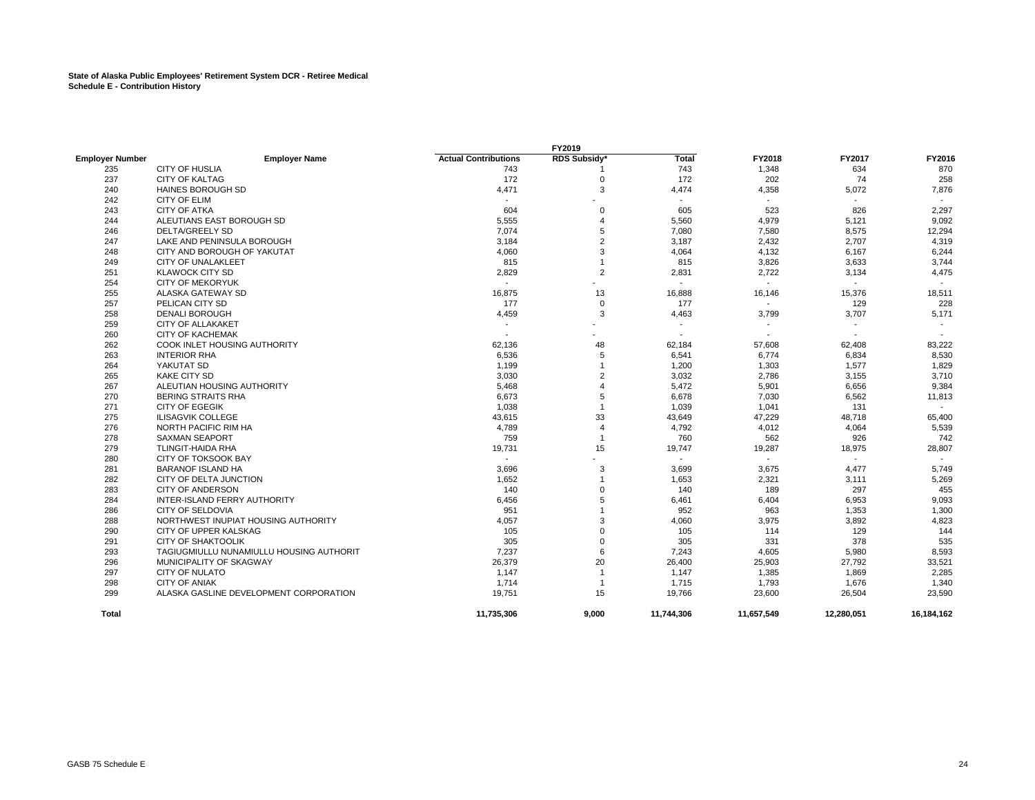**State of Alaska Public Employees' Retirement System DCR - Retiree Medical**
**Schedule E - Contribution History**

| | | FY2019 | | | | | |
|---|---|---|---|---|---|---|---|
| **Employer Number** | **Employer Name** | **Actual Contributions** | **RDS Subsidy*** | **Total** | **FY2018** | **FY2017** | **FY2016** |
| 235 | CITY OF HUSLIA | 743 | 1 | 743 | 1,348 | 634 | 870 |
| 237 | CITY OF KALTAG | 172 | 0 | 172 | 202 | 74 | 258 |
| 240 | HAINES BOROUGH SD | 4,471 | 3 | 4,474 | 4,358 | 5,072 | 7,876 |
| 242 | CITY OF ELIM | - | - | - | - | - | - |
| 243 | CITY OF ATKA | 604 | 0 | 605 | 523 | 826 | 2,297 |
| 244 | ALEUTIANS EAST BOROUGH SD | 5,555 | 4 | 5,560 | 4,979 | 5,121 | 9,092 |
| 246 | DELTA/GREELY SD | 7,074 | 5 | 7,080 | 7,580 | 8,575 | 12,294 |
| 247 | LAKE AND PENINSULA BOROUGH | 3,184 | 2 | 3,187 | 2,432 | 2,707 | 4,319 |
| 248 | CITY AND BOROUGH OF YAKUTAT | 4,060 | 3 | 4,064 | 4,132 | 6,167 | 6,244 |
| 249 | CITY OF UNALAKLEET | 815 | 1 | 815 | 3,826 | 3,633 | 3,744 |
| 251 | KLAWOCK CITY SD | 2,829 | 2 | 2,831 | 2,722 | 3,134 | 4,475 |
| 254 | CITY OF MEKORYUK | - | - | - | - | - | - |
| 255 | ALASKA GATEWAY SD | 16,875 | 13 | 16,888 | 16,146 | 15,376 | 18,511 |
| 257 | PELICAN CITY SD | 177 | 0 | 177 | - | 129 | 228 |
| 258 | DENALI BOROUGH | 4,459 | 3 | 4,463 | 3,799 | 3,707 | 5,171 |
| 259 | CITY OF ALLAKAKET | - | - | - | - | - | - |
| 260 | CITY OF KACHEMAK | - | - | - | - | - | - |
| 262 | COOK INLET HOUSING AUTHORITY | 62,136 | 48 | 62,184 | 57,608 | 62,408 | 83,222 |
| 263 | INTERIOR RHA | 6,536 | 5 | 6,541 | 6,774 | 6,834 | 8,530 |
| 264 | YAKUTAT SD | 1,199 | 1 | 1,200 | 1,303 | 1,577 | 1,829 |
| 265 | KAKE CITY SD | 3,030 | 2 | 3,032 | 2,786 | 3,155 | 3,710 |
| 267 | ALEUTIAN HOUSING AUTHORITY | 5,468 | 4 | 5,472 | 5,901 | 6,656 | 9,384 |
| 270 | BERING STRAITS RHA | 6,673 | 5 | 6,678 | 7,030 | 6,562 | 11,813 |
| 271 | CITY OF EGEGIK | 1,038 | 1 | 1,039 | 1,041 | 131 | - |
| 275 | ILISAGVIK COLLEGE | 43,615 | 33 | 43,649 | 47,229 | 48,718 | 65,400 |
| 276 | NORTH PACIFIC RIM HA | 4,789 | 4 | 4,792 | 4,012 | 4,064 | 5,539 |
| 278 | SAXMAN SEAPORT | 759 | 1 | 760 | 562 | 926 | 742 |
| 279 | TLINGIT-HAIDA RHA | 19,731 | 15 | 19,747 | 19,287 | 18,975 | 28,807 |
| 280 | CITY OF TOKSOOK BAY | - | - | - | - | - | - |
| 281 | BARANOF ISLAND HA | 3,696 | 3 | 3,699 | 3,675 | 4,477 | 5,749 |
| 282 | CITY OF DELTA JUNCTION | 1,652 | 1 | 1,653 | 2,321 | 3,111 | 5,269 |
| 283 | CITY OF ANDERSON | 140 | 0 | 140 | 189 | 297 | 455 |
| 284 | INTER-ISLAND FERRY AUTHORITY | 6,456 | 5 | 6,461 | 6,404 | 6,953 | 9,093 |
| 286 | CITY OF SELDOVIA | 951 | 1 | 952 | 963 | 1,353 | 1,300 |
| 288 | NORTHWEST INUPIAT HOUSING AUTHORITY | 4,057 | 3 | 4,060 | 3,975 | 3,892 | 4,823 |
| 290 | CITY OF UPPER KALSKAG | 105 | 0 | 105 | 114 | 129 | 144 |
| 291 | CITY OF SHAKTOOLIK | 305 | 0 | 305 | 331 | 378 | 535 |
| 293 | TAGIUGMIULLU NUNAMIULLU HOUSING AUTHORIT | 7,237 | 6 | 7,243 | 4,605 | 5,980 | 8,593 |
| 296 | MUNICIPALITY OF SKAGWAY | 26,379 | 20 | 26,400 | 25,903 | 27,792 | 33,521 |
| 297 | CITY OF NULATO | 1,147 | 1 | 1,147 | 1,385 | 1,869 | 2,285 |
| 298 | CITY OF ANIAK | 1,714 | 1 | 1,715 | 1,793 | 1,676 | 1,340 |
| 299 | ALASKA GASLINE DEVELOPMENT CORPORATION | 19,751 | 15 | 19,766 | 23,600 | 26,504 | 23,590 |
| **Total** | | **11,735,306** | **9,000** | **11,744,306** | **11,657,549** | **12,280,051** | **16,184,162** |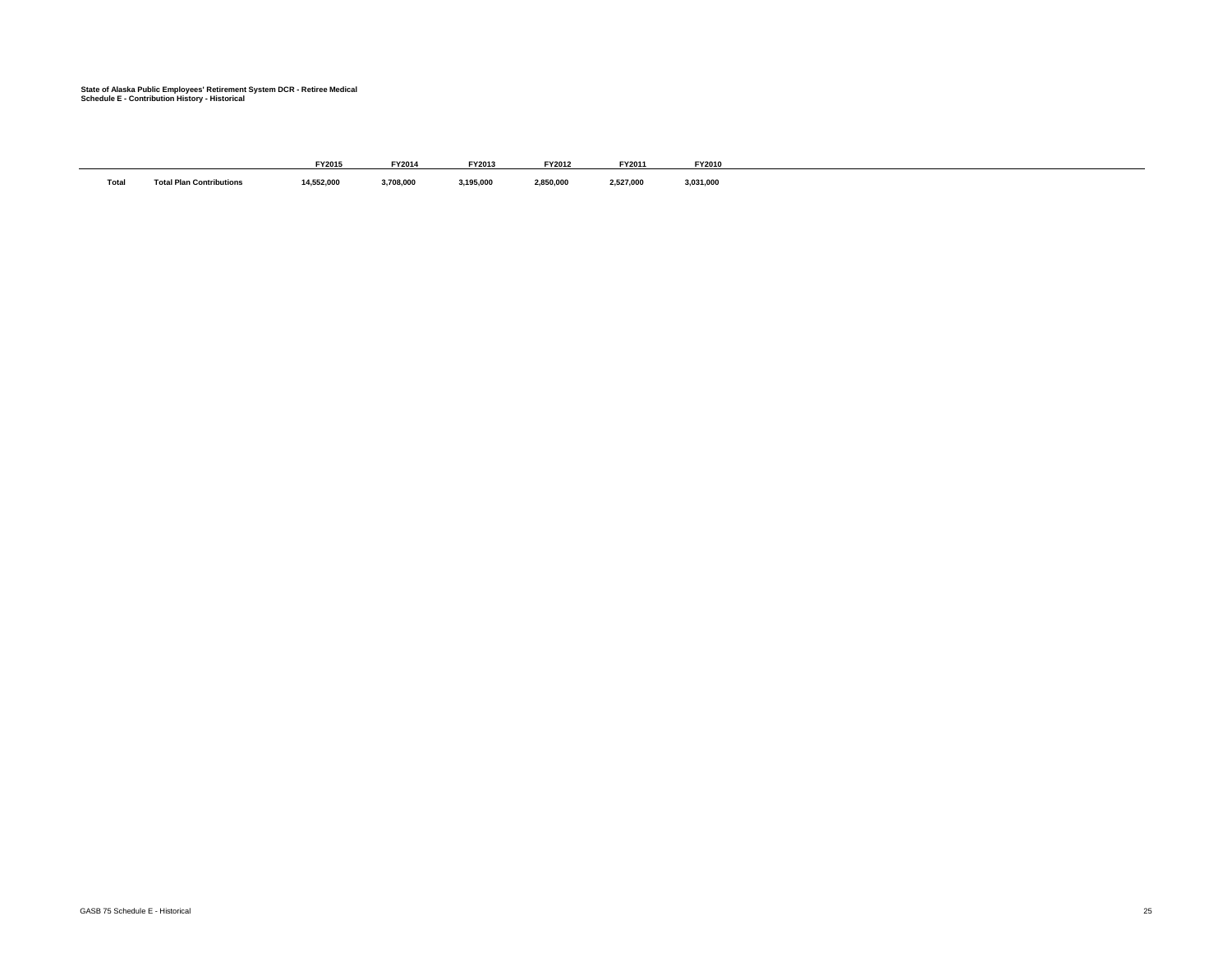**State of Alaska Public Employees' Retirement System DCR - Retiree Medical**
**Schedule E - Contribution History - Historical**

| | | FY2015 | FY2014 | FY2013 | FY2012 | FY2011 | FY2010 |
|---|---|---|---|---|---|---|---|
| **Total** | **Total Plan Contributions** | **14,552,000** | **3,708,000** | **3,195,000** | **2,850,000** | **2,527,000** | **3,031,000** |